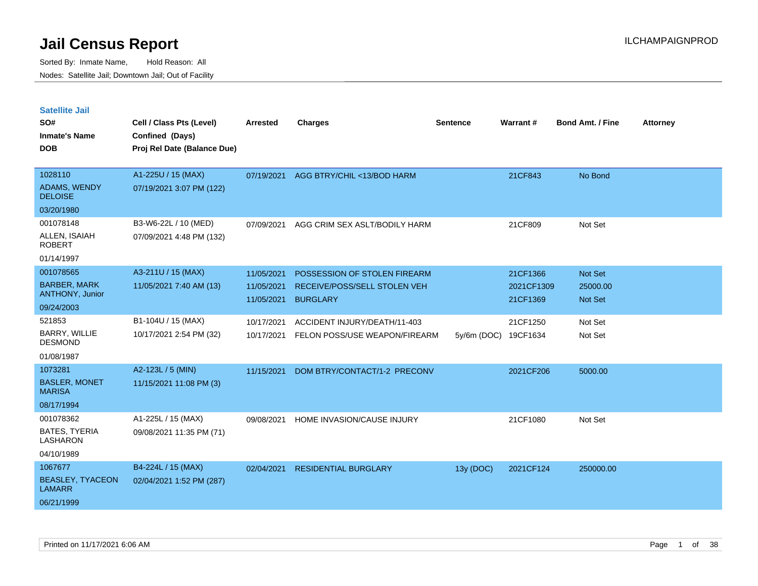# Jail Census Report

ILCHAMPAIGNPROD

Sorted By: Inmate Name, Hold Reason: All

Nodes: Satellite Jail; Downtown Jail; Out of Facility

## Satellite Jail

| SO# / Inmate's Name / DOB | Cell / Class Pts (Level) / Confined (Days) / Proj Rel Date (Balance Due) | Arrested | Charges | Sentence | Warrant # | Bond Amt. / Fine | Attorney |
|---|---|---|---|---|---|---|---|
| 1028110<br>ADAMS, WENDY DELOISE<br>03/20/1980 | A1-225U / 15 (MAX)<br>07/19/2021 3:07 PM (122) | 07/19/2021 | AGG BTRY/CHIL <13/BOD HARM | | 21CF843 | No Bond | |
| 001078148<br>ALLEN, ISAIAH ROBERT<br>01/14/1997 | B3-W6-22L / 10 (MED)<br>07/09/2021 4:48 PM (132) | 07/09/2021 | AGG CRIM SEX ASLT/BODILY HARM | | 21CF809 | Not Set | |
| 001078565<br>BARBER, MARK ANTHONY, Junior<br>09/24/2003 | A3-211U / 15 (MAX)<br>11/05/2021 7:40 AM (13) | 11/05/2021<br>11/05/2021<br>11/05/2021 | POSSESSION OF STOLEN FIREARM<br>RECEIVE/POSS/SELL STOLEN VEH<br>BURGLARY | | 21CF1366<br>2021CF1309<br>21CF1369 | Not Set<br>25000.00<br>Not Set | |
| 521853<br>BARRY, WILLIE DESMOND<br>01/08/1987 | B1-104U / 15 (MAX)<br>10/17/2021 2:54 PM (32) | 10/17/2021<br>10/17/2021 | ACCIDENT INJURY/DEATH/11-403<br>FELON POSS/USE WEAPON/FIREARM | <br>5y/6m (DOC) | 21CF1250<br>19CF1634 | Not Set<br>Not Set | |
| 1073281<br>BASLER, MONET MARISA<br>08/17/1994 | A2-123L / 5 (MIN)<br>11/15/2021 11:08 PM (3) | 11/15/2021 | DOM BTRY/CONTACT/1-2 PRECONV | | 2021CF206 | 5000.00 | |
| 001078362<br>BATES, TYERIA LASHARON<br>04/10/1989 | A1-225L / 15 (MAX)<br>09/08/2021 11:35 PM (71) | 09/08/2021 | HOME INVASION/CAUSE INJURY | | 21CF1080 | Not Set | |
| 1067677<br>BEASLEY, TYACEON LAMARR<br>06/21/1999 | B4-224L / 15 (MAX)<br>02/04/2021 1:52 PM (287) | 02/04/2021 | RESIDENTIAL BURGLARY | 13y (DOC) | 2021CF124 | 250000.00 | |

Printed on 11/17/2021 6:06 AM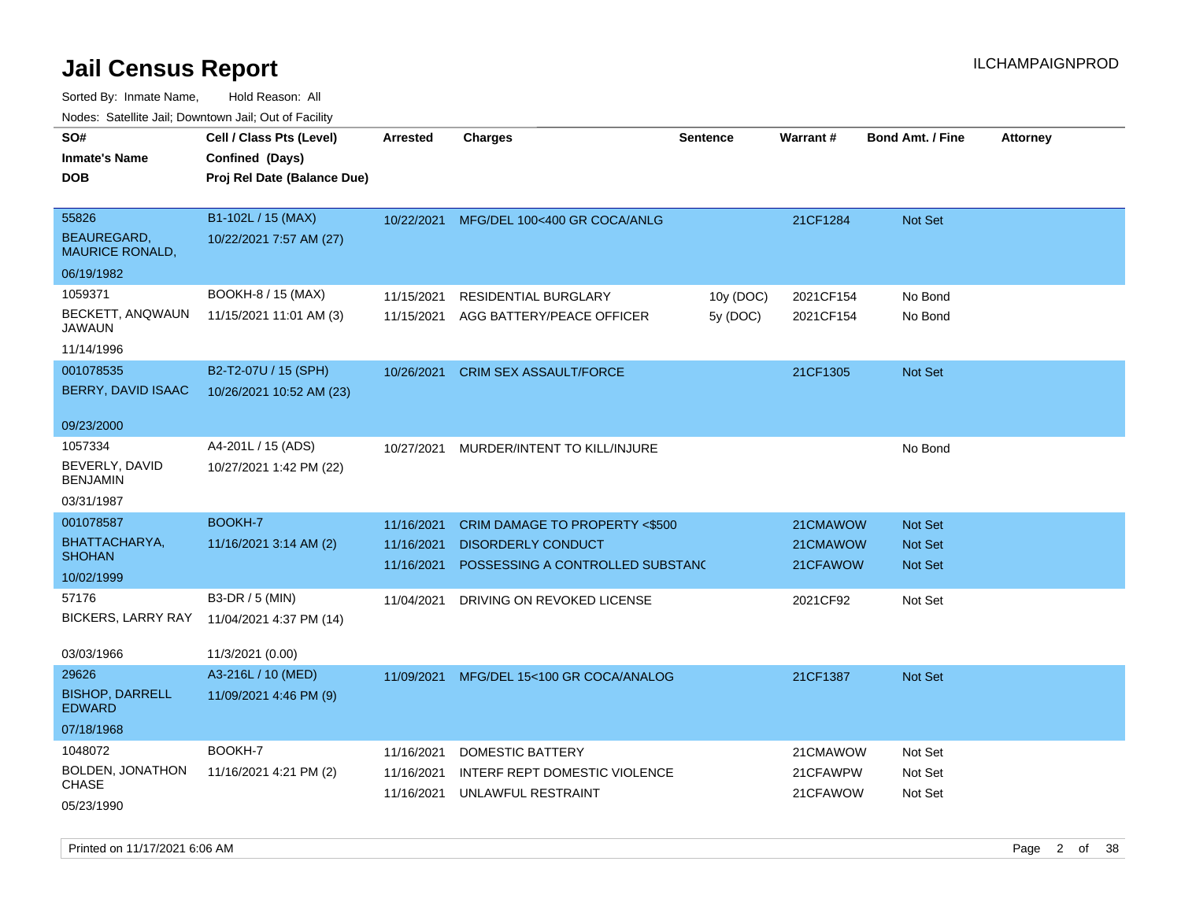# Jail Census Report

ILCHAMPAIGNPROD

Sorted By: Inmate Name, Hold Reason: All

Nodes: Satellite Jail; Downtown Jail; Out of Facility

| SO#<br>Inmate's Name<br>DOB | Cell / Class Pts (Level)<br>Confined (Days)<br>Proj Rel Date (Balance Due) | Arrested | Charges | Sentence | Warrant # | Bond Amt. / Fine | Attorney |
|---|---|---|---|---|---|---|---|
| 55826<br>BEAUREGARD, MAURICE RONALD,<br>06/19/1982 | B1-102L / 15 (MAX)<br>10/22/2021 7:57 AM (27) | 10/22/2021 | MFG/DEL 100<400 GR COCA/ANLG | | 21CF1284 | Not Set | |
| 1059371<br>BECKETT, ANQWAUN JAWAUN<br>11/14/1996 | BOOKH-8 / 15 (MAX)<br>11/15/2021 11:01 AM (3) | 11/15/2021 | RESIDENTIAL BURGLARY | 10y (DOC) | 2021CF154 | No Bond | |
| | | 11/15/2021 | AGG BATTERY/PEACE OFFICER | 5y (DOC) | 2021CF154 | No Bond | |
| 001078535<br>BERRY, DAVID ISAAC<br>09/23/2000 | B2-T2-07U / 15 (SPH)<br>10/26/2021 10:52 AM (23) | 10/26/2021 | CRIM SEX ASSAULT/FORCE | | 21CF1305 | Not Set | |
| 1057334<br>BEVERLY, DAVID BENJAMIN<br>03/31/1987 | A4-201L / 15 (ADS)<br>10/27/2021 1:42 PM (22) | 10/27/2021 | MURDER/INTENT TO KILL/INJURE | | | No Bond | |
| 001078587<br>BHATTACHARYA, SHOHAN<br>10/02/1999 | BOOKH-7<br>11/16/2021 3:14 AM (2) | 11/16/2021 | CRIM DAMAGE TO PROPERTY <$500 | | 21CMAWOW | Not Set | |
| | | 11/16/2021 | DISORDERLY CONDUCT | | 21CMAWOW | Not Set | |
| | | 11/16/2021 | POSSESSING A CONTROLLED SUBSTANC | | 21CFAWOW | Not Set | |
| 57176<br>BICKERS, LARRY RAY<br>03/03/1966 | B3-DR / 5 (MIN)<br>11/04/2021 4:37 PM (14)<br>11/3/2021 (0.00) | 11/04/2021 | DRIVING ON REVOKED LICENSE | | 2021CF92 | Not Set | |
| 29626<br>BISHOP, DARRELL EDWARD<br>07/18/1968 | A3-216L / 10 (MED)<br>11/09/2021 4:46 PM (9) | 11/09/2021 | MFG/DEL 15<100 GR COCA/ANALOG | | 21CF1387 | Not Set | |
| 1048072<br>BOLDEN, JONATHON CHASE<br>05/23/1990 | BOOKH-7<br>11/16/2021 4:21 PM (2) | 11/16/2021 | DOMESTIC BATTERY | | 21CMAWOW | Not Set | |
| | | 11/16/2021 | INTERF REPT DOMESTIC VIOLENCE | | 21CFAWPW | Not Set | |
| | | 11/16/2021 | UNLAWFUL RESTRAINT | | 21CFAWOW | Not Set | |

Printed on 11/17/2021 6:06 AM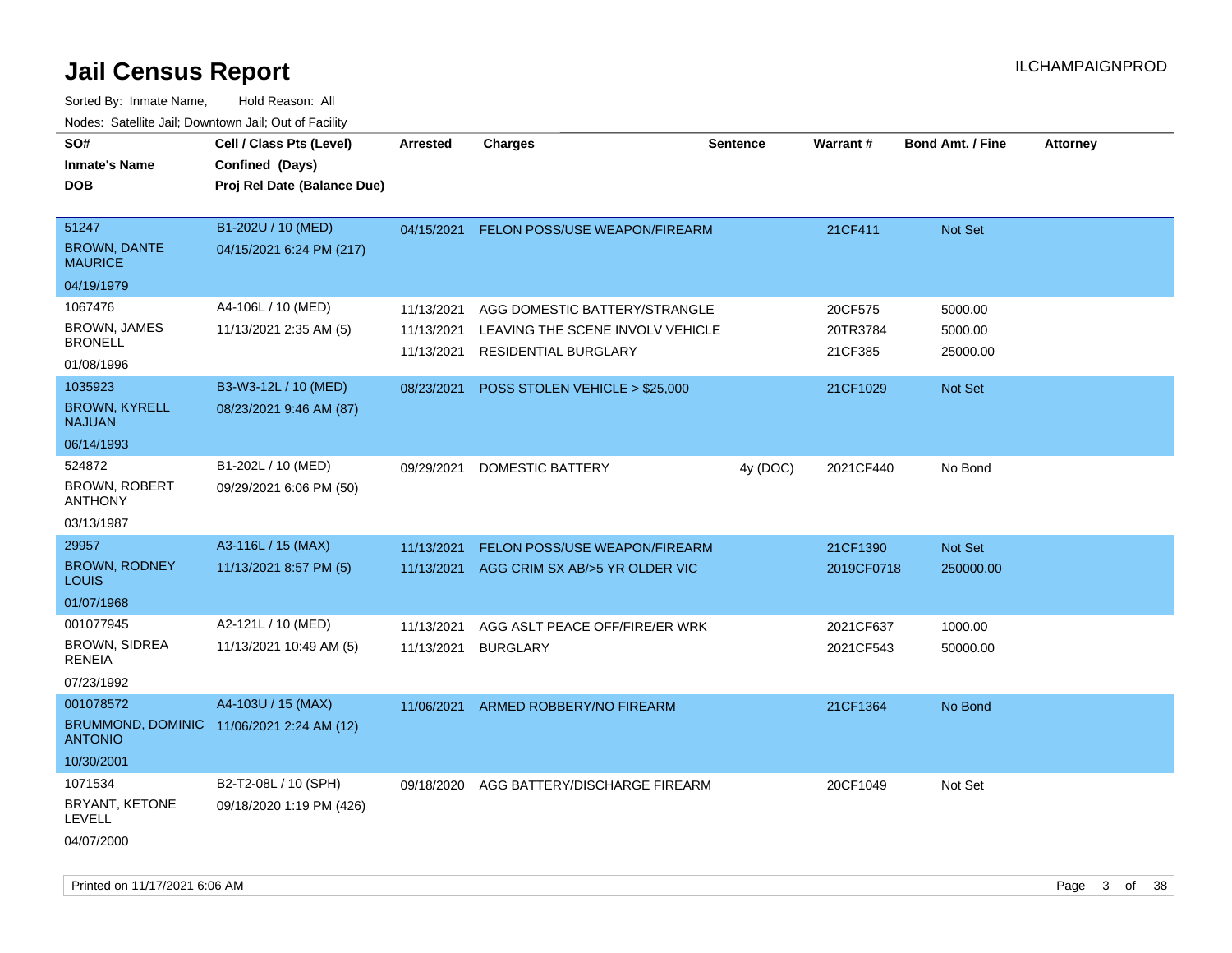# Jail Census Report

ILCHAMPAIGNPROD

Sorted By: Inmate Name, Hold Reason: All

Nodes: Satellite Jail; Downtown Jail; Out of Facility

| SO# / Inmate's Name / DOB | Cell / Class Pts (Level) / Confined (Days) / Proj Rel Date (Balance Due) | Arrested | Charges | Sentence | Warrant # | Bond Amt. / Fine | Attorney |
|---|---|---|---|---|---|---|---|
| 51247<br>BROWN, DANTE MAURICE<br>04/19/1979 | B1-202U / 10 (MED)<br>04/15/2021 6:24 PM (217) | 04/15/2021 | FELON POSS/USE WEAPON/FIREARM | | 21CF411 | Not Set | |
| 1067476<br>BROWN, JAMES BRONELL<br>01/08/1996 | A4-106L / 10 (MED)<br>11/13/2021 2:35 AM (5) | 11/13/2021<br>11/13/2021<br>11/13/2021 | AGG DOMESTIC BATTERY/STRANGLE<br>LEAVING THE SCENE INVOLV VEHICLE<br>RESIDENTIAL BURGLARY | | 20CF575<br>20TR3784<br>21CF385 | 5000.00<br>5000.00<br>25000.00 | |
| 1035923<br>BROWN, KYRELL NAJUAN<br>06/14/1993 | B3-W3-12L / 10 (MED)<br>08/23/2021 9:46 AM (87) | 08/23/2021 | POSS STOLEN VEHICLE > $25,000 | | 21CF1029 | Not Set | |
| 524872<br>BROWN, ROBERT ANTHONY<br>03/13/1987 | B1-202L / 10 (MED)<br>09/29/2021 6:06 PM (50) | 09/29/2021 | DOMESTIC BATTERY | 4y (DOC) | 2021CF440 | No Bond | |
| 29957<br>BROWN, RODNEY LOUIS<br>01/07/1968 | A3-116L / 15 (MAX)<br>11/13/2021 8:57 PM (5) | 11/13/2021<br>11/13/2021 | FELON POSS/USE WEAPON/FIREARM<br>AGG CRIM SX AB/>5 YR OLDER VIC | | 21CF1390<br>2019CF0718 | Not Set<br>250000.00 | |
| 001077945<br>BROWN, SIDREA RENEIA<br>07/23/1992 | A2-121L / 10 (MED)<br>11/13/2021 10:49 AM (5) | 11/13/2021<br>11/13/2021 | AGG ASLT PEACE OFF/FIRE/ER WRK<br>BURGLARY | | 2021CF637<br>2021CF543 | 1000.00<br>50000.00 | |
| 001078572<br>BRUMMOND, DOMINIC ANTONIO<br>10/30/2001 | A4-103U / 15 (MAX)<br>11/06/2021 2:24 AM (12) | 11/06/2021 | ARMED ROBBERY/NO FIREARM | | 21CF1364 | No Bond | |
| 1071534<br>BRYANT, KETONE LEVELL<br>04/07/2000 | B2-T2-08L / 10 (SPH)<br>09/18/2020 1:19 PM (426) | 09/18/2020 | AGG BATTERY/DISCHARGE FIREARM | | 20CF1049 | Not Set | |

Printed on 11/17/2021 6:06 AM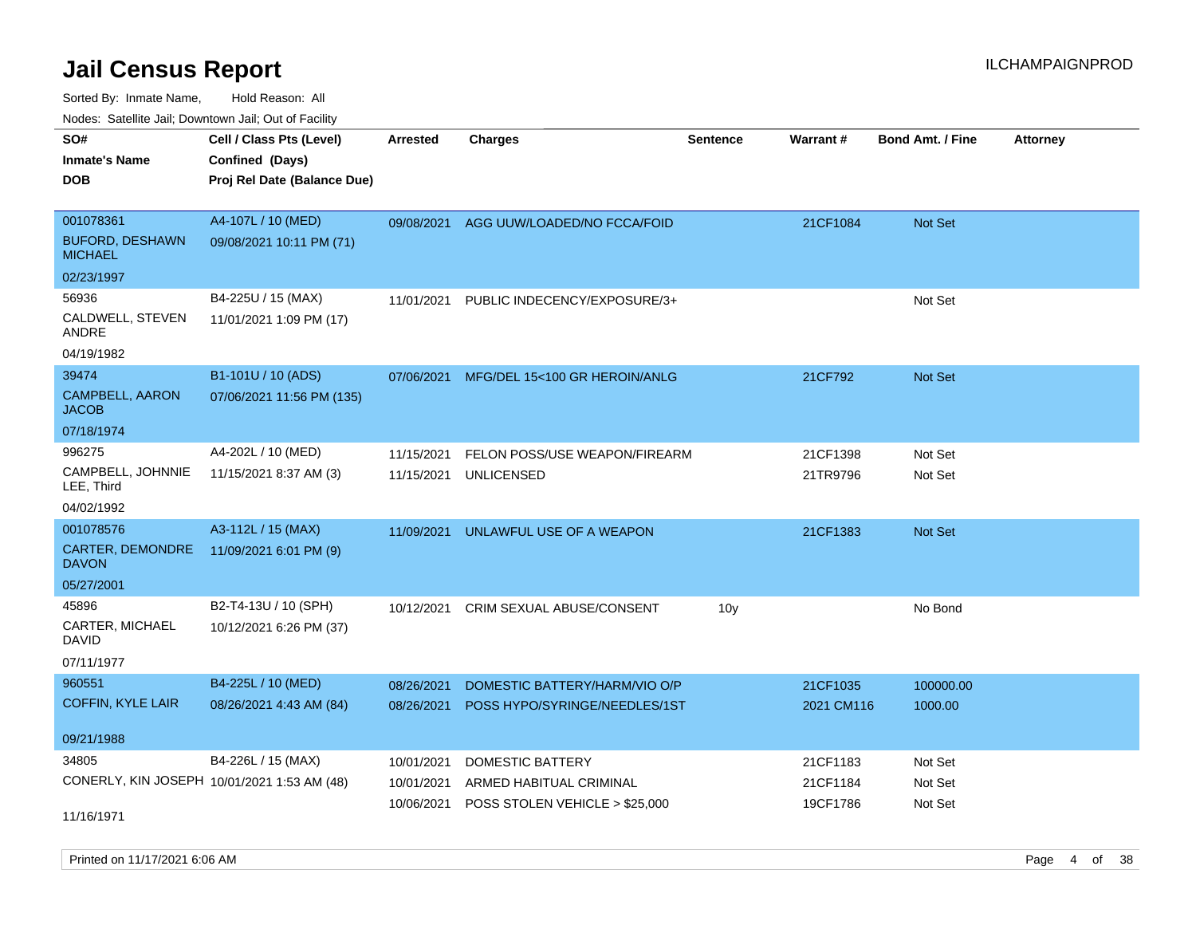# Jail Census Report

ILCHAMPAIGNPROD

Sorted By: Inmate Name, Hold Reason: All

Nodes: Satellite Jail; Downtown Jail; Out of Facility

| SO# / Inmate's Name / DOB | Cell / Class Pts (Level) / Confined (Days) / Proj Rel Date (Balance Due) | Arrested | Charges | Sentence | Warrant # | Bond Amt. / Fine | Attorney |
|---|---|---|---|---|---|---|---|
| 001078361<br>BUFORD, DESHAWN MICHAEL<br>02/23/1997 | A4-107L / 10 (MED)<br>09/08/2021 10:11 PM (71) | 09/08/2021 | AGG UUW/LOADED/NO FCCA/FOID | | 21CF1084 | Not Set | |
| 56936<br>CALDWELL, STEVEN ANDRE<br>04/19/1982 | B4-225U / 15 (MAX)<br>11/01/2021 1:09 PM (17) | 11/01/2021 | PUBLIC INDECENCY/EXPOSURE/3+ | | | Not Set | |
| 39474<br>CAMPBELL, AARON JACOB<br>07/18/1974 | B1-101U / 10 (ADS)<br>07/06/2021 11:56 PM (135) | 07/06/2021 | MFG/DEL 15<100 GR HEROIN/ANLG | | 21CF792 | Not Set | |
| 996275<br>CAMPBELL, JOHNNIE LEE, Third<br>04/02/1992 | A4-202L / 10 (MED)<br>11/15/2021 8:37 AM (3) | 11/15/2021 | FELON POSS/USE WEAPON/FIREARM | | 21CF1398 | Not Set | |
| | | 11/15/2021 | UNLICENSED | | 21TR9796 | Not Set | |
| 001078576<br>CARTER, DEMONDRE DAVON<br>05/27/2001 | A3-112L / 15 (MAX)<br>11/09/2021 6:01 PM (9) | 11/09/2021 | UNLAWFUL USE OF A WEAPON | | 21CF1383 | Not Set | |
| 45896<br>CARTER, MICHAEL DAVID<br>07/11/1977 | B2-T4-13U / 10 (SPH)<br>10/12/2021 6:26 PM (37) | 10/12/2021 | CRIM SEXUAL ABUSE/CONSENT | 10y | | No Bond | |
| 960551<br>COFFIN, KYLE LAIR<br>09/21/1988 | B4-225L / 10 (MED)<br>08/26/2021 4:43 AM (84) | 08/26/2021 | DOMESTIC BATTERY/HARM/VIO O/P | | 21CF1035 | 100000.00 | |
| | | 08/26/2021 | POSS HYPO/SYRINGE/NEEDLES/1ST | | 2021 CM116 | 1000.00 | |
| 34805<br>CONERLY, KIN JOSEPH<br>11/16/1971 | B4-226L / 15 (MAX)<br>10/01/2021 1:53 AM (48) | 10/01/2021 | DOMESTIC BATTERY | | 21CF1183 | Not Set | |
| | | 10/01/2021 | ARMED HABITUAL CRIMINAL | | 21CF1184 | Not Set | |
| | | 10/06/2021 | POSS STOLEN VEHICLE > $25,000 | | 19CF1786 | Not Set | |

Printed on 11/17/2021 6:06 AM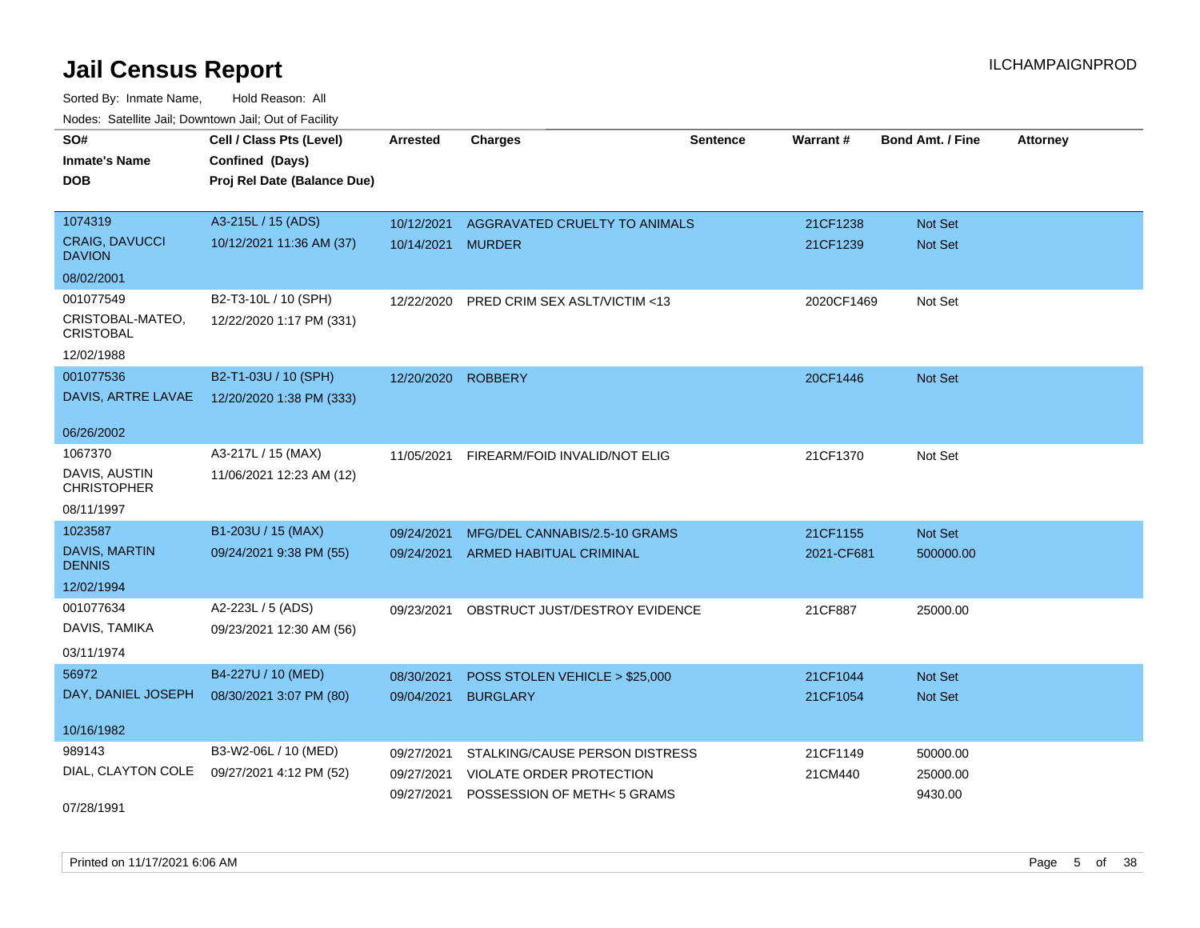# Jail Census Report

ILCHAMPAIGNPROD

Sorted By: Inmate Name, Hold Reason: All

Nodes: Satellite Jail; Downtown Jail; Out of Facility

| SO# / Inmate's Name / DOB | Cell / Class Pts (Level) / Confined (Days) / Proj Rel Date (Balance Due) | Arrested | Charges | Sentence | Warrant # | Bond Amt. / Fine | Attorney |
|---|---|---|---|---|---|---|---|
| 1074319<br>CRAIG, DAVUCCI DAVION<br>08/02/2001 | A3-215L / 15 (ADS)<br>10/12/2021 11:36 AM (37) | 10/12/2021 | AGGRAVATED CRUELTY TO ANIMALS | | 21CF1238 | Not Set | |
| | | 10/14/2021 | MURDER | | 21CF1239 | Not Set | |
| 001077549<br>CRISTOBAL-MATEO, CRISTOBAL<br>12/02/1988 | B2-T3-10L / 10 (SPH)<br>12/22/2020 1:17 PM (331) | 12/22/2020 | PRED CRIM SEX ASLT/VICTIM <13 | | 2020CF1469 | Not Set | |
| 001077536<br>DAVIS, ARTRE LAVAE<br>06/26/2002 | B2-T1-03U / 10 (SPH)<br>12/20/2020 1:38 PM (333) | 12/20/2020 | ROBBERY | | 20CF1446 | Not Set | |
| 1067370<br>DAVIS, AUSTIN CHRISTOPHER<br>08/11/1997 | A3-217L / 15 (MAX)<br>11/06/2021 12:23 AM (12) | 11/05/2021 | FIREARM/FOID INVALID/NOT ELIG | | 21CF1370 | Not Set | |
| 1023587<br>DAVIS, MARTIN DENNIS<br>12/02/1994 | B1-203U / 15 (MAX)<br>09/24/2021 9:38 PM (55) | 09/24/2021 | MFG/DEL CANNABIS/2.5-10 GRAMS | | 21CF1155 | Not Set | |
| | | 09/24/2021 | ARMED HABITUAL CRIMINAL | | 2021-CF681 | 500000.00 | |
| 001077634<br>DAVIS, TAMIKA<br>03/11/1974 | A2-223L / 5 (ADS)<br>09/23/2021 12:30 AM (56) | 09/23/2021 | OBSTRUCT JUST/DESTROY EVIDENCE | | 21CF887 | 25000.00 | |
| 56972<br>DAY, DANIEL JOSEPH<br>10/16/1982 | B4-227U / 10 (MED)<br>08/30/2021 3:07 PM (80) | 08/30/2021 | POSS STOLEN VEHICLE > $25,000 | | 21CF1044 | Not Set | |
| | | 09/04/2021 | BURGLARY | | 21CF1054 | Not Set | |
| 989143<br>DIAL, CLAYTON COLE<br>07/28/1991 | B3-W2-06L / 10 (MED)<br>09/27/2021 4:12 PM (52) | 09/27/2021 | STALKING/CAUSE PERSON DISTRESS | | 21CF1149 | 50000.00 | |
| | | 09/27/2021 | VIOLATE ORDER PROTECTION | | 21CM440 | 25000.00 | |
| | | 09/27/2021 | POSSESSION OF METH< 5 GRAMS | | | 9430.00 | |

Printed on 11/17/2021 6:06 AM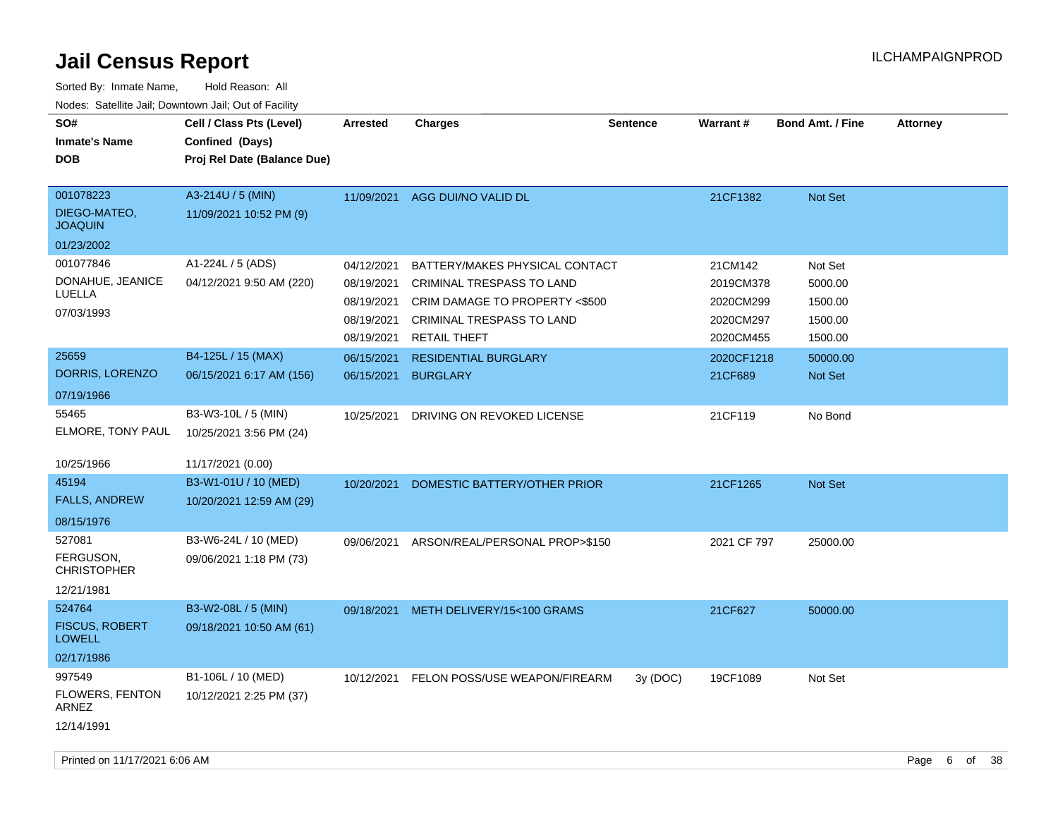# Jail Census Report

ILCHAMPAIGNPROD

Sorted By: Inmate Name, Hold Reason: All

Nodes: Satellite Jail; Downtown Jail; Out of Facility

| SO# / Inmate's Name / DOB | Cell / Class Pts (Level) / Confined (Days) / Proj Rel Date (Balance Due) | Arrested | Charges | Sentence | Warrant # | Bond Amt. / Fine | Attorney |
|---|---|---|---|---|---|---|---|
| 001078223<br>DIEGO-MATEO, JOAQUIN<br>01/23/2002 | A3-214U / 5 (MIN)<br>11/09/2021 10:52 PM (9) | 11/09/2021 | AGG DUI/NO VALID DL | | 21CF1382 | Not Set | |
| 001077846<br>DONAHUE, JEANICE LUELLA<br>07/03/1993 | A1-224L / 5 (ADS)<br>04/12/2021 9:50 AM (220) | 04/12/2021 | BATTERY/MAKES PHYSICAL CONTACT | | 21CM142 | Not Set | |
| | | 08/19/2021 | CRIMINAL TRESPASS TO LAND | | 2019CM378 | 5000.00 | |
| | | 08/19/2021 | CRIM DAMAGE TO PROPERTY <$500 | | 2020CM299 | 1500.00 | |
| | | 08/19/2021 | CRIMINAL TRESPASS TO LAND | | 2020CM297 | 1500.00 | |
| | | 08/19/2021 | RETAIL THEFT | | 2020CM455 | 1500.00 | |
| 25659<br>DORRIS, LORENZO<br>07/19/1966 | B4-125L / 15 (MAX)<br>06/15/2021 6:17 AM (156) | 06/15/2021 | RESIDENTIAL BURGLARY | | 2020CF1218 | 50000.00 | |
| | | 06/15/2021 | BURGLARY | | 21CF689 | Not Set | |
| 55465<br>ELMORE, TONY PAUL<br>10/25/1966 | B3-W3-10L / 5 (MIN)<br>10/25/2021 3:56 PM (24)<br>11/17/2021 (0.00) | 10/25/2021 | DRIVING ON REVOKED LICENSE | | 21CF119 | No Bond | |
| 45194<br>FALLS, ANDREW<br>08/15/1976 | B3-W1-01U / 10 (MED)<br>10/20/2021 12:59 AM (29) | 10/20/2021 | DOMESTIC BATTERY/OTHER PRIOR | | 21CF1265 | Not Set | |
| 527081<br>FERGUSON, CHRISTOPHER<br>12/21/1981 | B3-W6-24L / 10 (MED)<br>09/06/2021 1:18 PM (73) | 09/06/2021 | ARSON/REAL/PERSONAL PROP>$150 | | 2021 CF 797 | 25000.00 | |
| 524764<br>FISCUS, ROBERT LOWELL<br>02/17/1986 | B3-W2-08L / 5 (MIN)<br>09/18/2021 10:50 AM (61) | 09/18/2021 | METH DELIVERY/15<100 GRAMS | | 21CF627 | 50000.00 | |
| 997549<br>FLOWERS, FENTON ARNEZ<br>12/14/1991 | B1-106L / 10 (MED)<br>10/12/2021 2:25 PM (37) | 10/12/2021 | FELON POSS/USE WEAPON/FIREARM | 3y (DOC) | 19CF1089 | Not Set | |

Printed on 11/17/2021 6:06 AM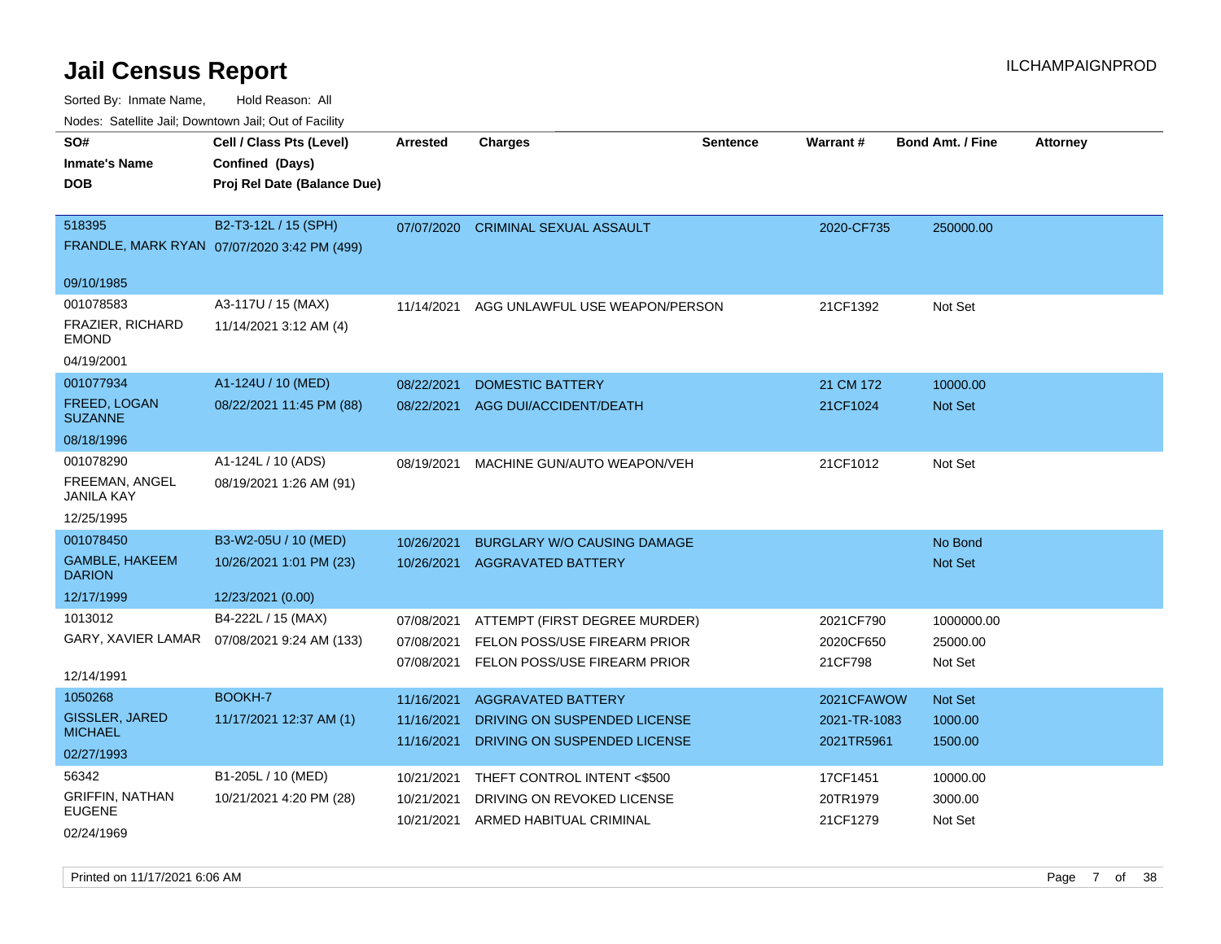# Jail Census Report

ILCHAMPAIGNPROD

Sorted By: Inmate Name, Hold Reason: All

Nodes: Satellite Jail; Downtown Jail; Out of Facility

| SO# / Inmate's Name / DOB | Cell / Class Pts (Level) / Confined (Days) / Proj Rel Date (Balance Due) | Arrested | Charges | Sentence | Warrant # | Bond Amt. / Fine | Attorney |
|---|---|---|---|---|---|---|---|
| 518395 FRANDLE, MARK RYAN 09/10/1985 | B2-T3-12L / 15 (SPH) 07/07/2020 3:42 PM (499) | 07/07/2020 | CRIMINAL SEXUAL ASSAULT | | 2020-CF735 | 250000.00 | |
| 001078583 FRAZIER, RICHARD EMOND 04/19/2001 | A3-117U / 15 (MAX) 11/14/2021 3:12 AM (4) | 11/14/2021 | AGG UNLAWFUL USE WEAPON/PERSON | | 21CF1392 | Not Set | |
| 001077934 FREED, LOGAN SUZANNE 08/18/1996 | A1-124U / 10 (MED) 08/22/2021 11:45 PM (88) | 08/22/2021 | DOMESTIC BATTERY | | 21 CM 172 | 10000.00 | |
| | | 08/22/2021 | AGG DUI/ACCIDENT/DEATH | | 21CF1024 | Not Set | |
| 001078290 FREEMAN, ANGEL JANILA KAY 12/25/1995 | A1-124L / 10 (ADS) 08/19/2021 1:26 AM (91) | 08/19/2021 | MACHINE GUN/AUTO WEAPON/VEH | | 21CF1012 | Not Set | |
| 001078450 GAMBLE, HAKEEM DARION 12/17/1999 | B3-W2-05U / 10 (MED) 10/26/2021 1:01 PM (23) 12/23/2021 (0.00) | 10/26/2021 | BURGLARY W/O CAUSING DAMAGE | | | No Bond | |
| | | 10/26/2021 | AGGRAVATED BATTERY | | | Not Set | |
| 1013012 GARY, XAVIER LAMAR 12/14/1991 | B4-222L / 15 (MAX) 07/08/2021 9:24 AM (133) | 07/08/2021 | ATTEMPT (FIRST DEGREE MURDER) | | 2021CF790 | 1000000.00 | |
| | | 07/08/2021 | FELON POSS/USE FIREARM PRIOR | | 2020CF650 | 25000.00 | |
| | | 07/08/2021 | FELON POSS/USE FIREARM PRIOR | | 21CF798 | Not Set | |
| 1050268 GISSLER, JARED MICHAEL 02/27/1993 | BOOKH-7 11/17/2021 12:37 AM (1) | 11/16/2021 | AGGRAVATED BATTERY | | 2021CFAWOW | Not Set | |
| | | 11/16/2021 | DRIVING ON SUSPENDED LICENSE | | 2021-TR-1083 | 1000.00 | |
| | | 11/16/2021 | DRIVING ON SUSPENDED LICENSE | | 2021TR5961 | 1500.00 | |
| 56342 GRIFFIN, NATHAN EUGENE 02/24/1969 | B1-205L / 10 (MED) 10/21/2021 4:20 PM (28) | 10/21/2021 | THEFT CONTROL INTENT <$500 | | 17CF1451 | 10000.00 | |
| | | 10/21/2021 | DRIVING ON REVOKED LICENSE | | 20TR1979 | 3000.00 | |
| | | 10/21/2021 | ARMED HABITUAL CRIMINAL | | 21CF1279 | Not Set | |

Printed on 11/17/2021 6:06 AM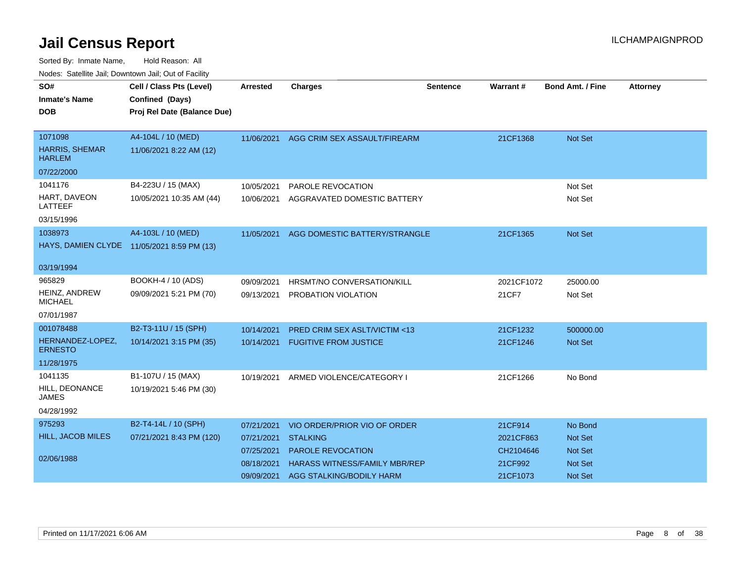# Jail Census Report

ILCHAMPAIGNPROD

Sorted By: Inmate Name, Hold Reason: All

Nodes: Satellite Jail; Downtown Jail; Out of Facility

| SO# / Inmate's Name / DOB | Cell / Class Pts (Level) / Confined (Days) / Proj Rel Date (Balance Due) | Arrested | Charges | Sentence | Warrant # | Bond Amt. / Fine | Attorney |
|---|---|---|---|---|---|---|---|
| 1071098<br>HARRIS, SHEMAR HARLEM<br>07/22/2000 | A4-104L / 10 (MED)<br>11/06/2021 8:22 AM (12) | 11/06/2021 | AGG CRIM SEX ASSAULT/FIREARM | | 21CF1368 | Not Set | |
| 1041176<br>HART, DAVEON LATTEEF<br>03/15/1996 | B4-223U / 15 (MAX)<br>10/05/2021 10:35 AM (44) | 10/05/2021 | PAROLE REVOCATION | | | Not Set | |
| | | 10/06/2021 | AGGRAVATED DOMESTIC BATTERY | | | Not Set | |
| 1038973<br>HAYS, DAMIEN CLYDE<br>03/19/1994 | A4-103L / 10 (MED)<br>11/05/2021 8:59 PM (13) | 11/05/2021 | AGG DOMESTIC BATTERY/STRANGLE | | 21CF1365 | Not Set | |
| 965829<br>HEINZ, ANDREW MICHAEL<br>07/01/1987 | BOOKH-4 / 10 (ADS)<br>09/09/2021 5:21 PM (70) | 09/09/2021 | HRSMT/NO CONVERSATION/KILL | | 2021CF1072 | 25000.00 | |
| | | 09/13/2021 | PROBATION VIOLATION | | 21CF7 | Not Set | |
| 001078488<br>HERNANDEZ-LOPEZ, ERNESTO<br>11/28/1975 | B2-T3-11U / 15 (SPH)<br>10/14/2021 3:15 PM (35) | 10/14/2021 | PRED CRIM SEX ASLT/VICTIM <13 | | 21CF1232 | 500000.00 | |
| | | 10/14/2021 | FUGITIVE FROM JUSTICE | | 21CF1246 | Not Set | |
| 1041135<br>HILL, DEONANCE JAMES<br>04/28/1992 | B1-107U / 15 (MAX)<br>10/19/2021 5:46 PM (30) | 10/19/2021 | ARMED VIOLENCE/CATEGORY I | | 21CF1266 | No Bond | |
| 975293<br>HILL, JACOB MILES<br>02/06/1988 | B2-T4-14L / 10 (SPH)<br>07/21/2021 8:43 PM (120) | 07/21/2021 | VIO ORDER/PRIOR VIO OF ORDER | | 21CF914 | No Bond | |
| | | 07/21/2021 | STALKING | | 2021CF863 | Not Set | |
| | | 07/25/2021 | PAROLE REVOCATION | | CH2104646 | Not Set | |
| | | 08/18/2021 | HARASS WITNESS/FAMILY MBR/REP | | 21CF992 | Not Set | |
| | | 09/09/2021 | AGG STALKING/BODILY HARM | | 21CF1073 | Not Set | |

Printed on 11/17/2021 6:06 AM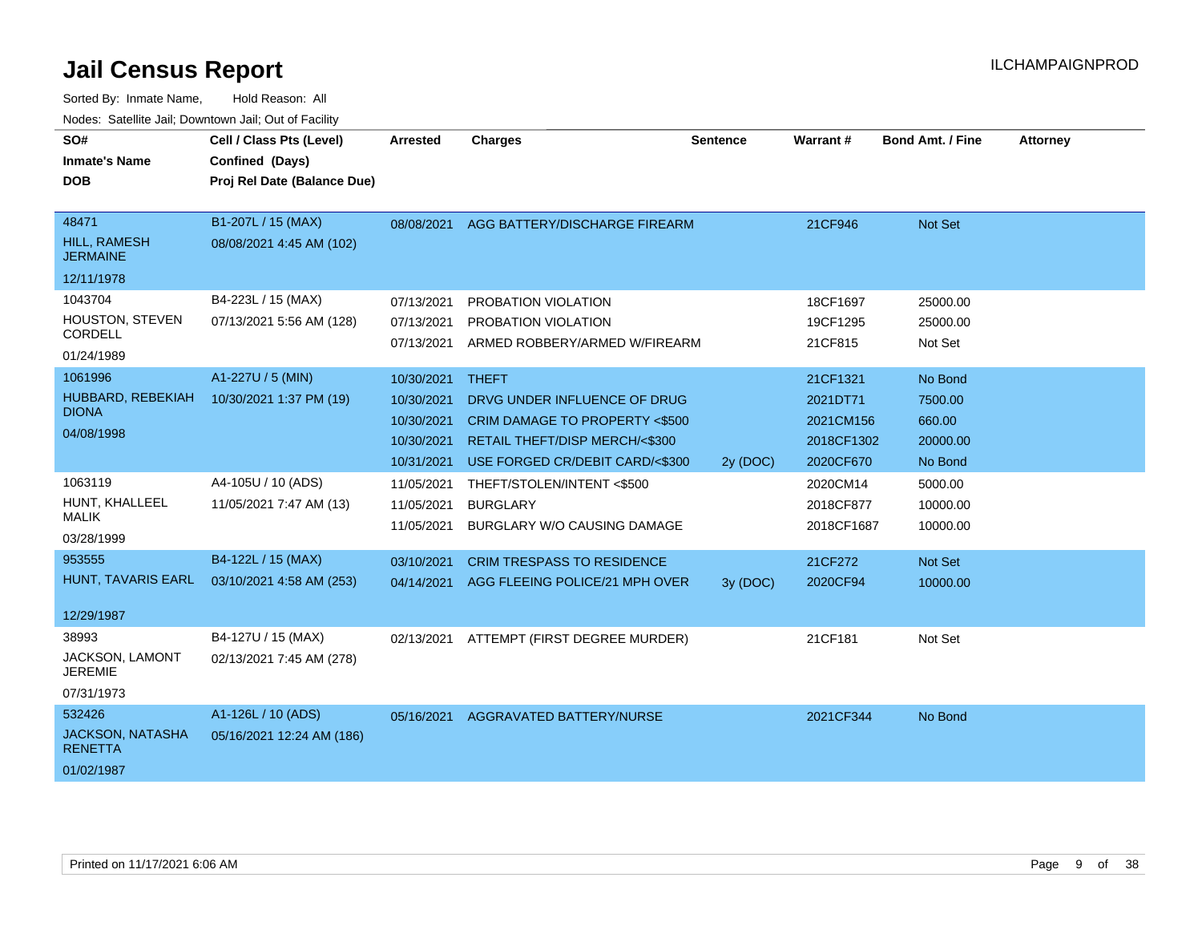# Jail Census Report

ILCHAMPAIGNPROD

Sorted By: Inmate Name, Hold Reason: All

Nodes: Satellite Jail; Downtown Jail; Out of Facility

| SO# / Inmate's Name / DOB | Cell / Class Pts (Level) / Confined (Days) / Proj Rel Date (Balance Due) | Arrested | Charges | Sentence | Warrant # | Bond Amt. / Fine | Attorney |
|---|---|---|---|---|---|---|---|
| 48471 HILL, RAMESH JERMAINE 12/11/1978 | B1-207L / 15 (MAX) 08/08/2021 4:45 AM (102) | 08/08/2021 | AGG BATTERY/DISCHARGE FIREARM | | 21CF946 | Not Set | |
| 1043704 HOUSTON, STEVEN CORDELL 01/24/1989 | B4-223L / 15 (MAX) 07/13/2021 5:56 AM (128) | 07/13/2021 | PROBATION VIOLATION | | 18CF1697 | 25000.00 | |
| | | 07/13/2021 | PROBATION VIOLATION | | 19CF1295 | 25000.00 | |
| | | 07/13/2021 | ARMED ROBBERY/ARMED W/FIREARM | | 21CF815 | Not Set | |
| 1061996 HUBBARD, REBEKIAH DIONA 04/08/1998 | A1-227U / 5 (MIN) 10/30/2021 1:37 PM (19) | 10/30/2021 | THEFT | | 21CF1321 | No Bond | |
| | | 10/30/2021 | DRVG UNDER INFLUENCE OF DRUG | | 2021DT71 | 7500.00 | |
| | | 10/30/2021 | CRIM DAMAGE TO PROPERTY <$500 | | 2021CM156 | 660.00 | |
| | | 10/30/2021 | RETAIL THEFT/DISP MERCH/<$300 | | 2018CF1302 | 20000.00 | |
| | | 10/31/2021 | USE FORGED CR/DEBIT CARD/<$300 | 2y (DOC) | 2020CF670 | No Bond | |
| 1063119 HUNT, KHALLEEL MALIK 03/28/1999 | A4-105U / 10 (ADS) 11/05/2021 7:47 AM (13) | 11/05/2021 | THEFT/STOLEN/INTENT <$500 | | 2020CM14 | 5000.00 | |
| | | 11/05/2021 | BURGLARY | | 2018CF877 | 10000.00 | |
| | | 11/05/2021 | BURGLARY W/O CAUSING DAMAGE | | 2018CF1687 | 10000.00 | |
| 953555 HUNT, TAVARIS EARL 12/29/1987 | B4-122L / 15 (MAX) 03/10/2021 4:58 AM (253) | 03/10/2021 | CRIM TRESPASS TO RESIDENCE | | 21CF272 | Not Set | |
| | | 04/14/2021 | AGG FLEEING POLICE/21 MPH OVER | 3y (DOC) | 2020CF94 | 10000.00 | |
| 38993 JACKSON, LAMONT JEREMIE 07/31/1973 | B4-127U / 15 (MAX) 02/13/2021 7:45 AM (278) | 02/13/2021 | ATTEMPT (FIRST DEGREE MURDER) | | 21CF181 | Not Set | |
| 532426 JACKSON, NATASHA RENETTA 01/02/1987 | A1-126L / 10 (ADS) 05/16/2021 12:24 AM (186) | 05/16/2021 | AGGRAVATED BATTERY/NURSE | | 2021CF344 | No Bond | |

Printed on 11/17/2021 6:06 AM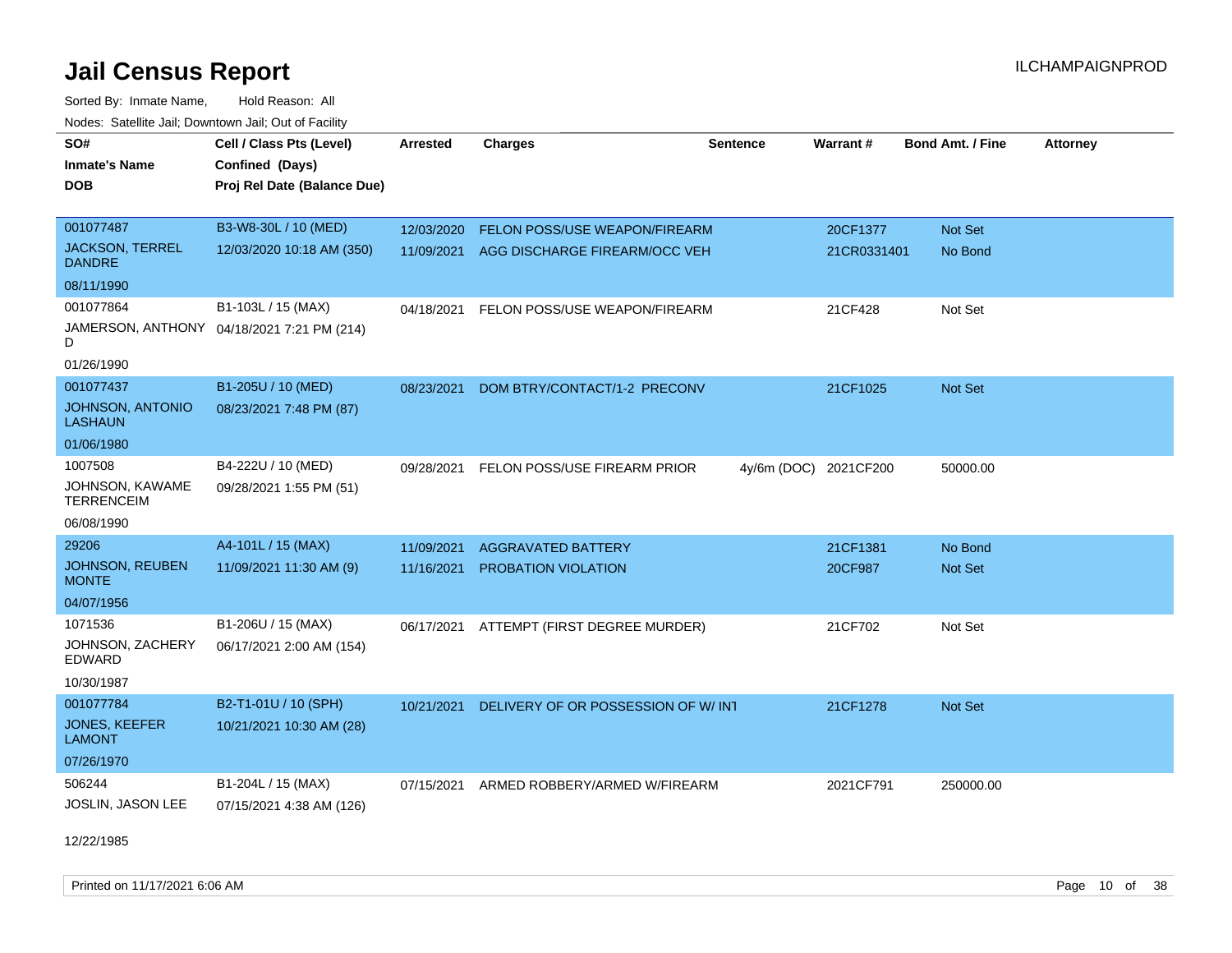# Jail Census Report

Sorted By: Inmate Name, Hold Reason: All

Nodes: Satellite Jail; Downtown Jail; Out of Facility

| SO# / Inmate's Name / DOB | Cell / Class Pts (Level) / Confined (Days) / Proj Rel Date (Balance Due) | Arrested | Charges | Sentence | Warrant # | Bond Amt. / Fine | Attorney |
|---|---|---|---|---|---|---|---|
| 001077487<br>JACKSON, TERREL DANDRE<br>08/11/1990 | B3-W8-30L / 10 (MED)<br>12/03/2020 10:18 AM (350) | 12/03/2020<br>11/09/2021 | FELON POSS/USE WEAPON/FIREARM<br>AGG DISCHARGE FIREARM/OCC VEH | | 20CF1377<br>21CR0331401 | Not Set<br>No Bond | |
| 001077864<br>JAMERSON, ANTHONY D<br>01/26/1990 | B1-103L / 15 (MAX)<br>04/18/2021 7:21 PM (214) | 04/18/2021 | FELON POSS/USE WEAPON/FIREARM | | 21CF428 | Not Set | |
| 001077437<br>JOHNSON, ANTONIO LASHAUN<br>01/06/1980 | B1-205U / 10 (MED)<br>08/23/2021 7:48 PM (87) | 08/23/2021 | DOM BTRY/CONTACT/1-2 PRECONV | | 21CF1025 | Not Set | |
| 1007508<br>JOHNSON, KAWAME TERRENCEIM<br>06/08/1990 | B4-222U / 10 (MED)<br>09/28/2021 1:55 PM (51) | 09/28/2021 | FELON POSS/USE FIREARM PRIOR | 4y/6m (DOC) | 2021CF200 | 50000.00 | |
| 29206<br>JOHNSON, REUBEN MONTE<br>04/07/1956 | A4-101L / 15 (MAX)<br>11/09/2021 11:30 AM (9) | 11/09/2021<br>11/16/2021 | AGGRAVATED BATTERY<br>PROBATION VIOLATION | | 21CF1381<br>20CF987 | No Bond<br>Not Set | |
| 1071536<br>JOHNSON, ZACHERY EDWARD<br>10/30/1987 | B1-206U / 15 (MAX)<br>06/17/2021 2:00 AM (154) | 06/17/2021 | ATTEMPT (FIRST DEGREE MURDER) | | 21CF702 | Not Set | |
| 001077784<br>JONES, KEEFER LAMONT<br>07/26/1970 | B2-T1-01U / 10 (SPH)<br>10/21/2021 10:30 AM (28) | 10/21/2021 | DELIVERY OF OR POSSESSION OF W/ INT | | 21CF1278 | Not Set | |
| 506244<br>JOSLIN, JASON LEE<br>12/22/1985 | B1-204L / 15 (MAX)<br>07/15/2021 4:38 AM (126) | 07/15/2021 | ARMED ROBBERY/ARMED W/FIREARM | | 2021CF791 | 250000.00 | |

Printed on 11/17/2021 6:06 AM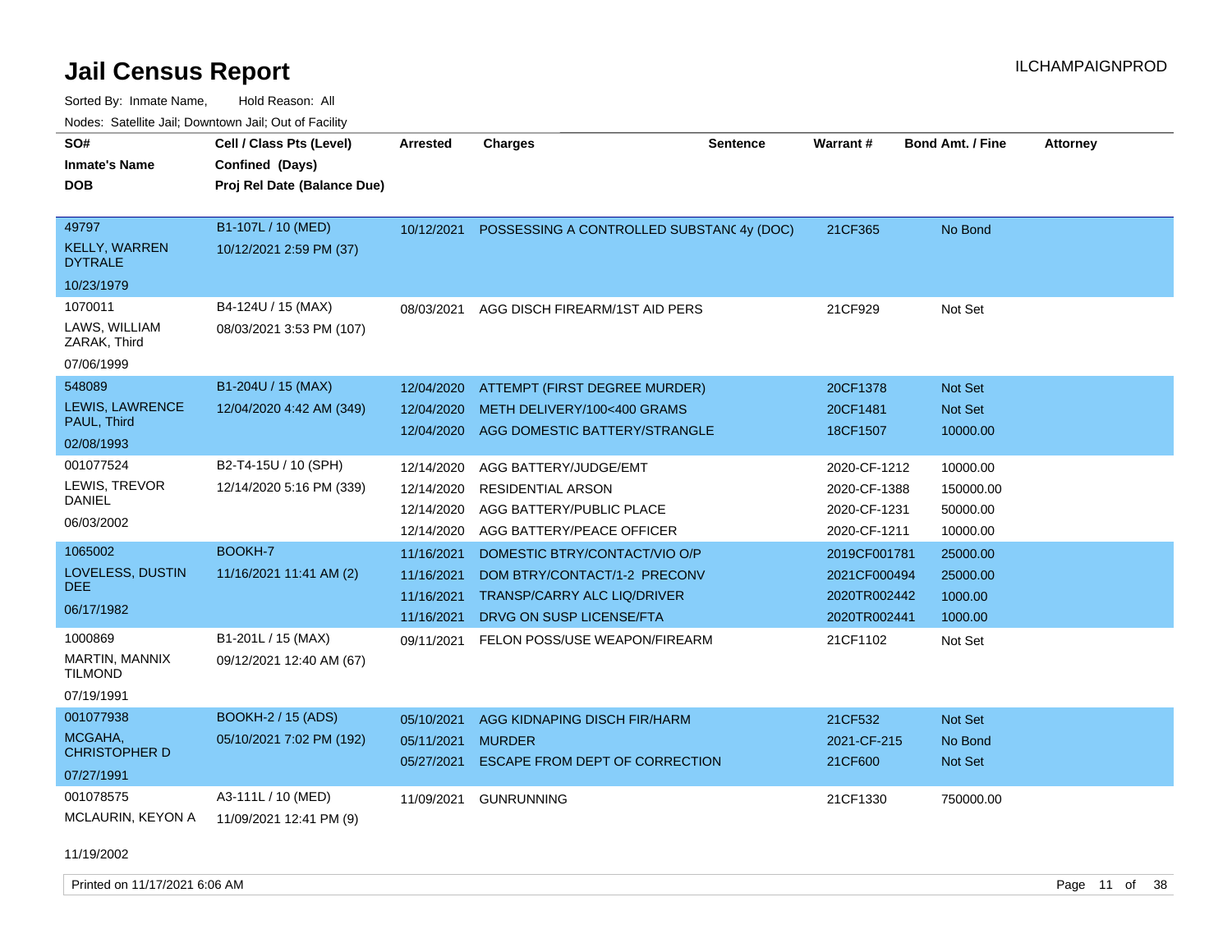# Jail Census Report

Sorted By: Inmate Name, Hold Reason: All

Nodes: Satellite Jail; Downtown Jail; Out of Facility

| SO# / Inmate's Name / DOB | Cell / Class Pts (Level) / Confined (Days) / Proj Rel Date (Balance Due) | Arrested | Charges | Sentence | Warrant # | Bond Amt. / Fine | Attorney |
|---|---|---|---|---|---|---|---|
| 49797<br>KELLY, WARREN DYTRALE<br>10/23/1979 | B1-107L / 10 (MED)<br>10/12/2021 2:59 PM (37) | 10/12/2021 | POSSESSING A CONTROLLED SUBSTANC | 4y (DOC) | 21CF365 | No Bond | |
| 1070011<br>LAWS, WILLIAM ZARAK, Third<br>07/06/1999 | B4-124U / 15 (MAX)<br>08/03/2021 3:53 PM (107) | 08/03/2021 | AGG DISCH FIREARM/1ST AID PERS | | 21CF929 | Not Set | |
| 548089<br>LEWIS, LAWRENCE PAUL, Third<br>02/08/1993 | B1-204U / 15 (MAX)<br>12/04/2020 4:42 AM (349) | 12/04/2020 | ATTEMPT (FIRST DEGREE MURDER) | | 20CF1378 | Not Set | |
| | | 12/04/2020 | METH DELIVERY/100<400 GRAMS | | 20CF1481 | Not Set | |
| | | 12/04/2020 | AGG DOMESTIC BATTERY/STRANGLE | | 18CF1507 | 10000.00 | |
| 001077524<br>LEWIS, TREVOR DANIEL<br>06/03/2002 | B2-T4-15U / 10 (SPH)<br>12/14/2020 5:16 PM (339) | 12/14/2020 | AGG BATTERY/JUDGE/EMT | | 2020-CF-1212 | 10000.00 | |
| | | 12/14/2020 | RESIDENTIAL ARSON | | 2020-CF-1388 | 150000.00 | |
| | | 12/14/2020 | AGG BATTERY/PUBLIC PLACE | | 2020-CF-1231 | 50000.00 | |
| | | 12/14/2020 | AGG BATTERY/PEACE OFFICER | | 2020-CF-1211 | 10000.00 | |
| 1065002<br>LOVELESS, DUSTIN DEE<br>06/17/1982 | BOOKH-7<br>11/16/2021 11:41 AM (2) | 11/16/2021 | DOMESTIC BTRY/CONTACT/VIO O/P | | 2019CF001781 | 25000.00 | |
| | | 11/16/2021 | DOM BTRY/CONTACT/1-2 PRECONV | | 2021CF000494 | 25000.00 | |
| | | 11/16/2021 | TRANSP/CARRY ALC LIQ/DRIVER | | 2020TR002442 | 1000.00 | |
| | | 11/16/2021 | DRVG ON SUSP LICENSE/FTA | | 2020TR002441 | 1000.00 | |
| 1000869<br>MARTIN, MANNIX TILMOND<br>07/19/1991 | B1-201L / 15 (MAX)<br>09/12/2021 12:40 AM (67) | 09/11/2021 | FELON POSS/USE WEAPON/FIREARM | | 21CF1102 | Not Set | |
| 001077938<br>MCGAHA, CHRISTOPHER D<br>07/27/1991 | BOOKH-2 / 15 (ADS)<br>05/10/2021 7:02 PM (192) | 05/10/2021 | AGG KIDNAPING DISCH FIR/HARM | | 21CF532 | Not Set | |
| | | 05/11/2021 | MURDER | | 2021-CF-215 | No Bond | |
| | | 05/27/2021 | ESCAPE FROM DEPT OF CORRECTION | | 21CF600 | Not Set | |
| 001078575<br>MCLAURIN, KEYON A<br>11/19/2002 | A3-111L / 10 (MED)<br>11/09/2021 12:41 PM (9) | 11/09/2021 | GUNRUNNING | | 21CF1330 | 750000.00 | |

Printed on 11/17/2021 6:06 AM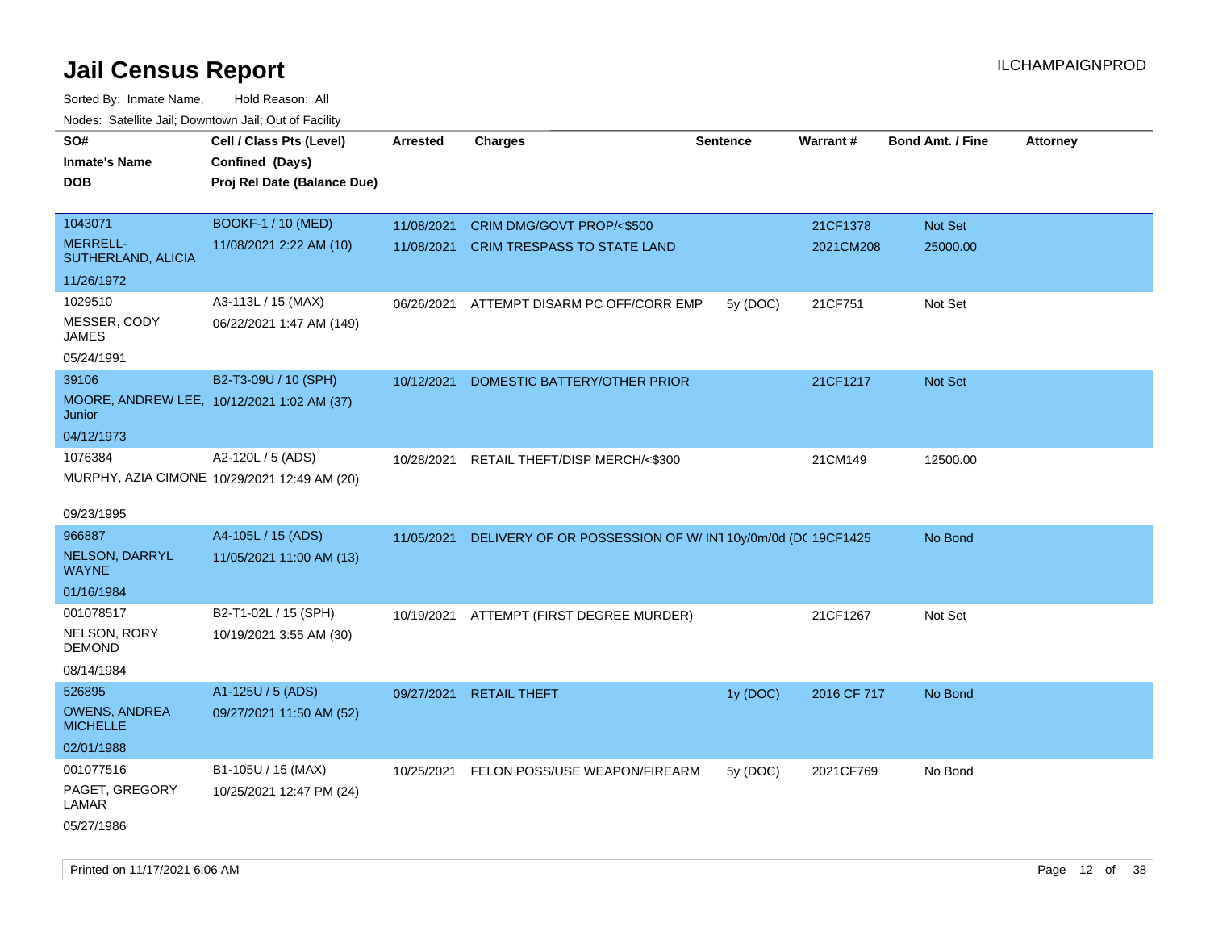# Jail Census Report

ILCHAMPAIGNPROD

Sorted By: Inmate Name, Hold Reason: All

Nodes: Satellite Jail; Downtown Jail; Out of Facility

| SO# / Inmate's Name / DOB | Cell / Class Pts (Level) / Confined (Days) / Proj Rel Date (Balance Due) | Arrested | Charges | Sentence | Warrant # | Bond Amt. / Fine | Attorney |
|---|---|---|---|---|---|---|---|
| 1043071<br>MERRELL-SUTHERLAND, ALICIA<br>11/26/1972 | BOOKF-1 / 10 (MED)<br>11/08/2021 2:22 AM (10) | 11/08/2021<br>11/08/2021 | CRIM DMG/GOVT PROP/<$500<br>CRIM TRESPASS TO STATE LAND | | 21CF1378<br>2021CM208 | Not Set<br>25000.00 | |
| 1029510<br>MESSER, CODY JAMES<br>05/24/1991 | A3-113L / 15 (MAX)<br>06/22/2021 1:47 AM (149) | 06/26/2021 | ATTEMPT DISARM PC OFF/CORR EMP | 5y (DOC) | 21CF751 | Not Set | |
| 39106<br>MOORE, ANDREW LEE, Junior<br>04/12/1973 | B2-T3-09U / 10 (SPH)<br>10/12/2021 1:02 AM (37) | 10/12/2021 | DOMESTIC BATTERY/OTHER PRIOR | | 21CF1217 | Not Set | |
| 1076384<br>MURPHY, AZIA CIMONE<br>09/23/1995 | A2-120L / 5 (ADS)<br>10/29/2021 12:49 AM (20) | 10/28/2021 | RETAIL THEFT/DISP MERCH/<$300 | | 21CM149 | 12500.00 | |
| 966887<br>NELSON, DARRYL WAYNE<br>01/16/1984 | A4-105L / 15 (ADS)<br>11/05/2021 11:00 AM (13) | 11/05/2021 | DELIVERY OF OR POSSESSION OF W/ INT | 10y/0m/0d (DO | 19CF1425 | No Bond | |
| 001078517<br>NELSON, RORY DEMOND<br>08/14/1984 | B2-T1-02L / 15 (SPH)<br>10/19/2021 3:55 AM (30) | 10/19/2021 | ATTEMPT (FIRST DEGREE MURDER) | | 21CF1267 | Not Set | |
| 526895<br>OWENS, ANDREA MICHELLE<br>02/01/1988 | A1-125U / 5 (ADS)<br>09/27/2021 11:50 AM (52) | 09/27/2021 | RETAIL THEFT | 1y (DOC) | 2016 CF 717 | No Bond | |
| 001077516<br>PAGET, GREGORY LAMAR<br>05/27/1986 | B1-105U / 15 (MAX)<br>10/25/2021 12:47 PM (24) | 10/25/2021 | FELON POSS/USE WEAPON/FIREARM | 5y (DOC) | 2021CF769 | No Bond | |

Printed on 11/17/2021 6:06 AM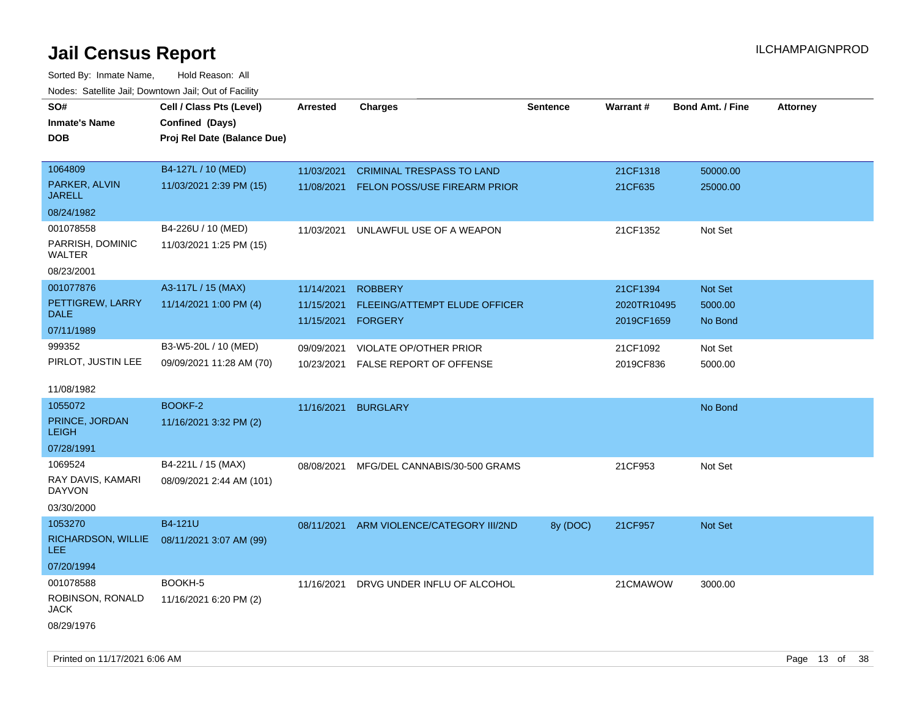# Jail Census Report

ILCHAMPAIGNPROD

Sorted By: Inmate Name, Hold Reason: All

Nodes: Satellite Jail; Downtown Jail; Out of Facility

| SO# / Inmate's Name / DOB | Cell / Class Pts (Level) / Confined (Days) / Proj Rel Date (Balance Due) | Arrested | Charges | Sentence | Warrant # | Bond Amt. / Fine | Attorney |
|---|---|---|---|---|---|---|---|
| 1064809<br>PARKER, ALVIN JARELL<br>08/24/1982 | B4-127L / 10 (MED)<br>11/03/2021 2:39 PM (15) | 11/03/2021<br>11/08/2021 | CRIMINAL TRESPASS TO LAND<br>FELON POSS/USE FIREARM PRIOR | | 21CF1318<br>21CF635 | 50000.00<br>25000.00 | |
| 001078558<br>PARRISH, DOMINIC WALTER<br>08/23/2001 | B4-226U / 10 (MED)<br>11/03/2021 1:25 PM (15) | 11/03/2021 | UNLAWFUL USE OF A WEAPON | | 21CF1352 | Not Set | |
| 001077876<br>PETTIGREW, LARRY DALE<br>07/11/1989 | A3-117L / 15 (MAX)<br>11/14/2021 1:00 PM (4) | 11/14/2021<br>11/15/2021<br>11/15/2021 | ROBBERY<br>FLEEING/ATTEMPT ELUDE OFFICER<br>FORGERY | | 21CF1394<br>2020TR10495<br>2019CF1659 | Not Set<br>5000.00<br>No Bond | |
| 999352<br>PIRLOT, JUSTIN LEE<br>11/08/1982 | B3-W5-20L / 10 (MED)<br>09/09/2021 11:28 AM (70) | 09/09/2021<br>10/23/2021 | VIOLATE OP/OTHER PRIOR<br>FALSE REPORT OF OFFENSE | | 21CF1092<br>2019CF836 | Not Set<br>5000.00 | |
| 1055072<br>PRINCE, JORDAN LEIGH<br>07/28/1991 | BOOKF-2<br>11/16/2021 3:32 PM (2) | 11/16/2021 | BURGLARY | | | No Bond | |
| 1069524<br>RAY DAVIS, KAMARI DAYVON<br>03/30/2000 | B4-221L / 15 (MAX)<br>08/09/2021 2:44 AM (101) | 08/08/2021 | MFG/DEL CANNABIS/30-500 GRAMS | | 21CF953 | Not Set | |
| 1053270<br>RICHARDSON, WILLIE LEE<br>07/20/1994 | B4-121U<br>08/11/2021 3:07 AM (99) | 08/11/2021 | ARM VIOLENCE/CATEGORY III/2ND | 8y (DOC) | 21CF957 | Not Set | |
| 001078588<br>ROBINSON, RONALD JACK<br>08/29/1976 | BOOKH-5<br>11/16/2021 6:20 PM (2) | 11/16/2021 | DRVG UNDER INFLU OF ALCOHOL | | 21CMAWOW | 3000.00 | |

Printed on 11/17/2021 6:06 AM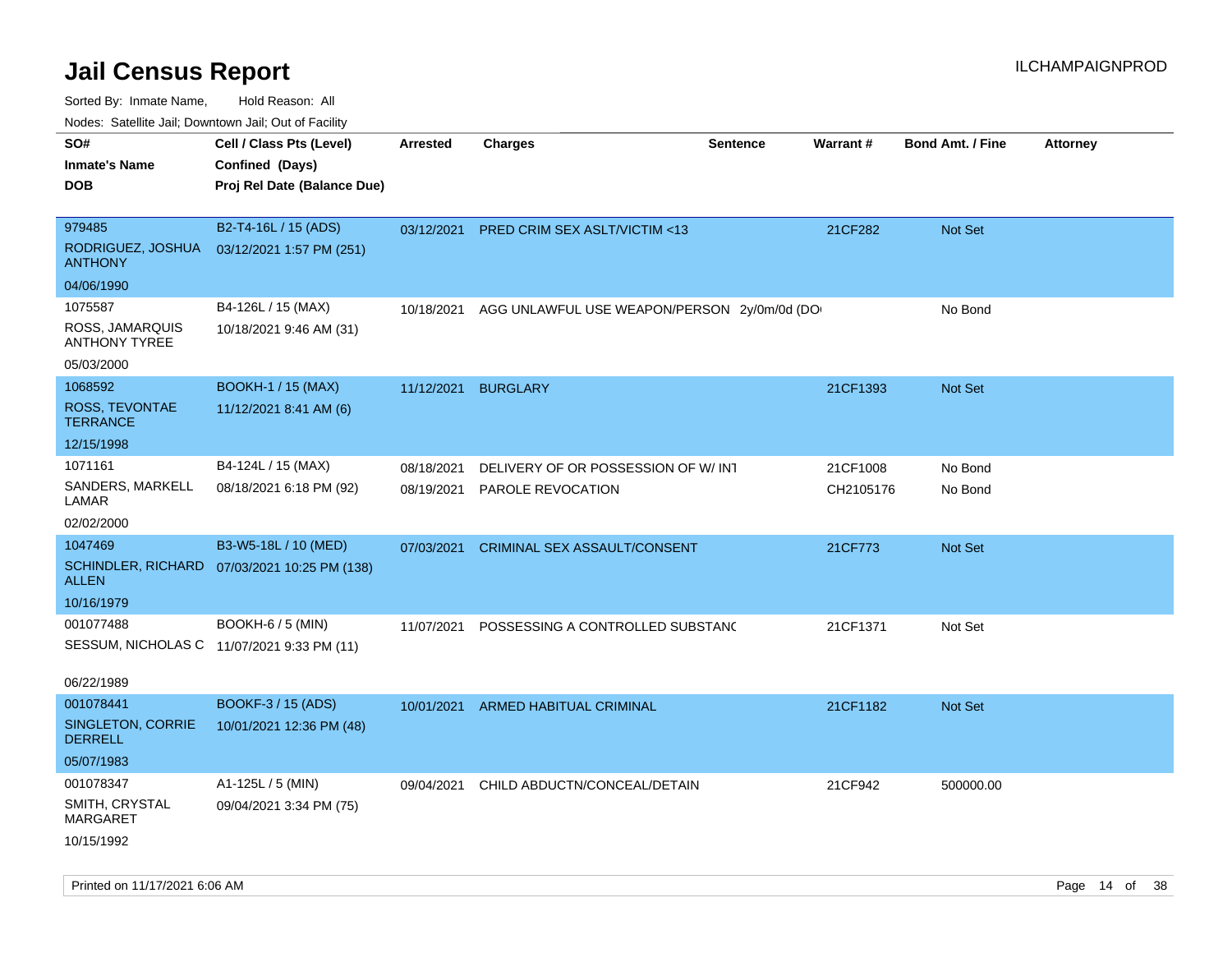# Jail Census Report

ILCHAMPAIGNPROD

Sorted By: Inmate Name, Hold Reason: All

Nodes: Satellite Jail; Downtown Jail; Out of Facility

| SO# / Inmate's Name / DOB | Cell / Class Pts (Level) / Confined (Days) / Proj Rel Date (Balance Due) | Arrested | Charges | Sentence | Warrant # | Bond Amt. / Fine | Attorney |
|---|---|---|---|---|---|---|---|
| 979485<br>RODRIGUEZ, JOSHUA ANTHONY<br>04/06/1990 | B2-T4-16L / 15 (ADS)<br>03/12/2021 1:57 PM (251) | 03/12/2021 | PRED CRIM SEX ASLT/VICTIM <13 | | 21CF282 | Not Set | |
| 1075587<br>ROSS, JAMARQUIS ANTHONY TYREE<br>05/03/2000 | B4-126L / 15 (MAX)<br>10/18/2021 9:46 AM (31) | 10/18/2021 | AGG UNLAWFUL USE WEAPON/PERSON | 2y/0m/0d (DO | | No Bond | |
| 1068592<br>ROSS, TEVONTAE TERRANCE<br>12/15/1998 | BOOKH-1 / 15 (MAX)<br>11/12/2021 8:41 AM (6) | 11/12/2021 | BURGLARY | | 21CF1393 | Not Set | |
| 1071161<br>SANDERS, MARKELL LAMAR<br>02/02/2000 | B4-124L / 15 (MAX)<br>08/18/2021 6:18 PM (92) | 08/18/2021<br>08/19/2021 | DELIVERY OF OR POSSESSION OF W/ INT<br>PAROLE REVOCATION | | 21CF1008<br>CH2105176 | No Bond<br>No Bond | |
| 1047469<br>SCHINDLER, RICHARD ALLEN<br>10/16/1979 | B3-W5-18L / 10 (MED)<br>07/03/2021 10:25 PM (138) | 07/03/2021 | CRIMINAL SEX ASSAULT/CONSENT | | 21CF773 | Not Set | |
| 001077488<br>SESSUM, NICHOLAS C<br>06/22/1989 | BOOKH-6 / 5 (MIN)<br>11/07/2021 9:33 PM (11) | 11/07/2021 | POSSESSING A CONTROLLED SUBSTANC | | 21CF1371 | Not Set | |
| 001078441<br>SINGLETON, CORRIE DERRELL<br>05/07/1983 | BOOKF-3 / 15 (ADS)<br>10/01/2021 12:36 PM (48) | 10/01/2021 | ARMED HABITUAL CRIMINAL | | 21CF1182 | Not Set | |
| 001078347<br>SMITH, CRYSTAL MARGARET<br>10/15/1992 | A1-125L / 5 (MIN)<br>09/04/2021 3:34 PM (75) | 09/04/2021 | CHILD ABDUCTN/CONCEAL/DETAIN | | 21CF942 | 500000.00 | |

Printed on 11/17/2021 6:06 AM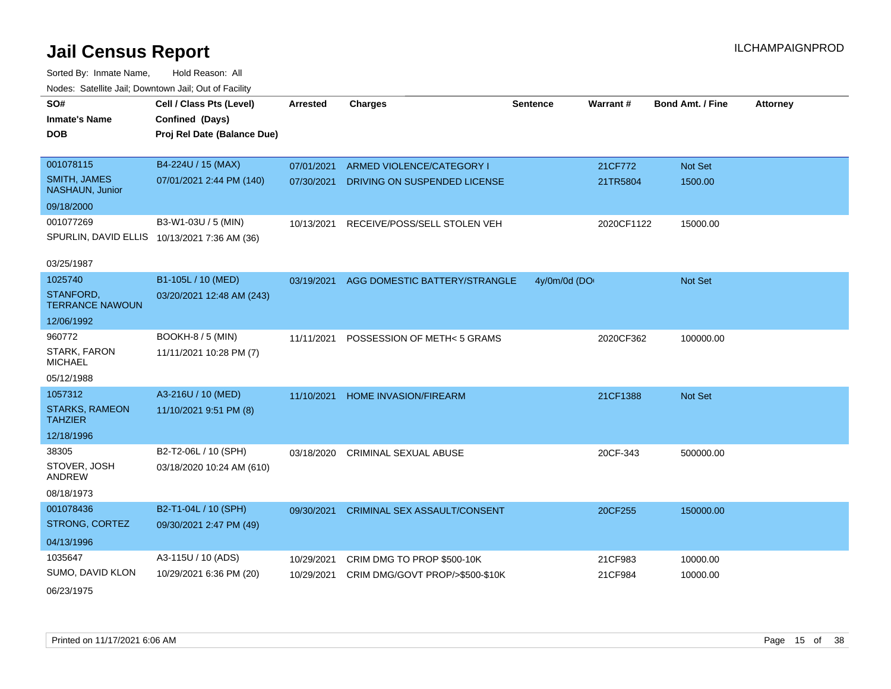# Jail Census Report

ILCHAMPAIGNPROD

Sorted By: Inmate Name, Hold Reason: All

Nodes: Satellite Jail; Downtown Jail; Out of Facility

| SO# / Inmate's Name / DOB | Cell / Class Pts (Level) / Confined (Days) / Proj Rel Date (Balance Due) | Arrested | Charges | Sentence | Warrant # | Bond Amt. / Fine | Attorney |
|---|---|---|---|---|---|---|---|
| 001078115<br>SMITH, JAMES NASHAUN, Junior<br>09/18/2000 | B4-224U / 15 (MAX)<br>07/01/2021 2:44 PM (140) | 07/01/2021 | ARMED VIOLENCE/CATEGORY I | | 21CF772 | Not Set | |
| | | 07/30/2021 | DRIVING ON SUSPENDED LICENSE | | 21TR5804 | 1500.00 | |
| 001077269<br>SPURLIN, DAVID ELLIS<br>03/25/1987 | B3-W1-03U / 5 (MIN)<br>10/13/2021 7:36 AM (36) | 10/13/2021 | RECEIVE/POSS/SELL STOLEN VEH | | 2020CF1122 | 15000.00 | |
| 1025740<br>STANFORD, TERRANCE NAWOUN<br>12/06/1992 | B1-105L / 10 (MED)<br>03/20/2021 12:48 AM (243) | 03/19/2021 | AGG DOMESTIC BATTERY/STRANGLE | 4y/0m/0d (DO | | Not Set | |
| 960772<br>STARK, FARON MICHAEL<br>05/12/1988 | BOOKH-8 / 5 (MIN)<br>11/11/2021 10:28 PM (7) | 11/11/2021 | POSSESSION OF METH< 5 GRAMS | | 2020CF362 | 100000.00 | |
| 1057312<br>STARKS, RAMEON TAHZIER<br>12/18/1996 | A3-216U / 10 (MED)<br>11/10/2021 9:51 PM (8) | 11/10/2021 | HOME INVASION/FIREARM | | 21CF1388 | Not Set | |
| 38305<br>STOVER, JOSH ANDREW<br>08/18/1973 | B2-T2-06L / 10 (SPH)<br>03/18/2020 10:24 AM (610) | 03/18/2020 | CRIMINAL SEXUAL ABUSE | | 20CF-343 | 500000.00 | |
| 001078436<br>STRONG, CORTEZ<br>04/13/1996 | B2-T1-04L / 10 (SPH)<br>09/30/2021 2:47 PM (49) | 09/30/2021 | CRIMINAL SEX ASSAULT/CONSENT | | 20CF255 | 150000.00 | |
| 1035647<br>SUMO, DAVID KLON<br>06/23/1975 | A3-115U / 10 (ADS)<br>10/29/2021 6:36 PM (20) | 10/29/2021 | CRIM DMG TO PROP $500-10K | | 21CF983 | 10000.00 | |
| | | 10/29/2021 | CRIM DMG/GOVT PROP/>$500-$10K | | 21CF984 | 10000.00 | |

Printed on 11/17/2021 6:06 AM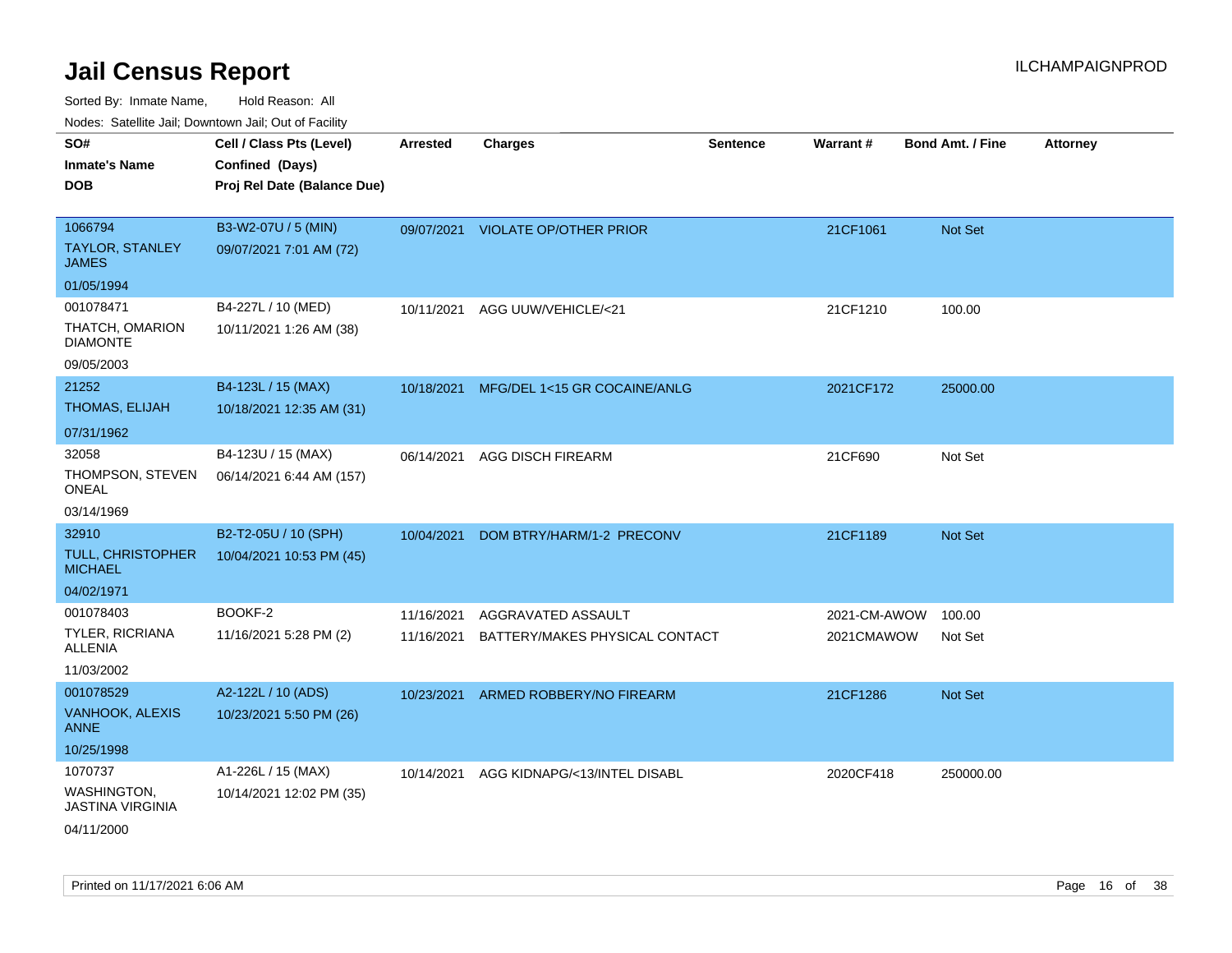# Jail Census Report

ILCHAMPAIGNPROD

Sorted By: Inmate Name, Hold Reason: All

Nodes: Satellite Jail; Downtown Jail; Out of Facility

| SO# / Inmate's Name / DOB | Cell / Class Pts (Level) / Confined (Days) / Proj Rel Date (Balance Due) | Arrested | Charges | Sentence | Warrant # | Bond Amt. / Fine | Attorney |
|---|---|---|---|---|---|---|---|
| 1066794<br>TAYLOR, STANLEY JAMES<br>01/05/1994 | B3-W2-07U / 5 (MIN)<br>09/07/2021 7:01 AM (72) | 09/07/2021 | VIOLATE OP/OTHER PRIOR | | 21CF1061 | Not Set | |
| 001078471<br>THATCH, OMARION DIAMONTE<br>09/05/2003 | B4-227L / 10 (MED)<br>10/11/2021 1:26 AM (38) | 10/11/2021 | AGG UUW/VEHICLE/<21 | | 21CF1210 | 100.00 | |
| 21252<br>THOMAS, ELIJAH<br>07/31/1962 | B4-123L / 15 (MAX)<br>10/18/2021 12:35 AM (31) | 10/18/2021 | MFG/DEL 1<15 GR COCAINE/ANLG | | 2021CF172 | 25000.00 | |
| 32058<br>THOMPSON, STEVEN ONEAL<br>03/14/1969 | B4-123U / 15 (MAX)<br>06/14/2021 6:44 AM (157) | 06/14/2021 | AGG DISCH FIREARM | | 21CF690 | Not Set | |
| 32910<br>TULL, CHRISTOPHER MICHAEL<br>04/02/1971 | B2-T2-05U / 10 (SPH)<br>10/04/2021 10:53 PM (45) | 10/04/2021 | DOM BTRY/HARM/1-2 PRECONV | | 21CF1189 | Not Set | |
| 001078403<br>TYLER, RICRIANA ALLENIA<br>11/03/2002 | BOOKF-2<br>11/16/2021 5:28 PM (2) | 11/16/2021<br>11/16/2021 | AGGRAVATED ASSAULT<br>BATTERY/MAKES PHYSICAL CONTACT | | 2021-CM-AWOW<br>2021CMAWOW | 100.00<br>Not Set | |
| 001078529<br>VANHOOK, ALEXIS ANNE<br>10/25/1998 | A2-122L / 10 (ADS)<br>10/23/2021 5:50 PM (26) | 10/23/2021 | ARMED ROBBERY/NO FIREARM | | 21CF1286 | Not Set | |
| 1070737<br>WASHINGTON, JASTINA VIRGINIA<br>04/11/2000 | A1-226L / 15 (MAX)<br>10/14/2021 12:02 PM (35) | 10/14/2021 | AGG KIDNAPG/<13/INTEL DISABL | | 2020CF418 | 250000.00 | |

Printed on 11/17/2021 6:06 AM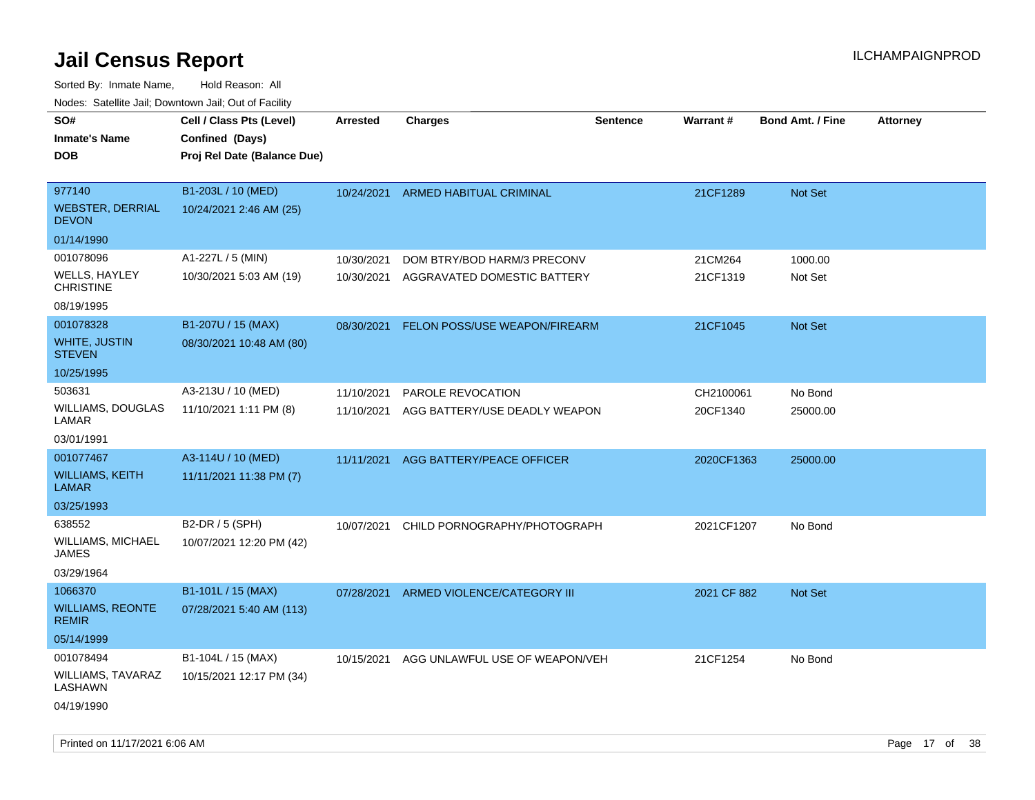# Jail Census Report

ILCHAMPAIGNPROD

Sorted By: Inmate Name, Hold Reason: All

Nodes: Satellite Jail; Downtown Jail; Out of Facility

| SO# / Inmate's Name / DOB | Cell / Class Pts (Level) / Confined (Days) / Proj Rel Date (Balance Due) | Arrested | Charges | Sentence | Warrant # | Bond Amt. / Fine | Attorney |
|---|---|---|---|---|---|---|---|
| 977140<br>WEBSTER, DERRIAL DEVON<br>01/14/1990 | B1-203L / 10 (MED)<br>10/24/2021 2:46 AM (25) | 10/24/2021 | ARMED HABITUAL CRIMINAL | | 21CF1289 | Not Set | |
| 001078096<br>WELLS, HAYLEY CHRISTINE<br>08/19/1995 | A1-227L / 5 (MIN)<br>10/30/2021 5:03 AM (19) | 10/30/2021 | DOM BTRY/BOD HARM/3 PRECONV | | 21CM264 | 1000.00 | |
| | | 10/30/2021 | AGGRAVATED DOMESTIC BATTERY | | 21CF1319 | Not Set | |
| 001078328<br>WHITE, JUSTIN STEVEN<br>10/25/1995 | B1-207U / 15 (MAX)<br>08/30/2021 10:48 AM (80) | 08/30/2021 | FELON POSS/USE WEAPON/FIREARM | | 21CF1045 | Not Set | |
| 503631<br>WILLIAMS, DOUGLAS LAMAR<br>03/01/1991 | A3-213U / 10 (MED)<br>11/10/2021 1:11 PM (8) | 11/10/2021 | PAROLE REVOCATION | | CH2100061 | No Bond | |
| | | 11/10/2021 | AGG BATTERY/USE DEADLY WEAPON | | 20CF1340 | 25000.00 | |
| 001077467<br>WILLIAMS, KEITH LAMAR<br>03/25/1993 | A3-114U / 10 (MED)<br>11/11/2021 11:38 PM (7) | 11/11/2021 | AGG BATTERY/PEACE OFFICER | | 2020CF1363 | 25000.00 | |
| 638552<br>WILLIAMS, MICHAEL JAMES<br>03/29/1964 | B2-DR / 5 (SPH)<br>10/07/2021 12:20 PM (42) | 10/07/2021 | CHILD PORNOGRAPHY/PHOTOGRAPH | | 2021CF1207 | No Bond | |
| 1066370<br>WILLIAMS, REONTE REMIR<br>05/14/1999 | B1-101L / 15 (MAX)<br>07/28/2021 5:40 AM (113) | 07/28/2021 | ARMED VIOLENCE/CATEGORY III | | 2021 CF 882 | Not Set | |
| 001078494<br>WILLIAMS, TAVARAZ LASHAWN<br>04/19/1990 | B1-104L / 15 (MAX)<br>10/15/2021 12:17 PM (34) | 10/15/2021 | AGG UNLAWFUL USE OF WEAPON/VEH | | 21CF1254 | No Bond | |

Printed on 11/17/2021 6:06 AM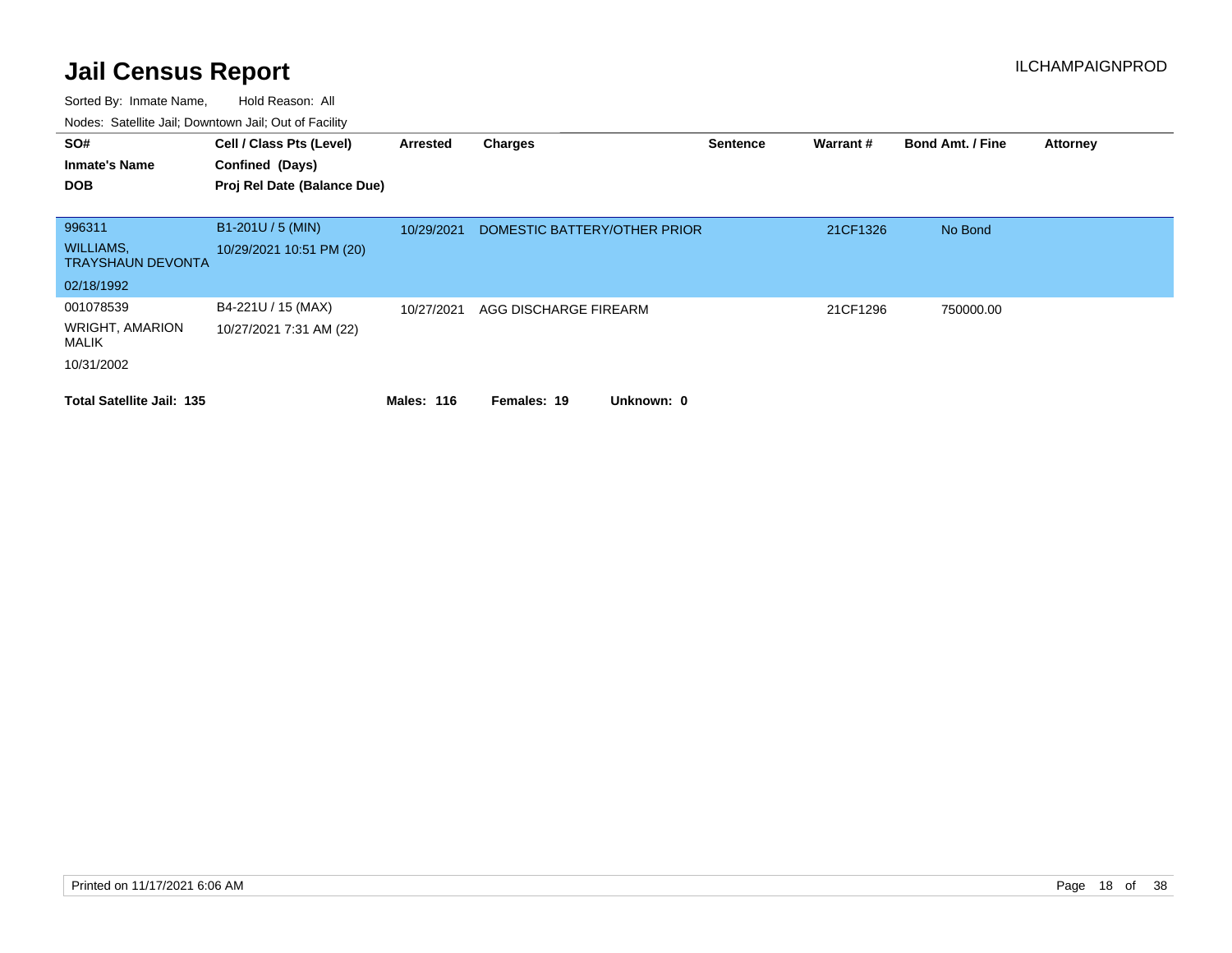# Jail Census Report

ILCHAMPAIGNPROD

Sorted By: Inmate Name, Hold Reason: All

Nodes: Satellite Jail; Downtown Jail; Out of Facility

| SO# / Inmate's Name / DOB | Cell / Class Pts (Level) / Confined (Days) / Proj Rel Date (Balance Due) | Arrested | Charges | Sentence | Warrant # | Bond Amt. / Fine | Attorney |
|---|---|---|---|---|---|---|---|
| 996311<br>WILLIAMS, TRAYSHAUN DEVONTA<br>02/18/1992 | B1-201U / 5 (MIN)<br>10/29/2021 10:51 PM (20) | 10/29/2021 | DOMESTIC BATTERY/OTHER PRIOR | | 21CF1326 | No Bond | |
| 001078539<br>WRIGHT, AMARION MALIK<br>10/31/2002 | B4-221U / 15 (MAX)<br>10/27/2021 7:31 AM (22) | 10/27/2021 | AGG DISCHARGE FIREARM | | 21CF1296 | 750000.00 | |

**Total Satellite Jail: 135** **Males: 116** **Females: 19** **Unknown: 0**

Printed on 11/17/2021 6:06 AM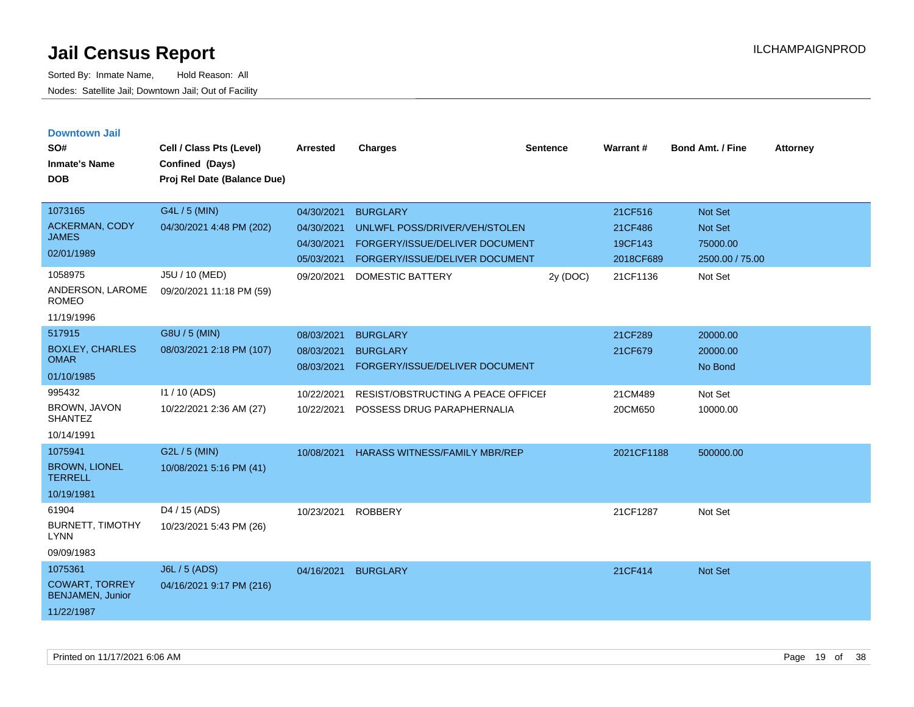# Jail Census Report

Sorted By: Inmate Name, Hold Reason: All

Nodes: Satellite Jail; Downtown Jail; Out of Facility

ILCHAMPAIGNPROD

## Downtown Jail

| SO# / Inmate's Name / DOB | Cell / Class Pts (Level) / Confined (Days) / Proj Rel Date (Balance Due) | Arrested | Charges | Sentence | Warrant # | Bond Amt. / Fine | Attorney |
|---|---|---|---|---|---|---|---|
| 1073165<br>ACKERMAN, CODY JAMES<br>02/01/1989 | G4L / 5 (MIN)<br>04/30/2021 4:48 PM (202) | 04/30/2021 | BURGLARY | | 21CF516 | Not Set | |
| | | 04/30/2021 | UNLWFL POSS/DRIVER/VEH/STOLEN | | 21CF486 | Not Set | |
| | | 04/30/2021 | FORGERY/ISSUE/DELIVER DOCUMENT | | 19CF143 | 75000.00 | |
| | | 05/03/2021 | FORGERY/ISSUE/DELIVER DOCUMENT | | 2018CF689 | 2500.00 / 75.00 | |
| 1058975<br>ANDERSON, LAROME ROMEO<br>11/19/1996 | J5U / 10 (MED)<br>09/20/2021 11:18 PM (59) | 09/20/2021 | DOMESTIC BATTERY | 2y (DOC) | 21CF1136 | Not Set | |
| 517915<br>BOXLEY, CHARLES OMAR<br>01/10/1985 | G8U / 5 (MIN)<br>08/03/2021 2:18 PM (107) | 08/03/2021 | BURGLARY | | 21CF289 | 20000.00 | |
| | | 08/03/2021 | BURGLARY | | 21CF679 | 20000.00 | |
| | | 08/03/2021 | FORGERY/ISSUE/DELIVER DOCUMENT | | | No Bond | |
| 995432<br>BROWN, JAVON SHANTEZ<br>10/14/1991 | I1 / 10 (ADS)<br>10/22/2021 2:36 AM (27) | 10/22/2021 | RESIST/OBSTRUCTING A PEACE OFFICEI | | 21CM489 | Not Set | |
| | | 10/22/2021 | POSSESS DRUG PARAPHERNALIA | | 20CM650 | 10000.00 | |
| 1075941<br>BROWN, LIONEL TERRELL<br>10/19/1981 | G2L / 5 (MIN)<br>10/08/2021 5:16 PM (41) | 10/08/2021 | HARASS WITNESS/FAMILY MBR/REP | | 2021CF1188 | 500000.00 | |
| 61904<br>BURNETT, TIMOTHY LYNN<br>09/09/1983 | D4 / 15 (ADS)<br>10/23/2021 5:43 PM (26) | 10/23/2021 | ROBBERY | | 21CF1287 | Not Set | |
| 1075361<br>COWART, TORREY BENJAMEN, Junior<br>11/22/1987 | J6L / 5 (ADS)<br>04/16/2021 9:17 PM (216) | 04/16/2021 | BURGLARY | | 21CF414 | Not Set | |

Printed on 11/17/2021 6:06 AM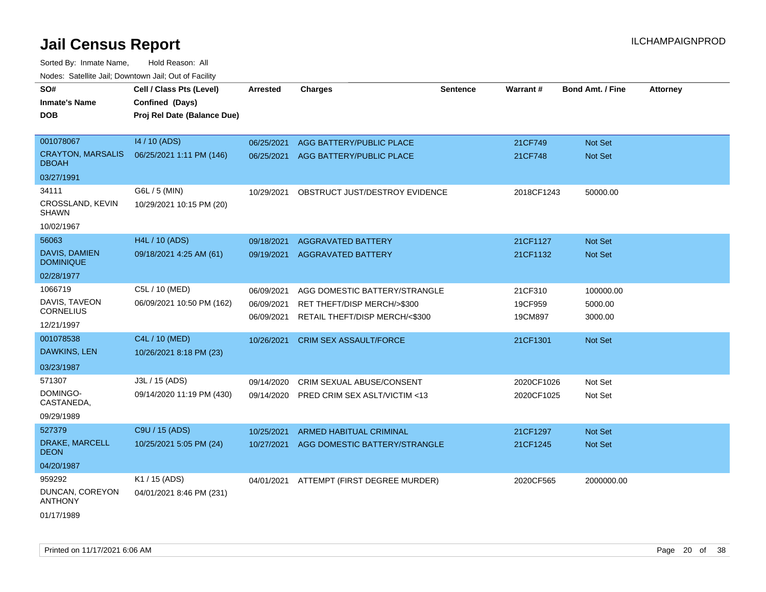# Jail Census Report

ILCHAMPAIGNPROD

Sorted By: Inmate Name, Hold Reason: All

Nodes: Satellite Jail; Downtown Jail; Out of Facility

| SO# / Inmate's Name / DOB | Cell / Class Pts (Level) / Confined (Days) / Proj Rel Date (Balance Due) | Arrested | Charges | Sentence | Warrant # | Bond Amt. / Fine | Attorney |
|---|---|---|---|---|---|---|---|
| 001078067<br>CRAYTON, MARSALIS DBOAH<br>03/27/1991 | I4 / 10 (ADS)<br>06/25/2021 1:11 PM (146) | 06/25/2021<br>06/25/2021 | AGG BATTERY/PUBLIC PLACE<br>AGG BATTERY/PUBLIC PLACE | | 21CF749<br>21CF748 | Not Set<br>Not Set | |
| 34111<br>CROSSLAND, KEVIN SHAWN<br>10/02/1967 | G6L / 5 (MIN)<br>10/29/2021 10:15 PM (20) | 10/29/2021 | OBSTRUCT JUST/DESTROY EVIDENCE | | 2018CF1243 | 50000.00 | |
| 56063<br>DAVIS, DAMIEN DOMINIQUE<br>02/28/1977 | H4L / 10 (ADS)<br>09/18/2021 4:25 AM (61) | 09/18/2021<br>09/19/2021 | AGGRAVATED BATTERY<br>AGGRAVATED BATTERY | | 21CF1127<br>21CF1132 | Not Set<br>Not Set | |
| 1066719<br>DAVIS, TAVEON CORNELIUS<br>12/21/1997 | C5L / 10 (MED)<br>06/09/2021 10:50 PM (162) | 06/09/2021<br>06/09/2021<br>06/09/2021 | AGG DOMESTIC BATTERY/STRANGLE<br>RET THEFT/DISP MERCH/>$300<br>RETAIL THEFT/DISP MERCH/<$300 | | 21CF310<br>19CF959<br>19CM897 | 100000.00<br>5000.00<br>3000.00 | |
| 001078538<br>DAWKINS, LEN<br>03/23/1987 | C4L / 10 (MED)<br>10/26/2021 8:18 PM (23) | 10/26/2021 | CRIM SEX ASSAULT/FORCE | | 21CF1301 | Not Set | |
| 571307<br>DOMINGO-CASTANEDA,<br>09/29/1989 | J3L / 15 (ADS)<br>09/14/2020 11:19 PM (430) | 09/14/2020<br>09/14/2020 | CRIM SEXUAL ABUSE/CONSENT<br>PRED CRIM SEX ASLT/VICTIM <13 | | 2020CF1026<br>2020CF1025 | Not Set<br>Not Set | |
| 527379<br>DRAKE, MARCELL DEON<br>04/20/1987 | C9U / 15 (ADS)<br>10/25/2021 5:05 PM (24) | 10/25/2021<br>10/27/2021 | ARMED HABITUAL CRIMINAL<br>AGG DOMESTIC BATTERY/STRANGLE | | 21CF1297<br>21CF1245 | Not Set<br>Not Set | |
| 959292<br>DUNCAN, COREYON ANTHONY<br>01/17/1989 | K1 / 15 (ADS)<br>04/01/2021 8:46 PM (231) | 04/01/2021 | ATTEMPT (FIRST DEGREE MURDER) | | 2020CF565 | 2000000.00 | |

Printed on 11/17/2021 6:06 AM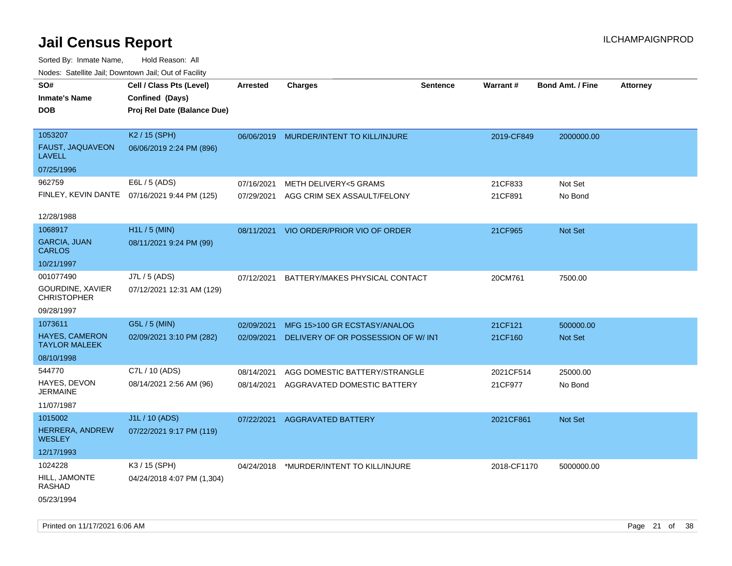# Jail Census Report

Sorted By: Inmate Name, Hold Reason: All

Nodes: Satellite Jail; Downtown Jail; Out of Facility

| SO# / Inmate's Name / DOB | Cell / Class Pts (Level) / Confined (Days) / Proj Rel Date (Balance Due) | Arrested | Charges | Sentence | Warrant # | Bond Amt. / Fine | Attorney |
|---|---|---|---|---|---|---|---|
| 1053207<br>FAUST, JAQUAVEON LAVELL<br>07/25/1996 | K2 / 15 (SPH)<br>06/06/2019 2:24 PM (896) | 06/06/2019 | MURDER/INTENT TO KILL/INJURE | | 2019-CF849 | 2000000.00 | |
| 962759<br>FINLEY, KEVIN DANTE<br>12/28/1988 | E6L / 5 (ADS)<br>07/16/2021 9:44 PM (125) | 07/16/2021<br>07/29/2021 | METH DELIVERY<5 GRAMS<br>AGG CRIM SEX ASSAULT/FELONY | | 21CF833<br>21CF891 | Not Set<br>No Bond | |
| 1068917<br>GARCIA, JUAN CARLOS<br>10/21/1997 | H1L / 5 (MIN)<br>08/11/2021 9:24 PM (99) | 08/11/2021 | VIO ORDER/PRIOR VIO OF ORDER | | 21CF965 | Not Set | |
| 001077490<br>GOURDINE, XAVIER CHRISTOPHER<br>09/28/1997 | J7L / 5 (ADS)<br>07/12/2021 12:31 AM (129) | 07/12/2021 | BATTERY/MAKES PHYSICAL CONTACT | | 20CM761 | 7500.00 | |
| 1073611<br>HAYES, CAMERON TAYLOR MALEEK<br>08/10/1998 | G5L / 5 (MIN)<br>02/09/2021 3:10 PM (282) | 02/09/2021<br>02/09/2021 | MFG 15>100 GR ECSTASY/ANALOG<br>DELIVERY OF OR POSSESSION OF W/ INT | | 21CF121<br>21CF160 | 500000.00<br>Not Set | |
| 544770<br>HAYES, DEVON JERMAINE<br>11/07/1987 | C7L / 10 (ADS)<br>08/14/2021 2:56 AM (96) | 08/14/2021<br>08/14/2021 | AGG DOMESTIC BATTERY/STRANGLE<br>AGGRAVATED DOMESTIC BATTERY | | 2021CF514<br>21CF977 | 25000.00<br>No Bond | |
| 1015002<br>HERRERA, ANDREW WESLEY<br>12/17/1993 | J1L / 10 (ADS)<br>07/22/2021 9:17 PM (119) | 07/22/2021 | AGGRAVATED BATTERY | | 2021CF861 | Not Set | |
| 1024228<br>HILL, JAMONTE RASHAD<br>05/23/1994 | K3 / 15 (SPH)<br>04/24/2018 4:07 PM (1,304) | 04/24/2018 | *MURDER/INTENT TO KILL/INJURE | | 2018-CF1170 | 5000000.00 | |

Printed on 11/17/2021 6:06 AM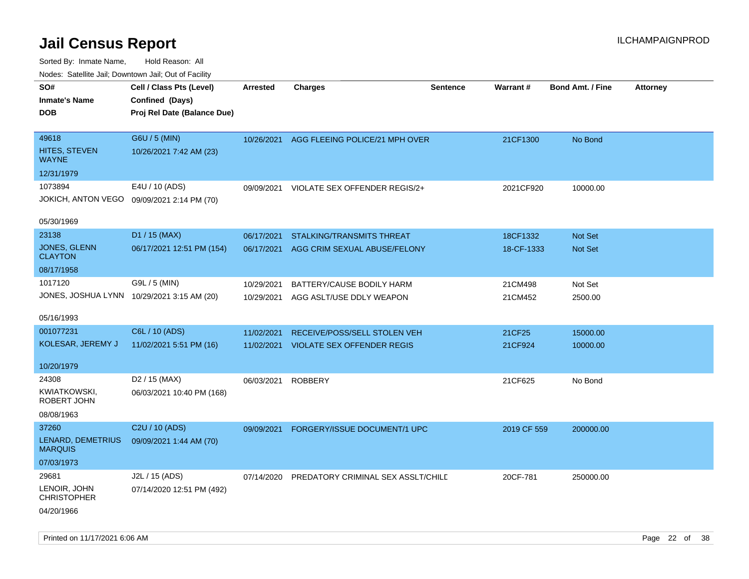# Jail Census Report

Sorted By: Inmate Name, Hold Reason: All

Nodes: Satellite Jail; Downtown Jail; Out of Facility

| SO# / Inmate's Name / DOB | Cell / Class Pts (Level) / Confined (Days) / Proj Rel Date (Balance Due) | Arrested | Charges | Sentence | Warrant # | Bond Amt. / Fine | Attorney |
|---|---|---|---|---|---|---|---|
| 49618<br>HITES, STEVEN WAYNE<br>12/31/1979 | G6U / 5 (MIN)<br>10/26/2021 7:42 AM (23) | 10/26/2021 | AGG FLEEING POLICE/21 MPH OVER | | 21CF1300 | No Bond | |
| 1073894<br>JOKICH, ANTON VEGO<br>05/30/1969 | E4U / 10 (ADS)<br>09/09/2021 2:14 PM (70) | 09/09/2021 | VIOLATE SEX OFFENDER REGIS/2+ | | 2021CF920 | 10000.00 | |
| 23138<br>JONES, GLENN CLAYTON<br>08/17/1958 | D1 / 15 (MAX)<br>06/17/2021 12:51 PM (154) | 06/17/2021 | STALKING/TRANSMITS THREAT | | 18CF1332 | Not Set | |
| | | 06/17/2021 | AGG CRIM SEXUAL ABUSE/FELONY | | 18-CF-1333 | Not Set | |
| 1017120<br>JONES, JOSHUA LYNN<br>05/16/1993 | G9L / 5 (MIN)<br>10/29/2021 3:15 AM (20) | 10/29/2021 | BATTERY/CAUSE BODILY HARM | | 21CM498 | Not Set | |
| | | 10/29/2021 | AGG ASLT/USE DDLY WEAPON | | 21CM452 | 2500.00 | |
| 001077231<br>KOLESAR, JEREMY J<br>10/20/1979 | C6L / 10 (ADS)<br>11/02/2021 5:51 PM (16) | 11/02/2021 | RECEIVE/POSS/SELL STOLEN VEH | | 21CF25 | 15000.00 | |
| | | 11/02/2021 | VIOLATE SEX OFFENDER REGIS | | 21CF924 | 10000.00 | |
| 24308<br>KWIATKOWSKI, ROBERT JOHN<br>08/08/1963 | D2 / 15 (MAX)<br>06/03/2021 10:40 PM (168) | 06/03/2021 | ROBBERY | | 21CF625 | No Bond | |
| 37260<br>LENARD, DEMETRIUS MARQUIS<br>07/03/1973 | C2U / 10 (ADS)<br>09/09/2021 1:44 AM (70) | 09/09/2021 | FORGERY/ISSUE DOCUMENT/1 UPC | | 2019 CF 559 | 200000.00 | |
| 29681<br>LENOIR, JOHN CHRISTOPHER<br>04/20/1966 | J2L / 15 (ADS)<br>07/14/2020 12:51 PM (492) | 07/14/2020 | PREDATORY CRIMINAL SEX ASSLT/CHILD | | 20CF-781 | 250000.00 | |

Printed on 11/17/2021 6:06 AM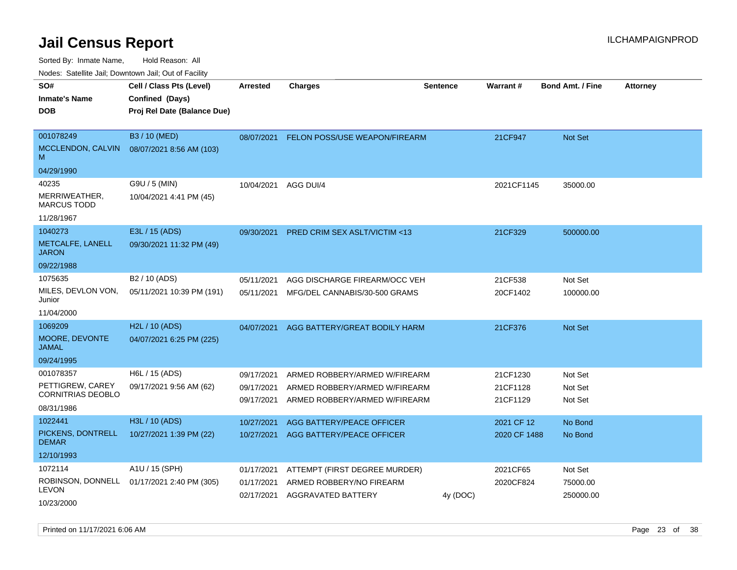# Jail Census Report

ILCHAMPAIGNPROD

Sorted By: Inmate Name, Hold Reason: All

Nodes: Satellite Jail; Downtown Jail; Out of Facility

| SO# / Inmate's Name / DOB | Cell / Class Pts (Level) / Confined (Days) / Proj Rel Date (Balance Due) | Arrested | Charges | Sentence | Warrant # | Bond Amt. / Fine | Attorney |
|---|---|---|---|---|---|---|---|
| 001078249<br>MCCLENDON, CALVIN M<br>04/29/1990 | B3 / 10 (MED)<br>08/07/2021 8:56 AM (103) | 08/07/2021 | FELON POSS/USE WEAPON/FIREARM | | 21CF947 | Not Set | |
| 40235<br>MERRIWEATHER, MARCUS TODD<br>11/28/1967 | G9U / 5 (MIN)<br>10/04/2021 4:41 PM (45) | 10/04/2021 | AGG DUI/4 | | 2021CF1145 | 35000.00 | |
| 1040273<br>METCALFE, LANELL JARON<br>09/22/1988 | E3L / 15 (ADS)<br>09/30/2021 11:32 PM (49) | 09/30/2021 | PRED CRIM SEX ASLT/VICTIM <13 | | 21CF329 | 500000.00 | |
| 1075635<br>MILES, DEVLON VON, Junior<br>11/04/2000 | B2 / 10 (ADS)<br>05/11/2021 10:39 PM (191) | 05/11/2021 | AGG DISCHARGE FIREARM/OCC VEH | | 21CF538 | Not Set | |
| | | 05/11/2021 | MFG/DEL CANNABIS/30-500 GRAMS | | 20CF1402 | 100000.00 | |
| 1069209<br>MOORE, DEVONTE JAMAL<br>09/24/1995 | H2L / 10 (ADS)<br>04/07/2021 6:25 PM (225) | 04/07/2021 | AGG BATTERY/GREAT BODILY HARM | | 21CF376 | Not Set | |
| 001078357<br>PETTIGREW, CAREY CORNITRIAS DEOBLO<br>08/31/1986 | H6L / 15 (ADS)<br>09/17/2021 9:56 AM (62) | 09/17/2021 | ARMED ROBBERY/ARMED W/FIREARM | | 21CF1230 | Not Set | |
| | | 09/17/2021 | ARMED ROBBERY/ARMED W/FIREARM | | 21CF1128 | Not Set | |
| | | 09/17/2021 | ARMED ROBBERY/ARMED W/FIREARM | | 21CF1129 | Not Set | |
| 1022441<br>PICKENS, DONTRELL DEMAR<br>12/10/1993 | H3L / 10 (ADS)<br>10/27/2021 1:39 PM (22) | 10/27/2021 | AGG BATTERY/PEACE OFFICER | | 2021 CF 12 | No Bond | |
| | | 10/27/2021 | AGG BATTERY/PEACE OFFICER | | 2020 CF 1488 | No Bond | |
| 1072114<br>ROBINSON, DONNELL LEVON<br>10/23/2000 | A1U / 15 (SPH)<br>01/17/2021 2:40 PM (305) | 01/17/2021 | ATTEMPT (FIRST DEGREE MURDER) | | 2021CF65 | Not Set | |
| | | 01/17/2021 | ARMED ROBBERY/NO FIREARM | | 2020CF824 | 75000.00 | |
| | | 02/17/2021 | AGGRAVATED BATTERY | 4y (DOC) | | 250000.00 | |

Printed on 11/17/2021 6:06 AM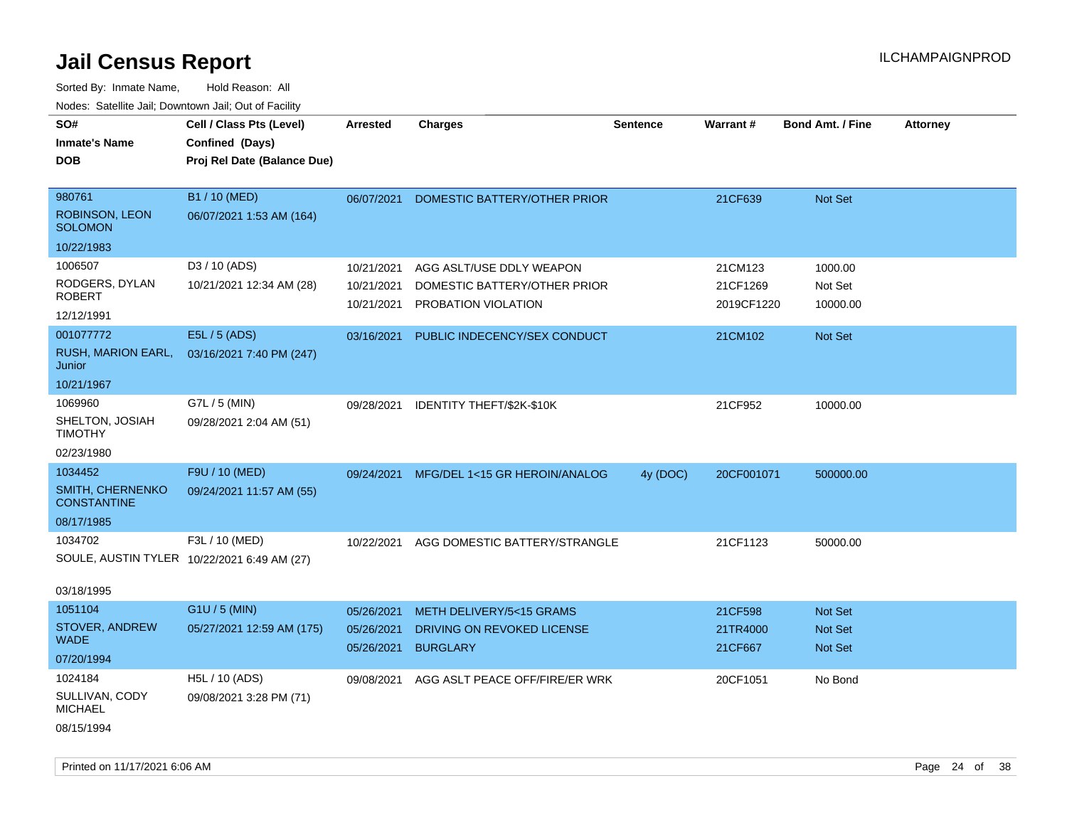# Jail Census Report

ILCHAMPAIGNPROD

Sorted By: Inmate Name, Hold Reason: All

Nodes: Satellite Jail; Downtown Jail; Out of Facility

| SO# / Inmate's Name / DOB | Cell / Class Pts (Level) / Confined (Days) / Proj Rel Date (Balance Due) | Arrested | Charges | Sentence | Warrant # | Bond Amt. / Fine | Attorney |
|---|---|---|---|---|---|---|---|
| 980761<br>ROBINSON, LEON SOLOMON<br>10/22/1983 | B1 / 10 (MED)<br>06/07/2021 1:53 AM (164) | 06/07/2021 | DOMESTIC BATTERY/OTHER PRIOR | | 21CF639 | Not Set | |
| 1006507<br>RODGERS, DYLAN ROBERT<br>12/12/1991 | D3 / 10 (ADS)<br>10/21/2021 12:34 AM (28) | 10/21/2021<br>10/21/2021<br>10/21/2021 | AGG ASLT/USE DDLY WEAPON<br>DOMESTIC BATTERY/OTHER PRIOR<br>PROBATION VIOLATION | | 21CM123<br>21CF1269<br>2019CF1220 | 1000.00<br>Not Set<br>10000.00 | |
| 001077772<br>RUSH, MARION EARL, Junior<br>10/21/1967 | E5L / 5 (ADS)<br>03/16/2021 7:40 PM (247) | 03/16/2021 | PUBLIC INDECENCY/SEX CONDUCT | | 21CM102 | Not Set | |
| 1069960<br>SHELTON, JOSIAH TIMOTHY<br>02/23/1980 | G7L / 5 (MIN)<br>09/28/2021 2:04 AM (51) | 09/28/2021 | IDENTITY THEFT/$2K-$10K | | 21CF952 | 10000.00 | |
| 1034452<br>SMITH, CHERNENKO CONSTANTINE<br>08/17/1985 | F9U / 10 (MED)<br>09/24/2021 11:57 AM (55) | 09/24/2021 | MFG/DEL 1<15 GR HEROIN/ANALOG | 4y (DOC) | 20CF001071 | 500000.00 | |
| 1034702<br>SOULE, AUSTIN TYLER<br>03/18/1995 | F3L / 10 (MED)<br>10/22/2021 6:49 AM (27) | 10/22/2021 | AGG DOMESTIC BATTERY/STRANGLE | | 21CF1123 | 50000.00 | |
| 1051104<br>STOVER, ANDREW WADE<br>07/20/1994 | G1U / 5 (MIN)<br>05/27/2021 12:59 AM (175) | 05/26/2021<br>05/26/2021<br>05/26/2021 | METH DELIVERY/5<15 GRAMS<br>DRIVING ON REVOKED LICENSE<br>BURGLARY | | 21CF598<br>21TR4000<br>21CF667 | Not Set<br>Not Set<br>Not Set | |
| 1024184<br>SULLIVAN, CODY MICHAEL<br>08/15/1994 | H5L / 10 (ADS)<br>09/08/2021 3:28 PM (71) | 09/08/2021 | AGG ASLT PEACE OFF/FIRE/ER WRK | | 20CF1051 | No Bond | |

Printed on 11/17/2021 6:06 AM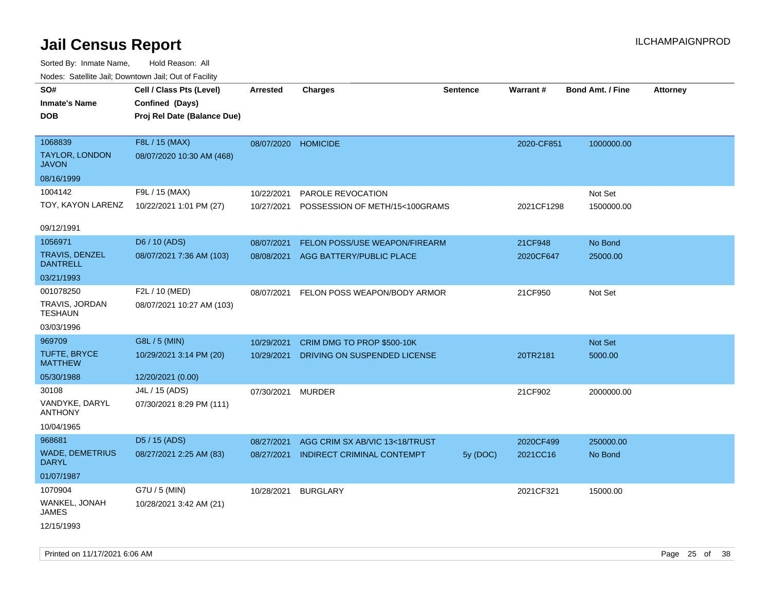# Jail Census Report

ILCHAMPAIGNPROD

Sorted By: Inmate Name, Hold Reason: All

Nodes: Satellite Jail; Downtown Jail; Out of Facility

| SO# / Inmate's Name / DOB | Cell / Class Pts (Level) / Confined (Days) / Proj Rel Date (Balance Due) | Arrested | Charges | Sentence | Warrant # | Bond Amt. / Fine | Attorney |
|---|---|---|---|---|---|---|---|
| 1068839<br>TAYLOR, LONDON JAVON<br>08/16/1999 | F8L / 15 (MAX)<br>08/07/2020 10:30 AM (468) | 08/07/2020 | HOMICIDE | | 2020-CF851 | 1000000.00 | |
| 1004142<br>TOY, KAYON LARENZ<br>09/12/1991 | F9L / 15 (MAX)<br>10/22/2021 1:01 PM (27) | 10/22/2021 | PAROLE REVOCATION | | | Not Set | |
| | | 10/27/2021 | POSSESSION OF METH/15<100GRAMS | | 2021CF1298 | 1500000.00 | |
| 1056971<br>TRAVIS, DENZEL DANTRELL<br>03/21/1993 | D6 / 10 (ADS)<br>08/07/2021 7:36 AM (103) | 08/07/2021 | FELON POSS/USE WEAPON/FIREARM | | 21CF948 | No Bond | |
| | | 08/08/2021 | AGG BATTERY/PUBLIC PLACE | | 2020CF647 | 25000.00 | |
| 001078250<br>TRAVIS, JORDAN TESHAUN<br>03/03/1996 | F2L / 10 (MED)<br>08/07/2021 10:27 AM (103) | 08/07/2021 | FELON POSS WEAPON/BODY ARMOR | | 21CF950 | Not Set | |
| 969709<br>TUFTE, BRYCE MATTHEW<br>05/30/1988 | G8L / 5 (MIN)<br>10/29/2021 3:14 PM (20)<br>12/20/2021 (0.00) | 10/29/2021 | CRIM DMG TO PROP $500-10K | | | Not Set | |
| | | 10/29/2021 | DRIVING ON SUSPENDED LICENSE | | 20TR2181 | 5000.00 | |
| 30108<br>VANDYKE, DARYL ANTHONY<br>10/04/1965 | J4L / 15 (ADS)<br>07/30/2021 8:29 PM (111) | 07/30/2021 | MURDER | | 21CF902 | 2000000.00 | |
| 968681<br>WADE, DEMETRIUS DARYL<br>01/07/1987 | D5 / 15 (ADS)<br>08/27/2021 2:25 AM (83) | 08/27/2021 | AGG CRIM SX AB/VIC 13<18/TRUST | | 2020CF499 | 250000.00 | |
| | | 08/27/2021 | INDIRECT CRIMINAL CONTEMPT | 5y (DOC) | 2021CC16 | No Bond | |
| 1070904<br>WANKEL, JONAH JAMES<br>12/15/1993 | G7U / 5 (MIN)<br>10/28/2021 3:42 AM (21) | 10/28/2021 | BURGLARY | | 2021CF321 | 15000.00 | |

Printed on 11/17/2021 6:06 AM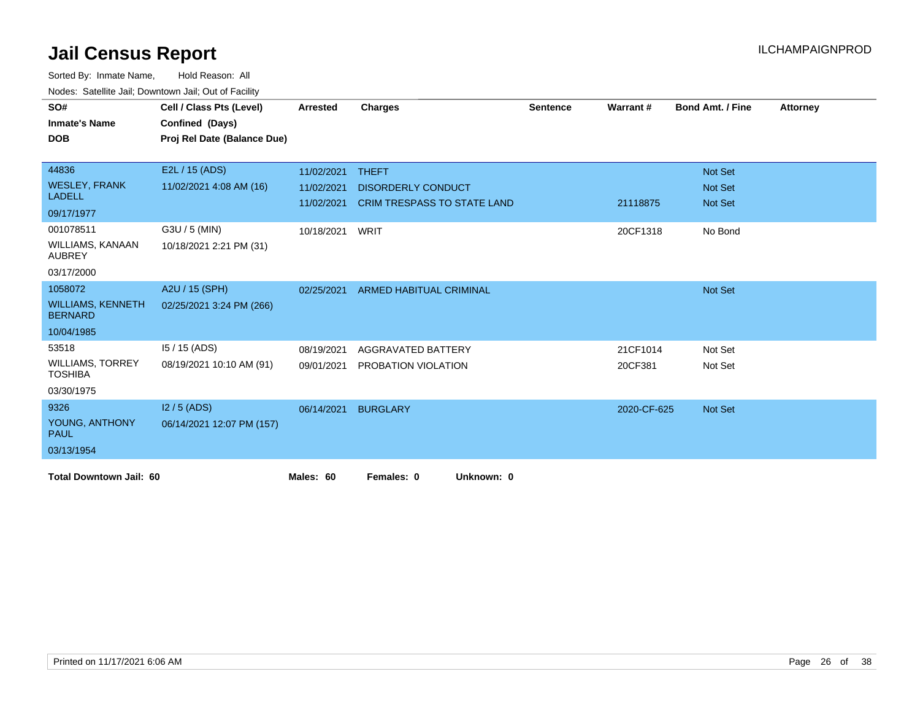# Jail Census Report

ILCHAMPAIGNPROD

Sorted By: Inmate Name, Hold Reason: All

Nodes: Satellite Jail; Downtown Jail; Out of Facility

| SO# / Inmate's Name / DOB | Cell / Class Pts (Level) / Confined (Days) / Proj Rel Date (Balance Due) | Arrested | Charges | Sentence | Warrant # | Bond Amt. / Fine | Attorney |
|---|---|---|---|---|---|---|---|
| 44836 WESLEY, FRANK LADELL 09/17/1977 | E2L / 15 (ADS) 11/02/2021 4:08 AM (16) | 11/02/2021 | THEFT | | | Not Set | |
| | | 11/02/2021 | DISORDERLY CONDUCT | | | Not Set | |
| | | 11/02/2021 | CRIM TRESPASS TO STATE LAND | | 21118875 | Not Set | |
| 001078511 WILLIAMS, KANAAN AUBREY 03/17/2000 | G3U / 5 (MIN) 10/18/2021 2:21 PM (31) | 10/18/2021 | WRIT | | 20CF1318 | No Bond | |
| 1058072 WILLIAMS, KENNETH BERNARD 10/04/1985 | A2U / 15 (SPH) 02/25/2021 3:24 PM (266) | 02/25/2021 | ARMED HABITUAL CRIMINAL | | | Not Set | |
| 53518 WILLIAMS, TORREY TOSHIBA 03/30/1975 | I5 / 15 (ADS) 08/19/2021 10:10 AM (91) | 08/19/2021 | AGGRAVATED BATTERY | | 21CF1014 | Not Set | |
| | | 09/01/2021 | PROBATION VIOLATION | | 20CF381 | Not Set | |
| 9326 YOUNG, ANTHONY PAUL 03/13/1954 | I2 / 5 (ADS) 06/14/2021 12:07 PM (157) | 06/14/2021 | BURGLARY | | 2020-CF-625 | Not Set | |

**Total Downtown Jail: 60** **Males: 60** **Females: 0** **Unknown: 0**

Printed on 11/17/2021 6:06 AM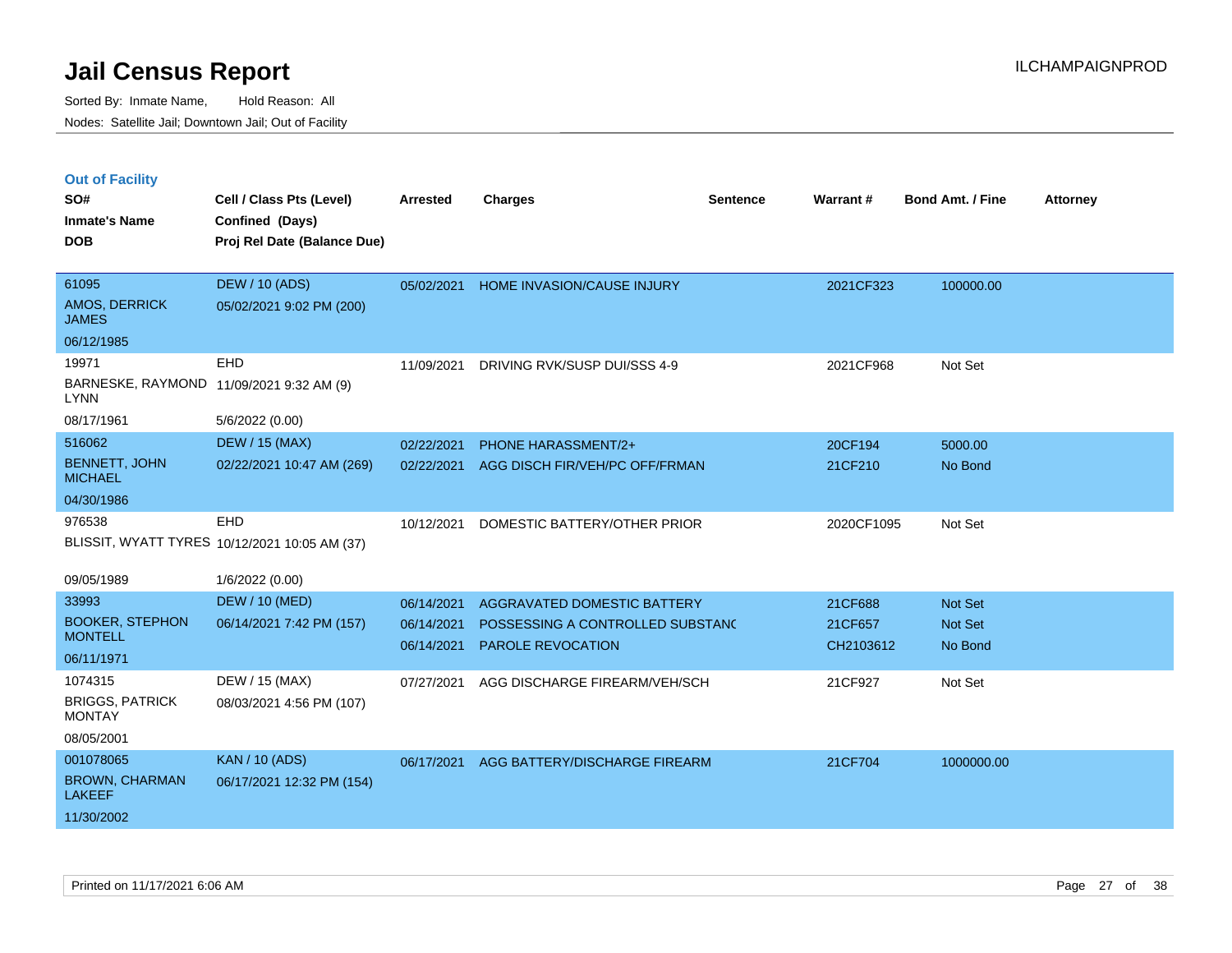# Jail Census Report

Sorted By: Inmate Name, Hold Reason: All

Nodes: Satellite Jail; Downtown Jail; Out of Facility

ILCHAMPAIGNPROD

## Out of Facility

| SO# / Inmate's Name / DOB | Cell / Class Pts (Level) / Confined (Days) / Proj Rel Date (Balance Due) | Arrested | Charges | Sentence | Warrant # | Bond Amt. / Fine | Attorney |
|---|---|---|---|---|---|---|---|
| 61095<br>AMOS, DERRICK JAMES<br>06/12/1985 | DEW / 10 (ADS)<br>05/02/2021 9:02 PM (200) | 05/02/2021 | HOME INVASION/CAUSE INJURY | | 2021CF323 | 100000.00 | |
| 19971<br>BARNESKE, RAYMOND LYNN<br>08/17/1961 | EHD<br>11/09/2021 9:32 AM (9)<br>5/6/2022 (0.00) | 11/09/2021 | DRIVING RVK/SUSP DUI/SSS 4-9 | | 2021CF968 | Not Set | |
| 516062<br>BENNETT, JOHN MICHAEL<br>04/30/1986 | DEW / 15 (MAX)<br>02/22/2021 10:47 AM (269) | 02/22/2021<br>02/22/2021 | PHONE HARASSMENT/2+<br>AGG DISCH FIR/VEH/PC OFF/FRMAN | | 20CF194<br>21CF210 | 5000.00<br>No Bond | |
| 976538<br>BLISSIT, WYATT TYRES<br>09/05/1989 | EHD<br>10/12/2021 10:05 AM (37)<br>1/6/2022 (0.00) | 10/12/2021 | DOMESTIC BATTERY/OTHER PRIOR | | 2020CF1095 | Not Set | |
| 33993<br>BOOKER, STEPHON MONTELL<br>06/11/1971 | DEW / 10 (MED)<br>06/14/2021 7:42 PM (157) | 06/14/2021<br>06/14/2021<br>06/14/2021 | AGGRAVATED DOMESTIC BATTERY<br>POSSESSING A CONTROLLED SUBSTANC<br>PAROLE REVOCATION | | 21CF688<br>21CF657<br>CH2103612 | Not Set<br>Not Set<br>No Bond | |
| 1074315<br>BRIGGS, PATRICK MONTAY<br>08/05/2001 | DEW / 15 (MAX)<br>08/03/2021 4:56 PM (107) | 07/27/2021 | AGG DISCHARGE FIREARM/VEH/SCH | | 21CF927 | Not Set | |
| 001078065<br>BROWN, CHARMAN LAKEEF<br>11/30/2002 | KAN / 10 (ADS)<br>06/17/2021 12:32 PM (154) | 06/17/2021 | AGG BATTERY/DISCHARGE FIREARM | | 21CF704 | 1000000.00 | |

Printed on 11/17/2021 6:06 AM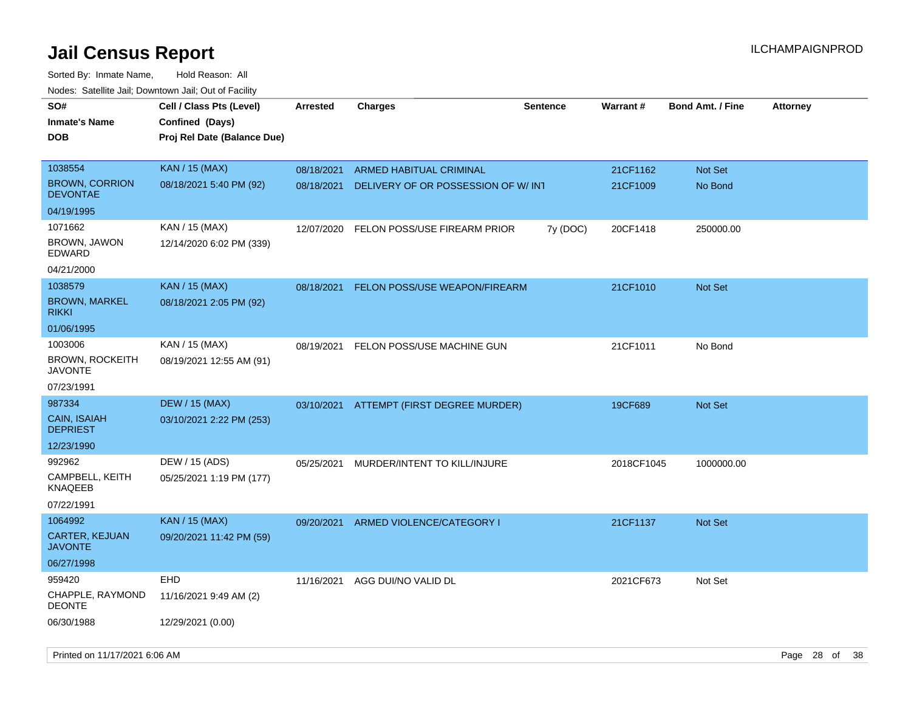# Jail Census Report

ILCHAMPAIGNPROD

Sorted By: Inmate Name, Hold Reason: All

Nodes: Satellite Jail; Downtown Jail; Out of Facility

| SO# / Inmate's Name / DOB | Cell / Class Pts (Level) / Confined (Days) / Proj Rel Date (Balance Due) | Arrested | Charges | Sentence | Warrant # | Bond Amt. / Fine | Attorney |
|---|---|---|---|---|---|---|---|
| 1038554<br>BROWN, CORRION DEVONTAE<br>04/19/1995 | KAN / 15 (MAX)<br>08/18/2021 5:40 PM (92) | 08/18/2021<br>08/18/2021 | ARMED HABITUAL CRIMINAL<br>DELIVERY OF OR POSSESSION OF W/ INT | | 21CF1162<br>21CF1009 | Not Set<br>No Bond | |
| 1071662<br>BROWN, JAWON EDWARD<br>04/21/2000 | KAN / 15 (MAX)<br>12/14/2020 6:02 PM (339) | 12/07/2020 | FELON POSS/USE FIREARM PRIOR | 7y (DOC) | 20CF1418 | 250000.00 | |
| 1038579<br>BROWN, MARKEL RIKKI<br>01/06/1995 | KAN / 15 (MAX)<br>08/18/2021 2:05 PM (92) | 08/18/2021 | FELON POSS/USE WEAPON/FIREARM | | 21CF1010 | Not Set | |
| 1003006<br>BROWN, ROCKEITH JAVONTE<br>07/23/1991 | KAN / 15 (MAX)<br>08/19/2021 12:55 AM (91) | 08/19/2021 | FELON POSS/USE MACHINE GUN | | 21CF1011 | No Bond | |
| 987334<br>CAIN, ISAIAH DEPRIEST<br>12/23/1990 | DEW / 15 (MAX)<br>03/10/2021 2:22 PM (253) | 03/10/2021 | ATTEMPT (FIRST DEGREE MURDER) | | 19CF689 | Not Set | |
| 992962<br>CAMPBELL, KEITH KNAQEEB<br>07/22/1991 | DEW / 15 (ADS)<br>05/25/2021 1:19 PM (177) | 05/25/2021 | MURDER/INTENT TO KILL/INJURE | | 2018CF1045 | 1000000.00 | |
| 1064992<br>CARTER, KEJUAN JAVONTE<br>06/27/1998 | KAN / 15 (MAX)<br>09/20/2021 11:42 PM (59) | 09/20/2021 | ARMED VIOLENCE/CATEGORY I | | 21CF1137 | Not Set | |
| 959420<br>CHAPPLE, RAYMOND DEONTE<br>06/30/1988 | EHD<br>11/16/2021 9:49 AM (2)<br>12/29/2021 (0.00) | 11/16/2021 | AGG DUI/NO VALID DL | | 2021CF673 | Not Set | |

Printed on 11/17/2021 6:06 AM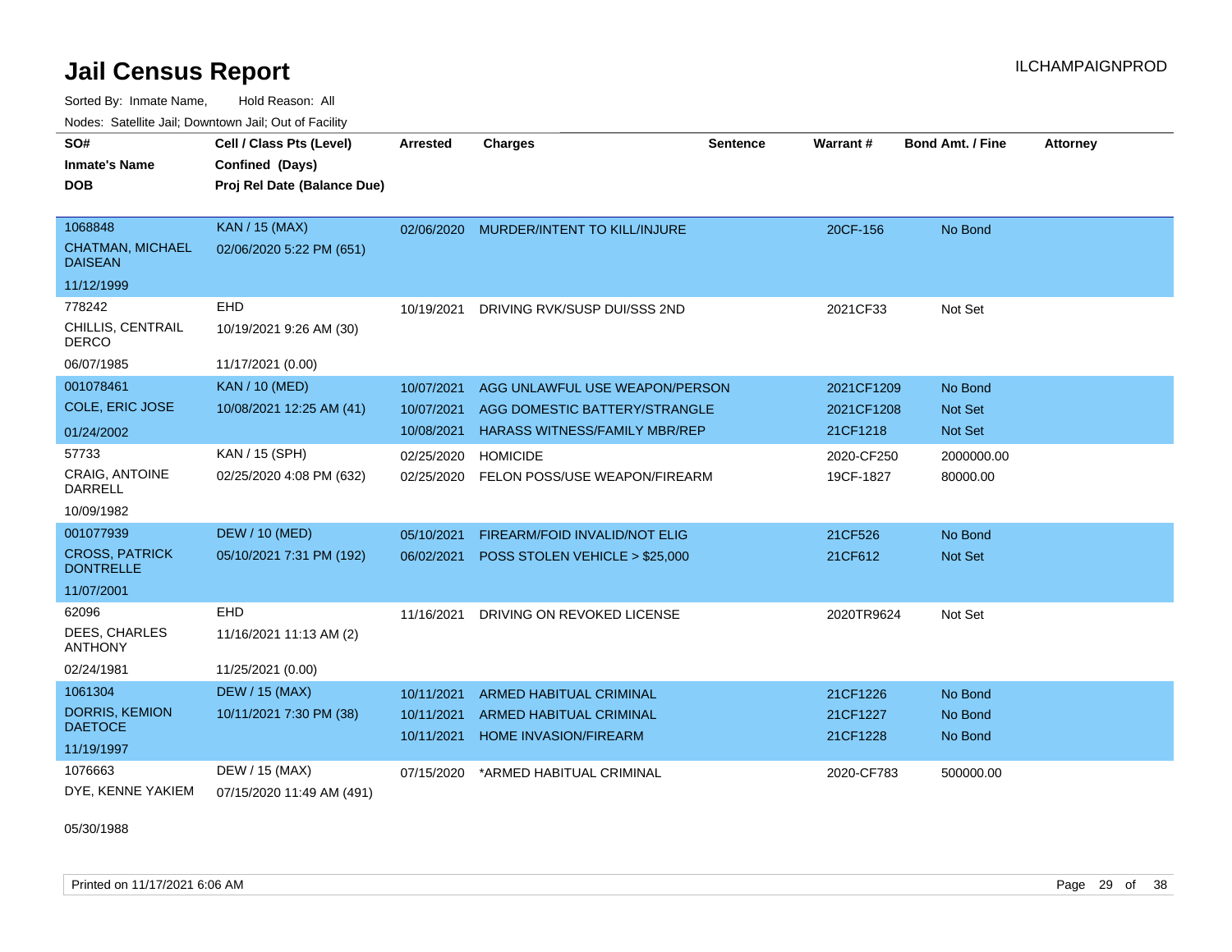# Jail Census Report

ILCHAMPAIGNPROD

Sorted By: Inmate Name, Hold Reason: All

Nodes: Satellite Jail; Downtown Jail; Out of Facility

| SO# / Inmate's Name / DOB | Cell / Class Pts (Level) / Confined (Days) / Proj Rel Date (Balance Due) | Arrested | Charges | Sentence | Warrant # | Bond Amt. / Fine | Attorney |
|---|---|---|---|---|---|---|---|
| 1068848<br>CHATMAN, MICHAEL DAISEAN<br>11/12/1999 | KAN / 15 (MAX)<br>02/06/2020 5:22 PM (651) | 02/06/2020 | MURDER/INTENT TO KILL/INJURE | | 20CF-156 | No Bond | |
| 778242<br>CHILLIS, CENTRAIL DERCO<br>06/07/1985 | EHD<br>10/19/2021 9:26 AM (30)<br>11/17/2021 (0.00) | 10/19/2021 | DRIVING RVK/SUSP DUI/SSS 2ND | | 2021CF33 | Not Set | |
| 001078461<br>COLE, ERIC JOSE<br>01/24/2002 | KAN / 10 (MED)<br>10/08/2021 12:25 AM (41) | 10/07/2021 | AGG UNLAWFUL USE WEAPON/PERSON | | 2021CF1209 | No Bond | |
| | | 10/07/2021 | AGG DOMESTIC BATTERY/STRANGLE | | 2021CF1208 | Not Set | |
| | | 10/08/2021 | HARASS WITNESS/FAMILY MBR/REP | | 21CF1218 | Not Set | |
| 57733<br>CRAIG, ANTOINE DARRELL<br>10/09/1982 | KAN / 15 (SPH)<br>02/25/2020 4:08 PM (632) | 02/25/2020 | HOMICIDE | | 2020-CF250 | 2000000.00 | |
| | | 02/25/2020 | FELON POSS/USE WEAPON/FIREARM | | 19CF-1827 | 80000.00 | |
| 001077939<br>CROSS, PATRICK DONTRELLE<br>11/07/2001 | DEW / 10 (MED)<br>05/10/2021 7:31 PM (192) | 05/10/2021 | FIREARM/FOID INVALID/NOT ELIG | | 21CF526 | No Bond | |
| | | 06/02/2021 | POSS STOLEN VEHICLE > $25,000 | | 21CF612 | Not Set | |
| 62096<br>DEES, CHARLES ANTHONY<br>02/24/1981 | EHD<br>11/16/2021 11:13 AM (2)<br>11/25/2021 (0.00) | 11/16/2021 | DRIVING ON REVOKED LICENSE | | 2020TR9624 | Not Set | |
| 1061304<br>DORRIS, KEMION DAETOCE<br>11/19/1997 | DEW / 15 (MAX)<br>10/11/2021 7:30 PM (38) | 10/11/2021 | ARMED HABITUAL CRIMINAL | | 21CF1226 | No Bond | |
| | | 10/11/2021 | ARMED HABITUAL CRIMINAL | | 21CF1227 | No Bond | |
| | | 10/11/2021 | HOME INVASION/FIREARM | | 21CF1228 | No Bond | |
| 1076663<br>DYE, KENNE YAKIEM<br>05/30/1988 | DEW / 15 (MAX)<br>07/15/2020 11:49 AM (491) | 07/15/2020 | *ARMED HABITUAL CRIMINAL | | 2020-CF783 | 500000.00 | |

Printed on 11/17/2021 6:06 AM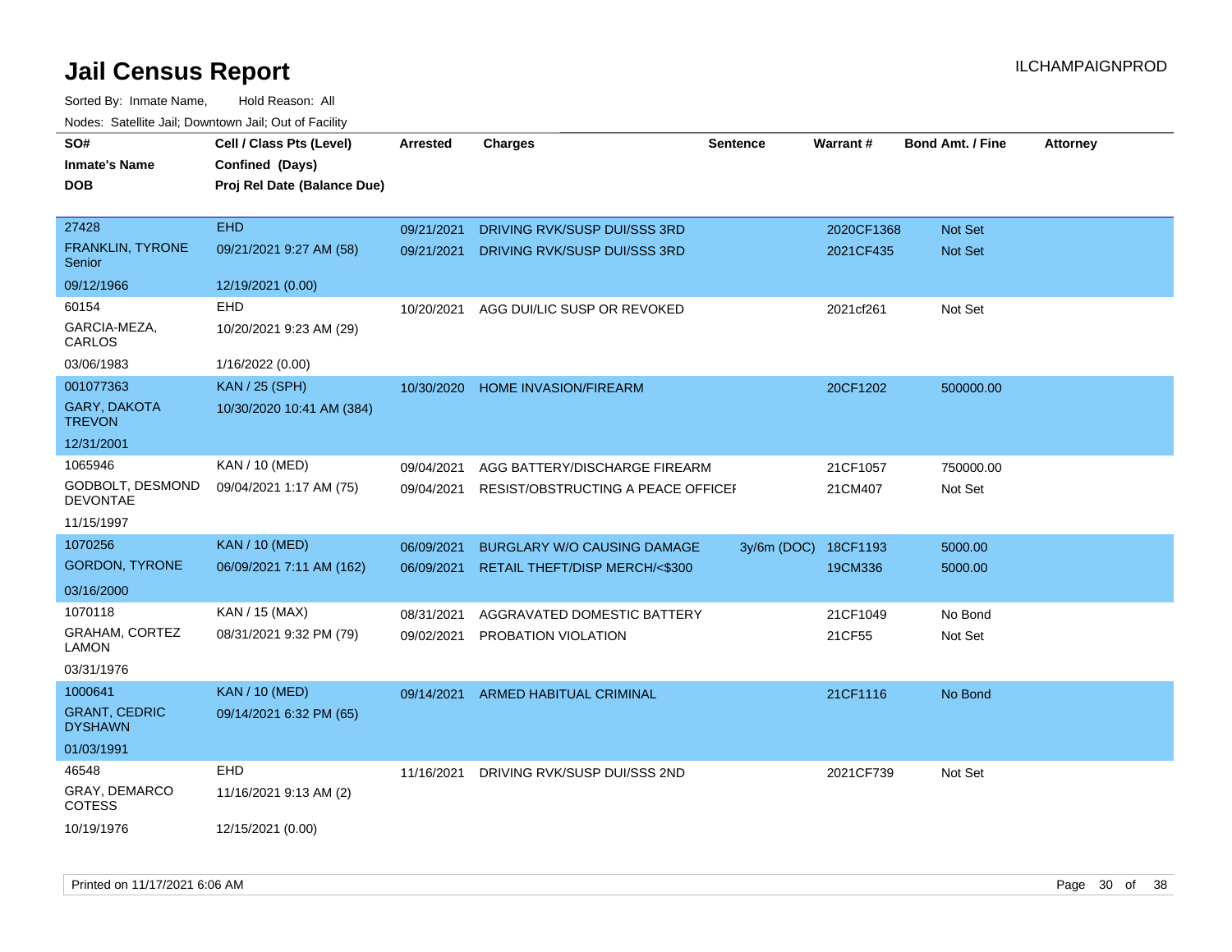# Jail Census Report

Sorted By: Inmate Name, Hold Reason: All

Nodes: Satellite Jail; Downtown Jail; Out of Facility

| SO# / Inmate's Name / DOB | Cell / Class Pts (Level) / Confined (Days) / Proj Rel Date (Balance Due) | Arrested | Charges | Sentence | Warrant # | Bond Amt. / Fine | Attorney |
|---|---|---|---|---|---|---|---|
| 27428<br>FRANKLIN, TYRONE Senior<br>09/12/1966 | EHD<br>09/21/2021 9:27 AM (58)<br>12/19/2021 (0.00) | 09/21/2021<br>09/21/2021 | DRIVING RVK/SUSP DUI/SSS 3RD<br>DRIVING RVK/SUSP DUI/SSS 3RD | | 2020CF1368<br>2021CF435 | Not Set<br>Not Set | |
| 60154<br>GARCIA-MEZA, CARLOS<br>03/06/1983 | EHD<br>10/20/2021 9:23 AM (29)<br>1/16/2022 (0.00) | 10/20/2021 | AGG DUI/LIC SUSP OR REVOKED | | 2021cf261 | Not Set | |
| 001077363<br>GARY, DAKOTA TREVON<br>12/31/2001 | KAN / 25 (SPH)<br>10/30/2020 10:41 AM (384) | 10/30/2020 | HOME INVASION/FIREARM | | 20CF1202 | 500000.00 | |
| 1065946<br>GODBOLT, DESMOND DEVONTAE<br>11/15/1997 | KAN / 10 (MED)<br>09/04/2021 1:17 AM (75) | 09/04/2021<br>09/04/2021 | AGG BATTERY/DISCHARGE FIREARM<br>RESIST/OBSTRUCTING A PEACE OFFICEI | | 21CF1057<br>21CM407 | 750000.00<br>Not Set | |
| 1070256<br>GORDON, TYRONE<br>03/16/2000 | KAN / 10 (MED)<br>06/09/2021 7:11 AM (162) | 06/09/2021<br>06/09/2021 | BURGLARY W/O CAUSING DAMAGE<br>RETAIL THEFT/DISP MERCH/<$300 | 3y/6m (DOC) | 18CF1193<br>19CM336 | 5000.00<br>5000.00 | |
| 1070118<br>GRAHAM, CORTEZ LAMON<br>03/31/1976 | KAN / 15 (MAX)<br>08/31/2021 9:32 PM (79) | 08/31/2021<br>09/02/2021 | AGGRAVATED DOMESTIC BATTERY<br>PROBATION VIOLATION | | 21CF1049<br>21CF55 | No Bond<br>Not Set | |
| 1000641<br>GRANT, CEDRIC DYSHAWN<br>01/03/1991 | KAN / 10 (MED)<br>09/14/2021 6:32 PM (65) | 09/14/2021 | ARMED HABITUAL CRIMINAL | | 21CF1116 | No Bond | |
| 46548<br>GRAY, DEMARCO COTESS<br>10/19/1976 | EHD<br>11/16/2021 9:13 AM (2)<br>12/15/2021 (0.00) | 11/16/2021 | DRIVING RVK/SUSP DUI/SSS 2ND | | 2021CF739 | Not Set | |

Printed on 11/17/2021 6:06 AM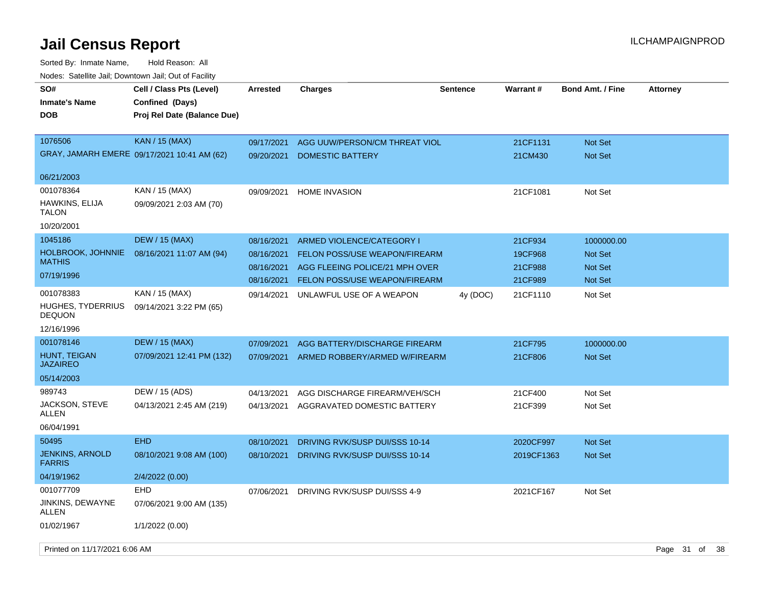# Jail Census Report

Sorted By: Inmate Name, Hold Reason: All

Nodes: Satellite Jail; Downtown Jail; Out of Facility

| SO#<br>Inmate's Name<br>DOB | Cell / Class Pts (Level)<br>Confined (Days)<br>Proj Rel Date (Balance Due) | Arrested | Charges | Sentence | Warrant # | Bond Amt. / Fine | Attorney |
|---|---|---|---|---|---|---|---|
| 1076506<br>GRAY, JAMARH EMERE<br>06/21/2003 | KAN / 15 (MAX)<br>09/17/2021 10:41 AM (62) | 09/17/2021<br>09/20/2021 | AGG UUW/PERSON/CM THREAT VIOL<br>DOMESTIC BATTERY | | 21CF1131<br>21CM430 | Not Set<br>Not Set | |
| 001078364<br>HAWKINS, ELIJA TALON<br>10/20/2001 | KAN / 15 (MAX)<br>09/09/2021 2:03 AM (70) | 09/09/2021 | HOME INVASION | | 21CF1081 | Not Set | |
| 1045186<br>HOLBROOK, JOHNNIE MATHIS<br>07/19/1996 | DEW / 15 (MAX)<br>08/16/2021 11:07 AM (94) | 08/16/2021<br>08/16/2021<br>08/16/2021<br>08/16/2021 | ARMED VIOLENCE/CATEGORY I<br>FELON POSS/USE WEAPON/FIREARM<br>AGG FLEEING POLICE/21 MPH OVER<br>FELON POSS/USE WEAPON/FIREARM | | 21CF934<br>19CF968<br>21CF988<br>21CF989 | 1000000.00<br>Not Set<br>Not Set<br>Not Set | |
| 001078383<br>HUGHES, TYDERRIUS DEQUON<br>12/16/1996 | KAN / 15 (MAX)<br>09/14/2021 3:22 PM (65) | 09/14/2021 | UNLAWFUL USE OF A WEAPON | 4y (DOC) | 21CF1110 | Not Set | |
| 001078146<br>HUNT, TEIGAN JAZAIREO<br>05/14/2003 | DEW / 15 (MAX)<br>07/09/2021 12:41 PM (132) | 07/09/2021<br>07/09/2021 | AGG BATTERY/DISCHARGE FIREARM<br>ARMED ROBBERY/ARMED W/FIREARM | | 21CF795<br>21CF806 | 1000000.00<br>Not Set | |
| 989743<br>JACKSON, STEVE ALLEN<br>06/04/1991 | DEW / 15 (ADS)<br>04/13/2021 2:45 AM (219) | 04/13/2021<br>04/13/2021 | AGG DISCHARGE FIREARM/VEH/SCH<br>AGGRAVATED DOMESTIC BATTERY | | 21CF400<br>21CF399 | Not Set<br>Not Set | |
| 50495<br>JENKINS, ARNOLD FARRIS<br>04/19/1962 | EHD<br>08/10/2021 9:08 AM (100)<br>2/4/2022 (0.00) | 08/10/2021<br>08/10/2021 | DRIVING RVK/SUSP DUI/SSS 10-14<br>DRIVING RVK/SUSP DUI/SSS 10-14 | | 2020CF997<br>2019CF1363 | Not Set<br>Not Set | |
| 001077709<br>JINKINS, DEWAYNE ALLEN<br>01/02/1967 | EHD<br>07/06/2021 9:00 AM (135)<br>1/1/2022 (0.00) | 07/06/2021 | DRIVING RVK/SUSP DUI/SSS 4-9 | | 2021CF167 | Not Set | |

Printed on 11/17/2021 6:06 AM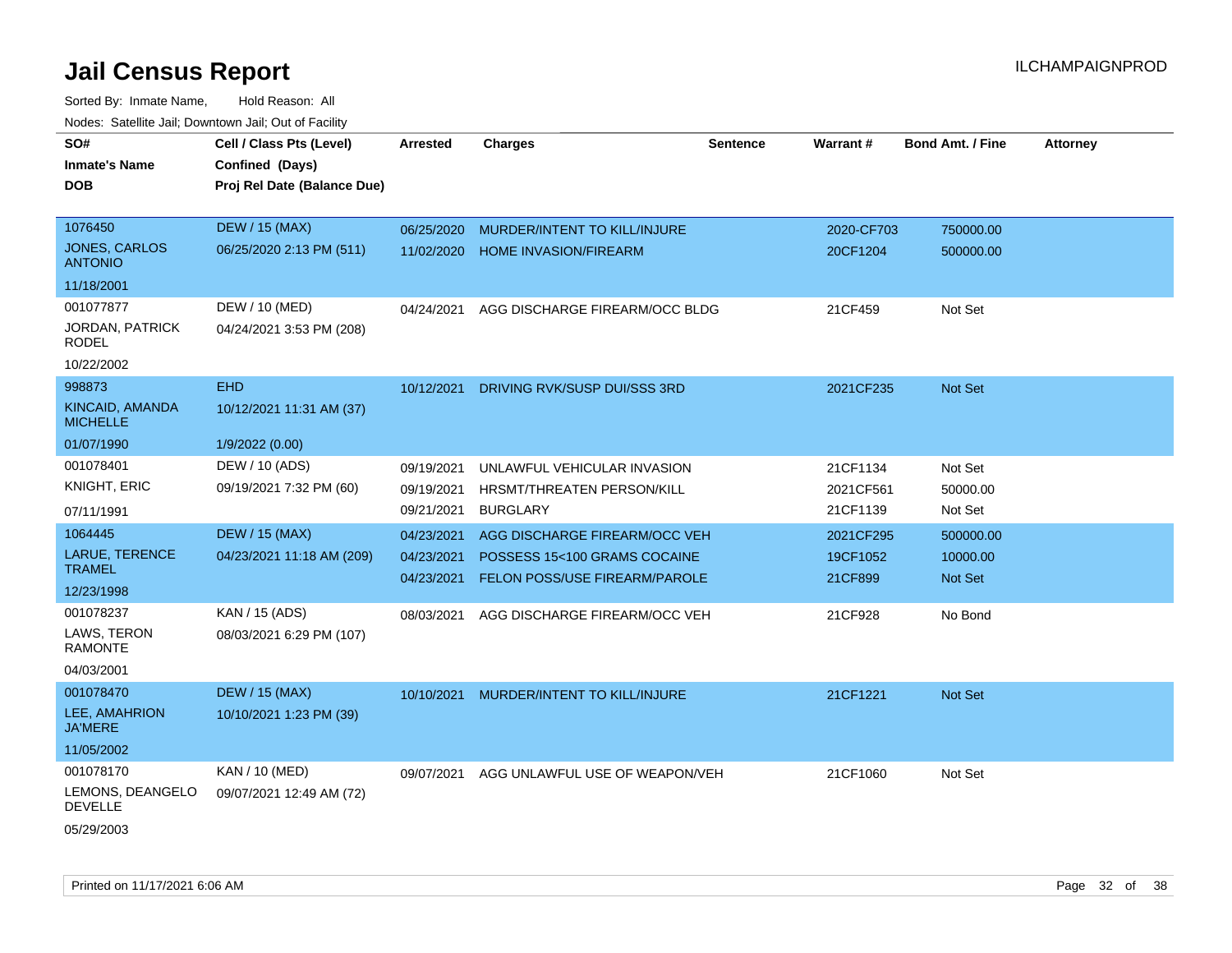# Jail Census Report

Sorted By: Inmate Name, Hold Reason: All

Nodes: Satellite Jail; Downtown Jail; Out of Facility

| SO# / Inmate's Name / DOB | Cell / Class Pts (Level) / Confined (Days) / Proj Rel Date (Balance Due) | Arrested | Charges | Sentence | Warrant # | Bond Amt. / Fine | Attorney |
|---|---|---|---|---|---|---|---|
| 1076450<br>JONES, CARLOS ANTONIO<br>11/18/2001 | DEW / 15 (MAX)<br>06/25/2020 2:13 PM (511) | 06/25/2020<br>11/02/2020 | MURDER/INTENT TO KILL/INJURE<br>HOME INVASION/FIREARM | | 2020-CF703<br>20CF1204 | 750000.00<br>500000.00 | |
| 001077877<br>JORDAN, PATRICK RODEL<br>10/22/2002 | DEW / 10 (MED)<br>04/24/2021 3:53 PM (208) | 04/24/2021 | AGG DISCHARGE FIREARM/OCC BLDG | | 21CF459 | Not Set | |
| 998873<br>KINCAID, AMANDA MICHELLE<br>01/07/1990 | EHD<br>10/12/2021 11:31 AM (37)<br>1/9/2022 (0.00) | 10/12/2021 | DRIVING RVK/SUSP DUI/SSS 3RD | | 2021CF235 | Not Set | |
| 001078401<br>KNIGHT, ERIC<br>07/11/1991 | DEW / 10 (ADS)<br>09/19/2021 7:32 PM (60) | 09/19/2021<br>09/19/2021<br>09/21/2021 | UNLAWFUL VEHICULAR INVASION<br>HRSMT/THREATEN PERSON/KILL<br>BURGLARY | | 21CF1134<br>2021CF561<br>21CF1139 | Not Set<br>50000.00<br>Not Set | |
| 1064445<br>LARUE, TERENCE TRAMEL<br>12/23/1998 | DEW / 15 (MAX)<br>04/23/2021 11:18 AM (209) | 04/23/2021<br>04/23/2021<br>04/23/2021 | AGG DISCHARGE FIREARM/OCC VEH<br>POSSESS 15<100 GRAMS COCAINE<br>FELON POSS/USE FIREARM/PAROLE | | 2021CF295<br>19CF1052<br>21CF899 | 500000.00<br>10000.00<br>Not Set | |
| 001078237<br>LAWS, TERON RAMONTE<br>04/03/2001 | KAN / 15 (ADS)<br>08/03/2021 6:29 PM (107) | 08/03/2021 | AGG DISCHARGE FIREARM/OCC VEH | | 21CF928 | No Bond | |
| 001078470<br>LEE, AMAHRION JA'MERE<br>11/05/2002 | DEW / 15 (MAX)<br>10/10/2021 1:23 PM (39) | 10/10/2021 | MURDER/INTENT TO KILL/INJURE | | 21CF1221 | Not Set | |
| 001078170<br>LEMONS, DEANGELO DEVELLE<br>05/29/2003 | KAN / 10 (MED)<br>09/07/2021 12:49 AM (72) | 09/07/2021 | AGG UNLAWFUL USE OF WEAPON/VEH | | 21CF1060 | Not Set | |

Printed on 11/17/2021 6:06 AM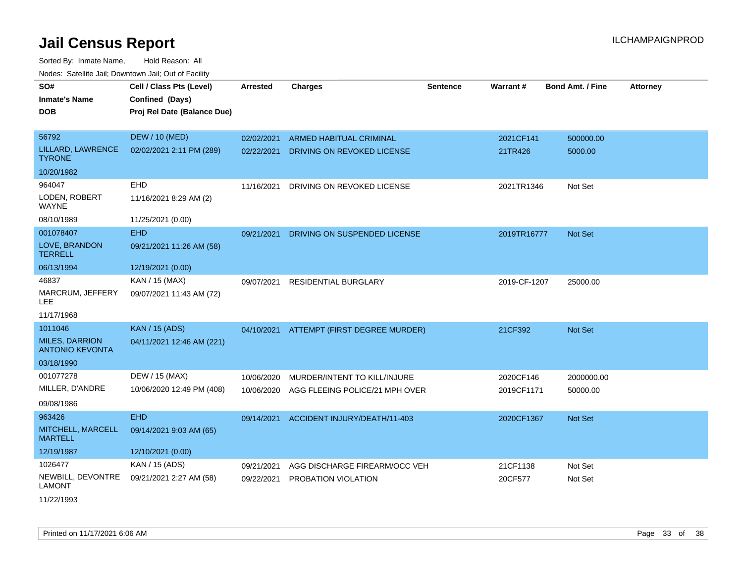# Jail Census Report

Sorted By: Inmate Name, Hold Reason: All

Nodes: Satellite Jail; Downtown Jail; Out of Facility

| SO# / Inmate's Name / DOB | Cell / Class Pts (Level) / Confined (Days) / Proj Rel Date (Balance Due) | Arrested | Charges | Sentence | Warrant # | Bond Amt. / Fine | Attorney |
|---|---|---|---|---|---|---|---|
| 56792 | DEW / 10 (MED) | 02/02/2021 | ARMED HABITUAL CRIMINAL | | 2021CF141 | 500000.00 | |
| LILLARD, LAWRENCE TYRONE | 02/02/2021 2:11 PM (289) | 02/22/2021 | DRIVING ON REVOKED LICENSE | | 21TR426 | 5000.00 | |
| 10/20/1982 | | | | | | | |
| 964047 | EHD | 11/16/2021 | DRIVING ON REVOKED LICENSE | | 2021TR1346 | Not Set | |
| LODEN, ROBERT WAYNE | 11/16/2021 8:29 AM (2) | | | | | | |
| 08/10/1989 | 11/25/2021 (0.00) | | | | | | |
| 001078407 | EHD | 09/21/2021 | DRIVING ON SUSPENDED LICENSE | | 2019TR16777 | Not Set | |
| LOVE, BRANDON TERRELL | 09/21/2021 11:26 AM (58) | | | | | | |
| 06/13/1994 | 12/19/2021 (0.00) | | | | | | |
| 46837 | KAN / 15 (MAX) | 09/07/2021 | RESIDENTIAL BURGLARY | | 2019-CF-1207 | 25000.00 | |
| MARCRUM, JEFFERY LEE | 09/07/2021 11:43 AM (72) | | | | | | |
| 11/17/1968 | | | | | | | |
| 1011046 | KAN / 15 (ADS) | 04/10/2021 | ATTEMPT (FIRST DEGREE MURDER) | | 21CF392 | Not Set | |
| MILES, DARRION ANTONIO KEVONTA | 04/11/2021 12:46 AM (221) | | | | | | |
| 03/18/1990 | | | | | | | |
| 001077278 | DEW / 15 (MAX) | 10/06/2020 | MURDER/INTENT TO KILL/INJURE | | 2020CF146 | 2000000.00 | |
| MILLER, D'ANDRE | 10/06/2020 12:49 PM (408) | 10/06/2020 | AGG FLEEING POLICE/21 MPH OVER | | 2019CF1171 | 50000.00 | |
| 09/08/1986 | | | | | | | |
| 963426 | EHD | 09/14/2021 | ACCIDENT INJURY/DEATH/11-403 | | 2020CF1367 | Not Set | |
| MITCHELL, MARCELL MARTELL | 09/14/2021 9:03 AM (65) | | | | | | |
| 12/19/1987 | 12/10/2021 (0.00) | | | | | | |
| 1026477 | KAN / 15 (ADS) | 09/21/2021 | AGG DISCHARGE FIREARM/OCC VEH | | 21CF1138 | Not Set | |
| NEWBILL, DEVONTRE LAMONT | 09/21/2021 2:27 AM (58) | 09/22/2021 | PROBATION VIOLATION | | 20CF577 | Not Set | |
| 11/22/1993 | | | | | | | |

Printed on 11/17/2021 6:06 AM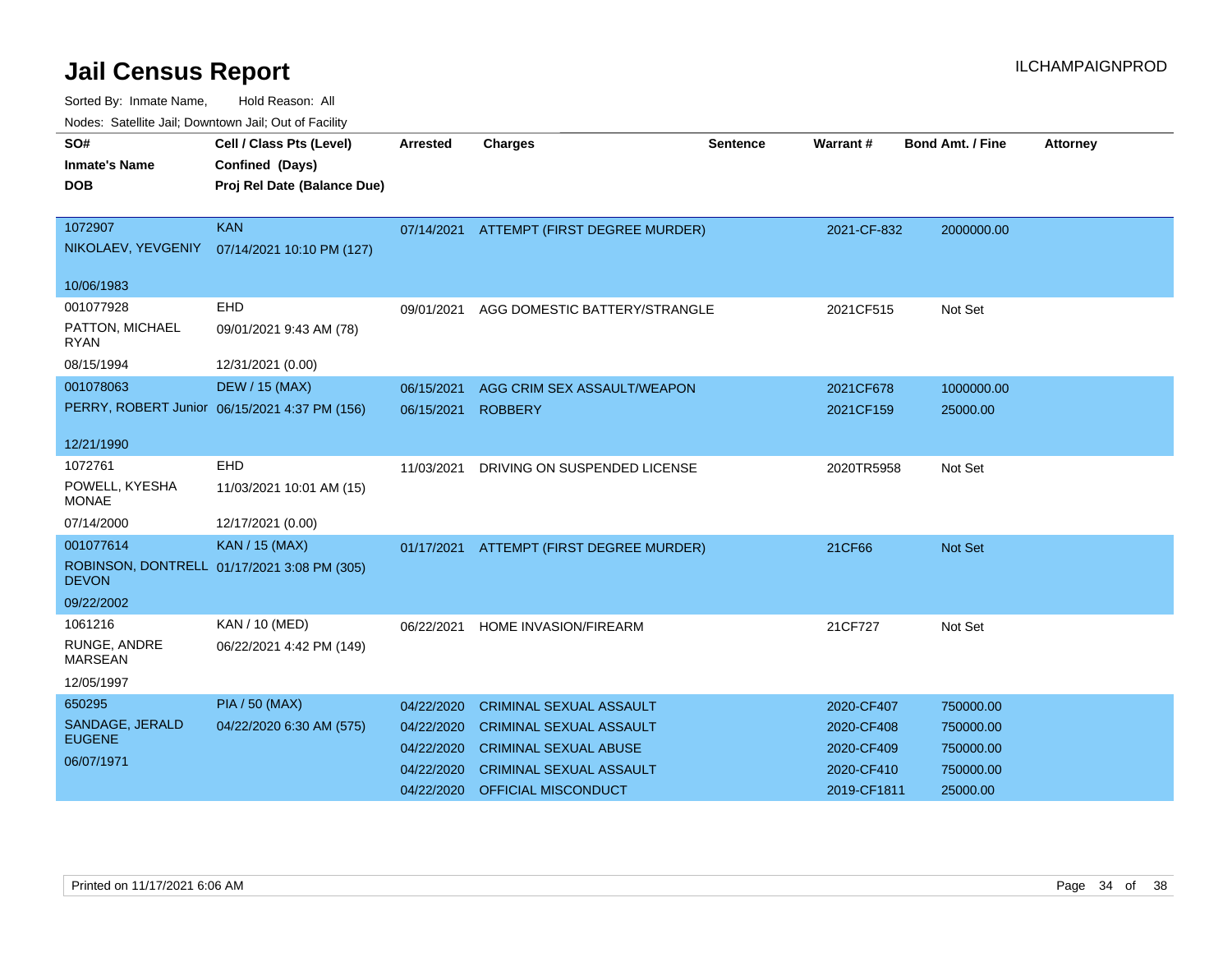# Jail Census Report

ILCHAMPAIGNPROD

Sorted By: Inmate Name, Hold Reason: All

Nodes: Satellite Jail; Downtown Jail; Out of Facility

| SO# / Inmate's Name / DOB | Cell / Class Pts (Level) / Confined (Days) / Proj Rel Date (Balance Due) | Arrested | Charges | Sentence | Warrant # | Bond Amt. / Fine | Attorney |
|---|---|---|---|---|---|---|---|
| 1072907 NIKOLAEV, YEVGENIY 10/06/1983 | KAN 07/14/2021 10:10 PM (127) | 07/14/2021 | ATTEMPT (FIRST DEGREE MURDER) | | 2021-CF-832 | 2000000.00 | |
| 001077928 PATTON, MICHAEL RYAN 08/15/1994 | EHD 09/01/2021 9:43 AM (78) 12/31/2021 (0.00) | 09/01/2021 | AGG DOMESTIC BATTERY/STRANGLE | | 2021CF515 | Not Set | |
| 001078063 PERRY, ROBERT Junior 12/21/1990 | DEW / 15 (MAX) 06/15/2021 4:37 PM (156) | 06/15/2021 | AGG CRIM SEX ASSAULT/WEAPON | | 2021CF678 | 1000000.00 | |
| | | 06/15/2021 | ROBBERY | | 2021CF159 | 25000.00 | |
| 1072761 POWELL, KYESHA MONAE 07/14/2000 | EHD 11/03/2021 10:01 AM (15) 12/17/2021 (0.00) | 11/03/2021 | DRIVING ON SUSPENDED LICENSE | | 2020TR5958 | Not Set | |
| 001077614 ROBINSON, DONTRELL DEVON 09/22/2002 | KAN / 15 (MAX) 01/17/2021 3:08 PM (305) | 01/17/2021 | ATTEMPT (FIRST DEGREE MURDER) | | 21CF66 | Not Set | |
| 1061216 RUNGE, ANDRE MARSEAN 12/05/1997 | KAN / 10 (MED) 06/22/2021 4:42 PM (149) | 06/22/2021 | HOME INVASION/FIREARM | | 21CF727 | Not Set | |
| 650295 SANDAGE, JERALD EUGENE 06/07/1971 | PIA / 50 (MAX) 04/22/2020 6:30 AM (575) | 04/22/2020 | CRIMINAL SEXUAL ASSAULT | | 2020-CF407 | 750000.00 | |
| | | 04/22/2020 | CRIMINAL SEXUAL ASSAULT | | 2020-CF408 | 750000.00 | |
| | | 04/22/2020 | CRIMINAL SEXUAL ABUSE | | 2020-CF409 | 750000.00 | |
| | | 04/22/2020 | CRIMINAL SEXUAL ASSAULT | | 2020-CF410 | 750000.00 | |
| | | 04/22/2020 | OFFICIAL MISCONDUCT | | 2019-CF1811 | 25000.00 | |

Printed on 11/17/2021 6:06 AM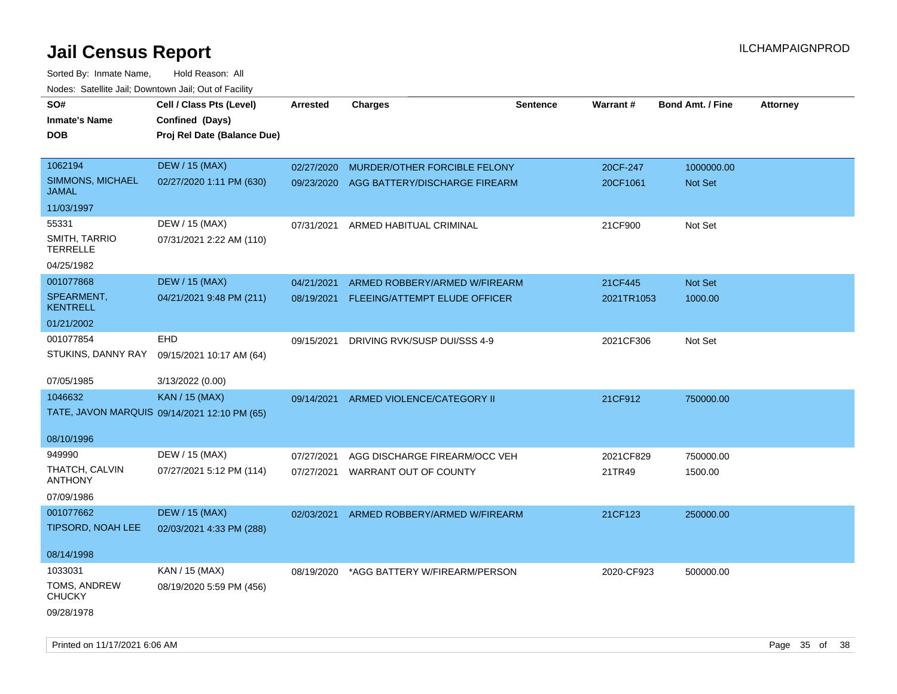# Jail Census Report

ILCHAMPAIGNPROD

Sorted By: Inmate Name, Hold Reason: All

Nodes: Satellite Jail; Downtown Jail; Out of Facility

| SO# / Inmate's Name / DOB | Cell / Class Pts (Level) / Confined (Days) / Proj Rel Date (Balance Due) | Arrested | Charges | Sentence | Warrant # | Bond Amt. / Fine | Attorney |
|---|---|---|---|---|---|---|---|
| 1062194<br>SIMMONS, MICHAEL JAMAL<br>11/03/1997 | DEW / 15 (MAX)<br>02/27/2020 1:11 PM (630) | 02/27/2020<br>09/23/2020 | MURDER/OTHER FORCIBLE FELONY<br>AGG BATTERY/DISCHARGE FIREARM | | 20CF-247<br>20CF1061 | 1000000.00<br>Not Set | |
| 55331<br>SMITH, TARRIO TERRELLE<br>04/25/1982 | DEW / 15 (MAX)<br>07/31/2021 2:22 AM (110) | 07/31/2021 | ARMED HABITUAL CRIMINAL | | 21CF900 | Not Set | |
| 001077868<br>SPEARMENT, KENTRELL<br>01/21/2002 | DEW / 15 (MAX)<br>04/21/2021 9:48 PM (211) | 04/21/2021<br>08/19/2021 | ARMED ROBBERY/ARMED W/FIREARM<br>FLEEING/ATTEMPT ELUDE OFFICER | | 21CF445<br>2021TR1053 | Not Set<br>1000.00 | |
| 001077854<br>STUKINS, DANNY RAY<br>07/05/1985 | EHD<br>09/15/2021 10:17 AM (64)<br>3/13/2022 (0.00) | 09/15/2021 | DRIVING RVK/SUSP DUI/SSS 4-9 | | 2021CF306 | Not Set | |
| 1046632<br>TATE, JAVON MARQUIS<br>08/10/1996 | KAN / 15 (MAX)<br>09/14/2021 12:10 PM (65) | 09/14/2021 | ARMED VIOLENCE/CATEGORY II | | 21CF912 | 750000.00 | |
| 949990<br>THATCH, CALVIN ANTHONY<br>07/09/1986 | DEW / 15 (MAX)<br>07/27/2021 5:12 PM (114) | 07/27/2021<br>07/27/2021 | AGG DISCHARGE FIREARM/OCC VEH<br>WARRANT OUT OF COUNTY | | 2021CF829<br>21TR49 | 750000.00<br>1500.00 | |
| 001077662<br>TIPSORD, NOAH LEE<br>08/14/1998 | DEW / 15 (MAX)<br>02/03/2021 4:33 PM (288) | 02/03/2021 | ARMED ROBBERY/ARMED W/FIREARM | | 21CF123 | 250000.00 | |
| 1033031<br>TOMS, ANDREW CHUCKY<br>09/28/1978 | KAN / 15 (MAX)<br>08/19/2020 5:59 PM (456) | 08/19/2020 | *AGG BATTERY W/FIREARM/PERSON | | 2020-CF923 | 500000.00 | |

Printed on 11/17/2021 6:06 AM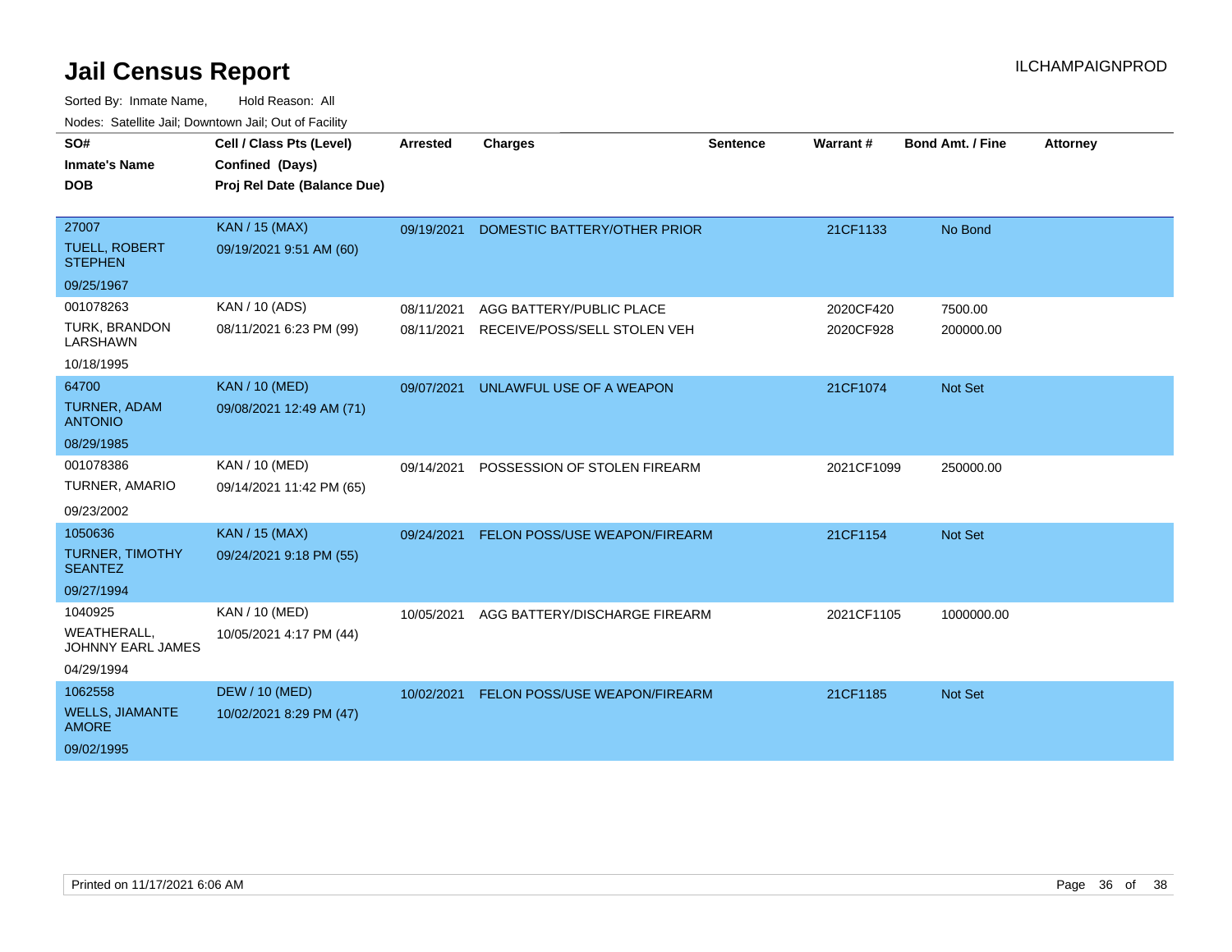# Jail Census Report

ILCHAMPAIGNPROD

Sorted By: Inmate Name, Hold Reason: All

Nodes: Satellite Jail; Downtown Jail; Out of Facility

| SO# / Inmate's Name / DOB | Cell / Class Pts (Level) / Confined (Days) / Proj Rel Date (Balance Due) | Arrested | Charges | Sentence | Warrant # | Bond Amt. / Fine | Attorney |
|---|---|---|---|---|---|---|---|
| 27007<br>TUELL, ROBERT STEPHEN<br>09/25/1967 | KAN / 15 (MAX)<br>09/19/2021 9:51 AM (60) | 09/19/2021 | DOMESTIC BATTERY/OTHER PRIOR | | 21CF1133 | No Bond | |
| 001078263<br>TURK, BRANDON LARSHAWN<br>10/18/1995 | KAN / 10 (ADS)<br>08/11/2021 6:23 PM (99) | 08/11/2021<br>08/11/2021 | AGG BATTERY/PUBLIC PLACE<br>RECEIVE/POSS/SELL STOLEN VEH | | 2020CF420<br>2020CF928 | 7500.00<br>200000.00 | |
| 64700<br>TURNER, ADAM ANTONIO<br>08/29/1985 | KAN / 10 (MED)<br>09/08/2021 12:49 AM (71) | 09/07/2021 | UNLAWFUL USE OF A WEAPON | | 21CF1074 | Not Set | |
| 001078386<br>TURNER, AMARIO<br>09/23/2002 | KAN / 10 (MED)<br>09/14/2021 11:42 PM (65) | 09/14/2021 | POSSESSION OF STOLEN FIREARM | | 2021CF1099 | 250000.00 | |
| 1050636<br>TURNER, TIMOTHY SEANTEZ<br>09/27/1994 | KAN / 15 (MAX)<br>09/24/2021 9:18 PM (55) | 09/24/2021 | FELON POSS/USE WEAPON/FIREARM | | 21CF1154 | Not Set | |
| 1040925<br>WEATHERALL, JOHNNY EARL JAMES<br>04/29/1994 | KAN / 10 (MED)<br>10/05/2021 4:17 PM (44) | 10/05/2021 | AGG BATTERY/DISCHARGE FIREARM | | 2021CF1105 | 1000000.00 | |
| 1062558<br>WELLS, JIAMANTE AMORE<br>09/02/1995 | DEW / 10 (MED)<br>10/02/2021 8:29 PM (47) | 10/02/2021 | FELON POSS/USE WEAPON/FIREARM | | 21CF1185 | Not Set | |

Printed on 11/17/2021 6:06 AM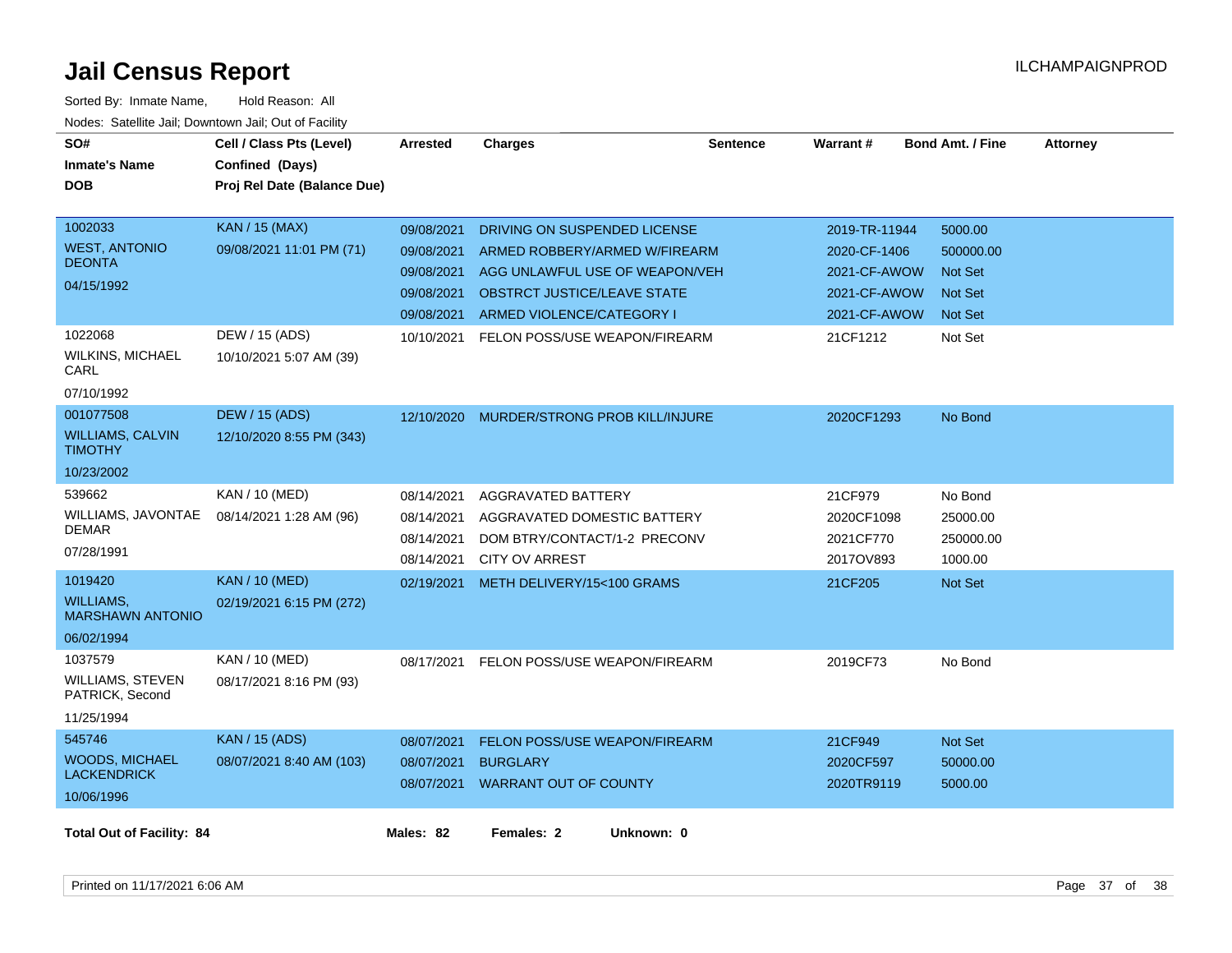# Jail Census Report

ILCHAMPAIGNPROD

Sorted By: Inmate Name, Hold Reason: All

Nodes: Satellite Jail; Downtown Jail; Out of Facility

| SO# / Inmate's Name / DOB | Cell / Class Pts (Level) / Confined (Days) / Proj Rel Date (Balance Due) | Arrested | Charges | Sentence | Warrant # | Bond Amt. / Fine | Attorney |
|---|---|---|---|---|---|---|---|
| 1002033 WEST, ANTONIO DEONTA 04/15/1992 | KAN / 15 (MAX) 09/08/2021 11:01 PM (71) | 09/08/2021 | DRIVING ON SUSPENDED LICENSE | | 2019-TR-11944 | 5000.00 | |
| | | 09/08/2021 | ARMED ROBBERY/ARMED W/FIREARM | | 2020-CF-1406 | 500000.00 | |
| | | 09/08/2021 | AGG UNLAWFUL USE OF WEAPON/VEH | | 2021-CF-AWOW | Not Set | |
| | | 09/08/2021 | OBSTRCT JUSTICE/LEAVE STATE | | 2021-CF-AWOW | Not Set | |
| | | 09/08/2021 | ARMED VIOLENCE/CATEGORY I | | 2021-CF-AWOW | Not Set | |
| 1022068 WILKINS, MICHAEL CARL 07/10/1992 | DEW / 15 (ADS) 10/10/2021 5:07 AM (39) | 10/10/2021 | FELON POSS/USE WEAPON/FIREARM | | 21CF1212 | Not Set | |
| 001077508 WILLIAMS, CALVIN TIMOTHY 10/23/2002 | DEW / 15 (ADS) 12/10/2020 8:55 PM (343) | 12/10/2020 | MURDER/STRONG PROB KILL/INJURE | | 2020CF1293 | No Bond | |
| 539662 WILLIAMS, JAVONTAE DEMAR 07/28/1991 | KAN / 10 (MED) 08/14/2021 1:28 AM (96) | 08/14/2021 | AGGRAVATED BATTERY | | 21CF979 | No Bond | |
| | | 08/14/2021 | AGGRAVATED DOMESTIC BATTERY | | 2020CF1098 | 25000.00 | |
| | | 08/14/2021 | DOM BTRY/CONTACT/1-2 PRECONV | | 2021CF770 | 250000.00 | |
| | | 08/14/2021 | CITY OV ARREST | | 2017OV893 | 1000.00 | |
| 1019420 WILLIAMS, MARSHAWN ANTONIO 06/02/1994 | KAN / 10 (MED) 02/19/2021 6:15 PM (272) | 02/19/2021 | METH DELIVERY/15<100 GRAMS | | 21CF205 | Not Set | |
| 1037579 WILLIAMS, STEVEN PATRICK, Second 11/25/1994 | KAN / 10 (MED) 08/17/2021 8:16 PM (93) | 08/17/2021 | FELON POSS/USE WEAPON/FIREARM | | 2019CF73 | No Bond | |
| 545746 WOODS, MICHAEL LACKENDRICK 10/06/1996 | KAN / 15 (ADS) 08/07/2021 8:40 AM (103) | 08/07/2021 | FELON POSS/USE WEAPON/FIREARM | | 21CF949 | Not Set | |
| | | 08/07/2021 | BURGLARY | | 2020CF597 | 50000.00 | |
| | | 08/07/2021 | WARRANT OUT OF COUNTY | | 2020TR9119 | 5000.00 | |

**Total Out of Facility: 84** **Males: 82** **Females: 2** **Unknown: 0**

Printed on 11/17/2021 6:06 AM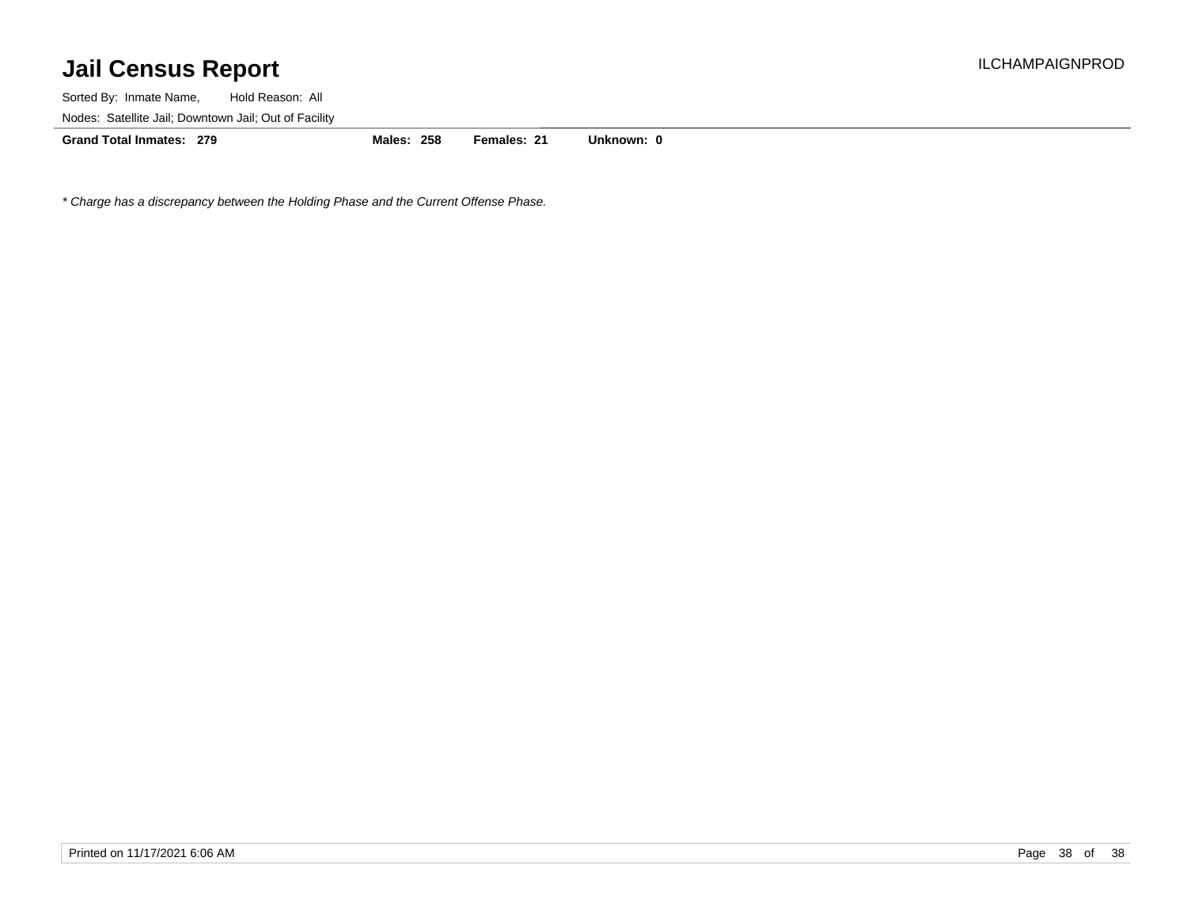# Jail Census Report

ILCHAMPAIGNPROD

Sorted By: Inmate Name, Hold Reason: All

Nodes: Satellite Jail; Downtown Jail; Out of Facility

**Grand Total Inmates: 279** **Males: 258** **Females: 21** **Unknown: 0**

*\* Charge has a discrepancy between the Holding Phase and the Current Offense Phase.*

Printed on 11/17/2021 6:06 AM